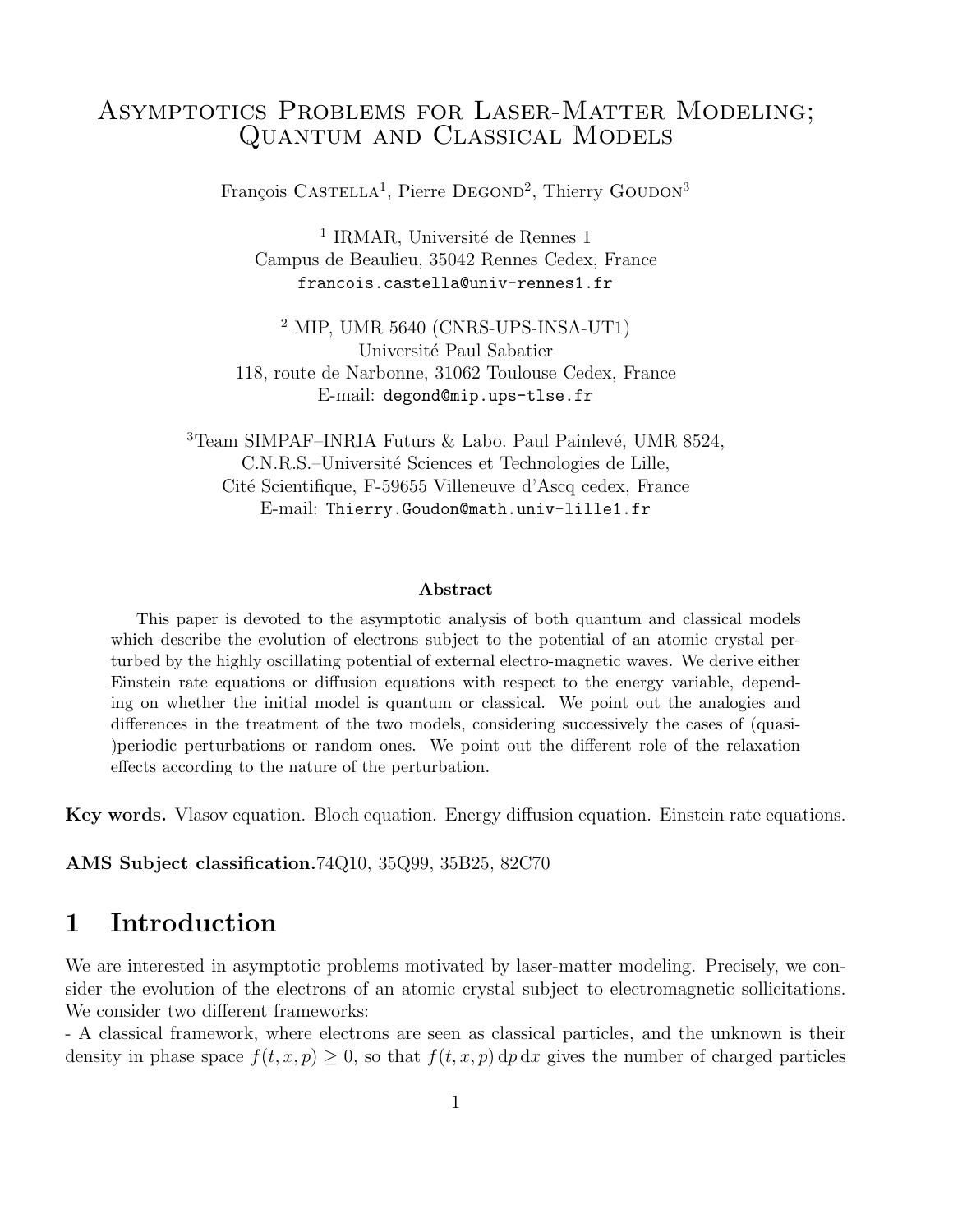# Asymptotics Problems for Laser-Matter Modeling; Quantum and Classical Models

François Castella[1], Pierre Degond[2], Thierry Goudon[3]

[1] IRMAR, Université de Rennes 1
Campus de Beaulieu, 35042 Rennes Cedex, France
francois.castella@univ-rennes1.fr

[2] MIP, UMR 5640 (CNRS-UPS-INSA-UT1)
Université Paul Sabatier
118, route de Narbonne, 31062 Toulouse Cedex, France
E-mail: degond@mip.ups-tlse.fr

[3]Team SIMPAF–INRIA Futurs & Labo. Paul Painlevé, UMR 8524,
C.N.R.S.–Université Sciences et Technologies de Lille,
Cité Scientifique, F-59655 Villeneuve d'Ascq cedex, France
E-mail: Thierry.Goudon@math.univ-lille1.fr

**Abstract**

This paper is devoted to the asymptotic analysis of both quantum and classical models which describe the evolution of electrons subject to the potential of an atomic crystal perturbed by the highly oscillating potential of external electro-magnetic waves. We derive either Einstein rate equations or diffusion equations with respect to the energy variable, depending on whether the initial model is quantum or classical. We point out the analogies and differences in the treatment of the two models, considering successively the cases of (quasi-)periodic perturbations or random ones. We point out the different role of the relaxation effects according to the nature of the perturbation.

**Key words.** Vlasov equation. Bloch equation. Energy diffusion equation. Einstein rate equations.

**AMS Subject classification.** 74Q10, 35Q99, 35B25, 82C70

## 1 Introduction

We are interested in asymptotic problems motivated by laser-matter modeling. Precisely, we consider the evolution of the electrons of an atomic crystal subject to electromagnetic sollicitations. We consider two different frameworks:

- A classical framework, where electrons are seen as classical particles, and the unknown is their density in phase space $f(t, x, p) \geq 0$, so that $f(t, x, p)\, \mathrm{d}p\, \mathrm{d}x$ gives the number of charged particles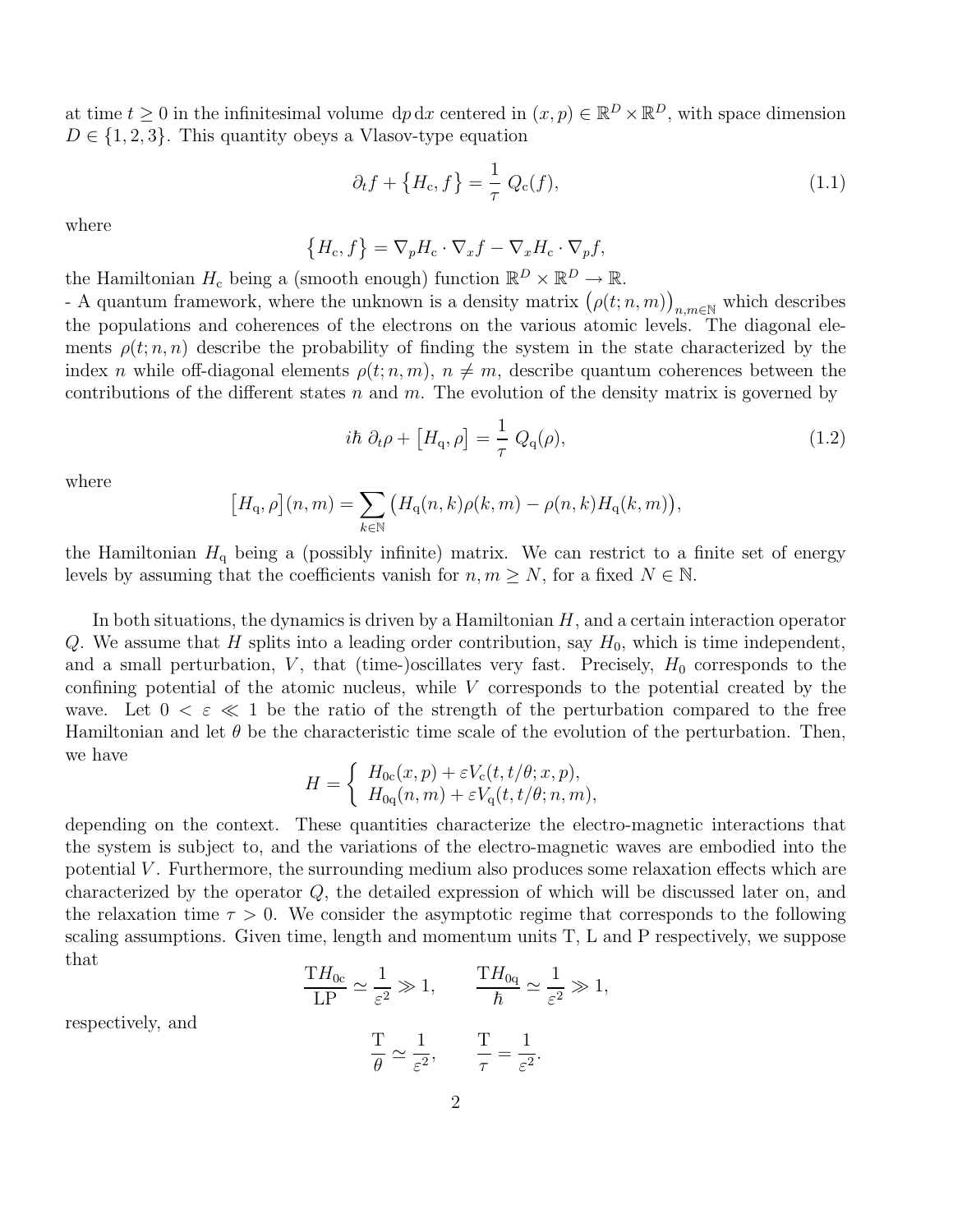at time $t \geq 0$ in the infinitesimal volume $\mathrm{d}p\,\mathrm{d}x$ centered in $(x,p) \in \mathbb{R}^D \times \mathbb{R}^D$, with space dimension $D \in \{1,2,3\}$. This quantity obeys a Vlasov-type equation

$$\partial_t f + \{H_{\mathrm{c}}, f\} = \frac{1}{\tau}\, Q_{\mathrm{c}}(f), \tag{1.1}$$

where

$$\{H_{\mathrm{c}}, f\} = \nabla_p H_{\mathrm{c}} \cdot \nabla_x f - \nabla_x H_{\mathrm{c}} \cdot \nabla_p f,$$

the Hamiltonian $H_{\mathrm{c}}$ being a (smooth enough) function $\mathbb{R}^D \times \mathbb{R}^D \to \mathbb{R}$.

- A quantum framework, where the unknown is a density matrix $\big(\rho(t;n,m)\big)_{n,m\in\mathbb{N}}$ which describes the populations and coherences of the electrons on the various atomic levels. The diagonal elements $\rho(t;n,n)$ describe the probability of finding the system in the state characterized by the index $n$ while off-diagonal elements $\rho(t;n,m)$, $n \neq m$, describe quantum coherences between the contributions of the different states $n$ and $m$. The evolution of the density matrix is governed by

$$i\hbar\, \partial_t \rho + [H_{\mathrm{q}}, \rho] = \frac{1}{\tau}\, Q_{\mathrm{q}}(\rho), \tag{1.2}$$

where

$$[H_{\mathrm{q}}, \rho](n,m) = \sum_{k\in\mathbb{N}} \big(H_{\mathrm{q}}(n,k)\rho(k,m) - \rho(n,k)H_{\mathrm{q}}(k,m)\big),$$

the Hamiltonian $H_{\mathrm{q}}$ being a (possibly infinite) matrix. We can restrict to a finite set of energy levels by assuming that the coefficients vanish for $n, m \geq N$, for a fixed $N \in \mathbb{N}$.

In both situations, the dynamics is driven by a Hamiltonian $H$, and a certain interaction operator $Q$. We assume that $H$ splits into a leading order contribution, say $H_0$, which is time independent, and a small perturbation, $V$, that (time-)oscillates very fast. Precisely, $H_0$ corresponds to the confining potential of the atomic nucleus, while $V$ corresponds to the potential created by the wave. Let $0 < \varepsilon \ll 1$ be the ratio of the strength of the perturbation compared to the free Hamiltonian and let $\theta$ be the characteristic time scale of the evolution of the perturbation. Then, we have

$$H = \begin{cases} H_{0\mathrm{c}}(x,p) + \varepsilon V_{\mathrm{c}}(t, t/\theta; x, p), \\ H_{0\mathrm{q}}(n,m) + \varepsilon V_{\mathrm{q}}(t, t/\theta; n, m), \end{cases}$$

depending on the context. These quantities characterize the electro-magnetic interactions that the system is subject to, and the variations of the electro-magnetic waves are embodied into the potential $V$. Furthermore, the surrounding medium also produces some relaxation effects which are characterized by the operator $Q$, the detailed expression of which will be discussed later on, and the relaxation time $\tau > 0$. We consider the asymptotic regime that corresponds to the following scaling assumptions. Given time, length and momentum units T, L and P respectively, we suppose that

$$\frac{\mathrm{T}H_{0\mathrm{c}}}{\mathrm{LP}} \simeq \frac{1}{\varepsilon^2} \gg 1, \qquad \frac{\mathrm{T}H_{0\mathrm{q}}}{\hbar} \simeq \frac{1}{\varepsilon^2} \gg 1,$$

respectively, and

$$\frac{\mathrm{T}}{\theta} \simeq \frac{1}{\varepsilon^2}, \qquad \frac{\mathrm{T}}{\tau} = \frac{1}{\varepsilon^2}.$$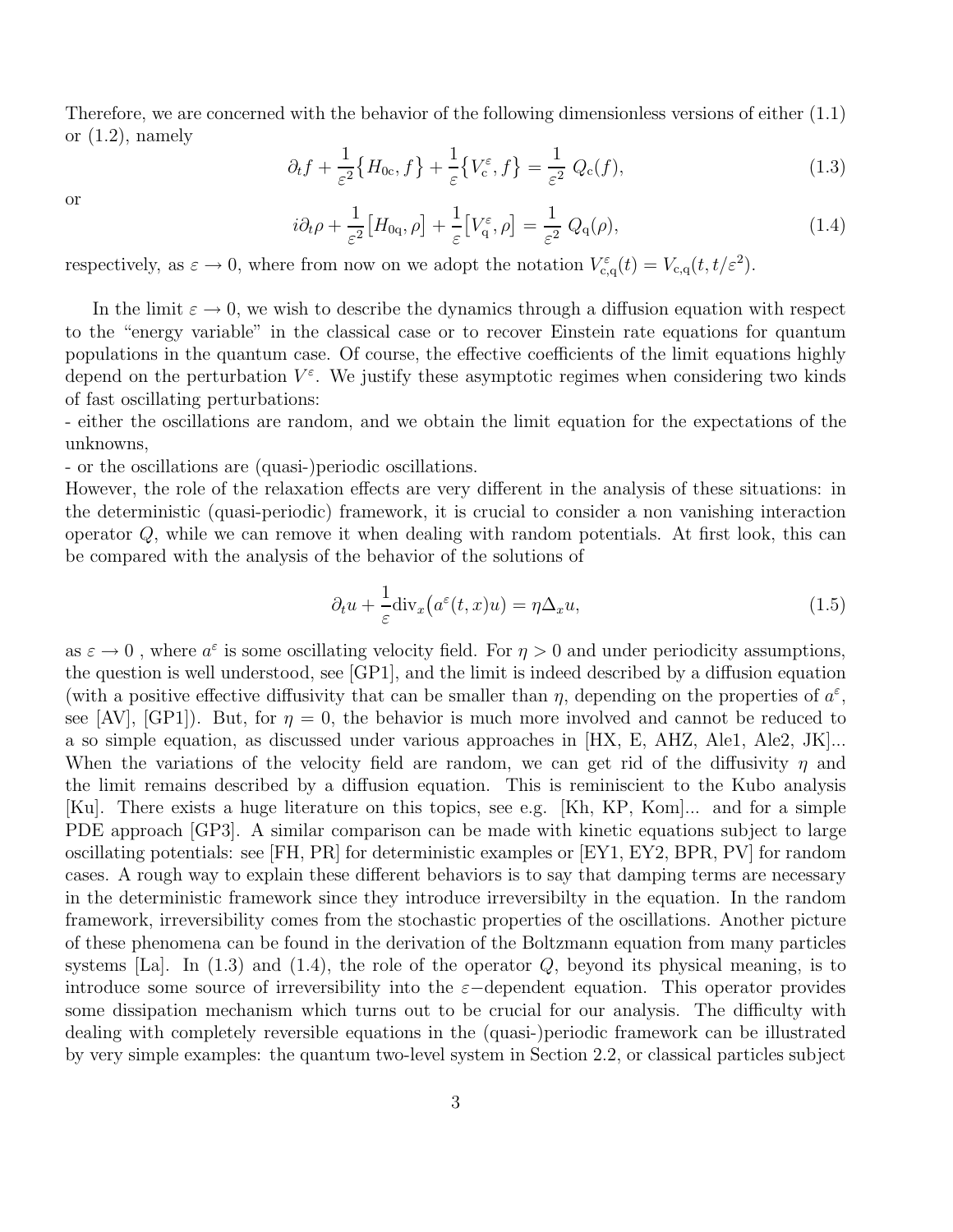Therefore, we are concerned with the behavior of the following dimensionless versions of either (1.1) or (1.2), namely

$$\partial_t f + \frac{1}{\varepsilon^2}\big\{H_{0\mathrm{c}}, f\big\} + \frac{1}{\varepsilon}\big\{V_{\mathrm{c}}^{\varepsilon}, f\big\} = \frac{1}{\varepsilon^2}\; Q_{\mathrm{c}}(f), \tag{1.3}$$

or

$$i\partial_t \rho + \frac{1}{\varepsilon^2}\big[H_{0\mathrm{q}}, \rho\big] + \frac{1}{\varepsilon}\big[V_{\mathrm{q}}^{\varepsilon}, \rho\big] = \frac{1}{\varepsilon^2}\; Q_{\mathrm{q}}(\rho), \tag{1.4}$$

respectively, as $\varepsilon \to 0$, where from now on we adopt the notation $V_{\mathrm{c,q}}^{\varepsilon}(t) = V_{\mathrm{c,q}}(t, t/\varepsilon^2)$.

In the limit $\varepsilon \to 0$, we wish to describe the dynamics through a diffusion equation with respect to the "energy variable" in the classical case or to recover Einstein rate equations for quantum populations in the quantum case. Of course, the effective coefficients of the limit equations highly depend on the perturbation $V^{\varepsilon}$. We justify these asymptotic regimes when considering two kinds of fast oscillating perturbations:

- either the oscillations are random, and we obtain the limit equation for the expectations of the unknowns,
- or the oscillations are (quasi-)periodic oscillations.

However, the role of the relaxation effects are very different in the analysis of these situations: in the deterministic (quasi-periodic) framework, it is crucial to consider a non vanishing interaction operator $Q$, while we can remove it when dealing with random potentials. At first look, this can be compared with the analysis of the behavior of the solutions of

$$\partial_t u + \frac{1}{\varepsilon}\mathrm{div}_x\big(a^{\varepsilon}(t,x)u\big) = \eta\Delta_x u, \tag{1.5}$$

as $\varepsilon \to 0$ , where $a^{\varepsilon}$ is some oscillating velocity field. For $\eta > 0$ and under periodicity assumptions, the question is well understood, see [GP1], and the limit is indeed described by a diffusion equation (with a positive effective diffusivity that can be smaller than $\eta$, depending on the properties of $a^{\varepsilon}$, see [AV], [GP1]). But, for $\eta = 0$, the behavior is much more involved and cannot be reduced to a so simple equation, as discussed under various approaches in [HX, E, AHZ, Ale1, Ale2, JK]... When the variations of the velocity field are random, we can get rid of the diffusivity $\eta$ and the limit remains described by a diffusion equation. This is reminiscient to the Kubo analysis [Ku]. There exists a huge literature on this topics, see e.g. [Kh, KP, Kom]... and for a simple PDE approach [GP3]. A similar comparison can be made with kinetic equations subject to large oscillating potentials: see [FH, PR] for deterministic examples or [EY1, EY2, BPR, PV] for random cases. A rough way to explain these different behaviors is to say that damping terms are necessary in the deterministic framework since they introduce irreversibilty in the equation. In the random framework, irreversibility comes from the stochastic properties of the oscillations. Another picture of these phenomena can be found in the derivation of the Boltzmann equation from many particles systems [La]. In (1.3) and (1.4), the role of the operator $Q$, beyond its physical meaning, is to introduce some source of irreversibility into the $\varepsilon-$dependent equation. This operator provides some dissipation mechanism which turns out to be crucial for our analysis. The difficulty with dealing with completely reversible equations in the (quasi-)periodic framework can be illustrated by very simple examples: the quantum two-level system in Section 2.2, or classical particles subject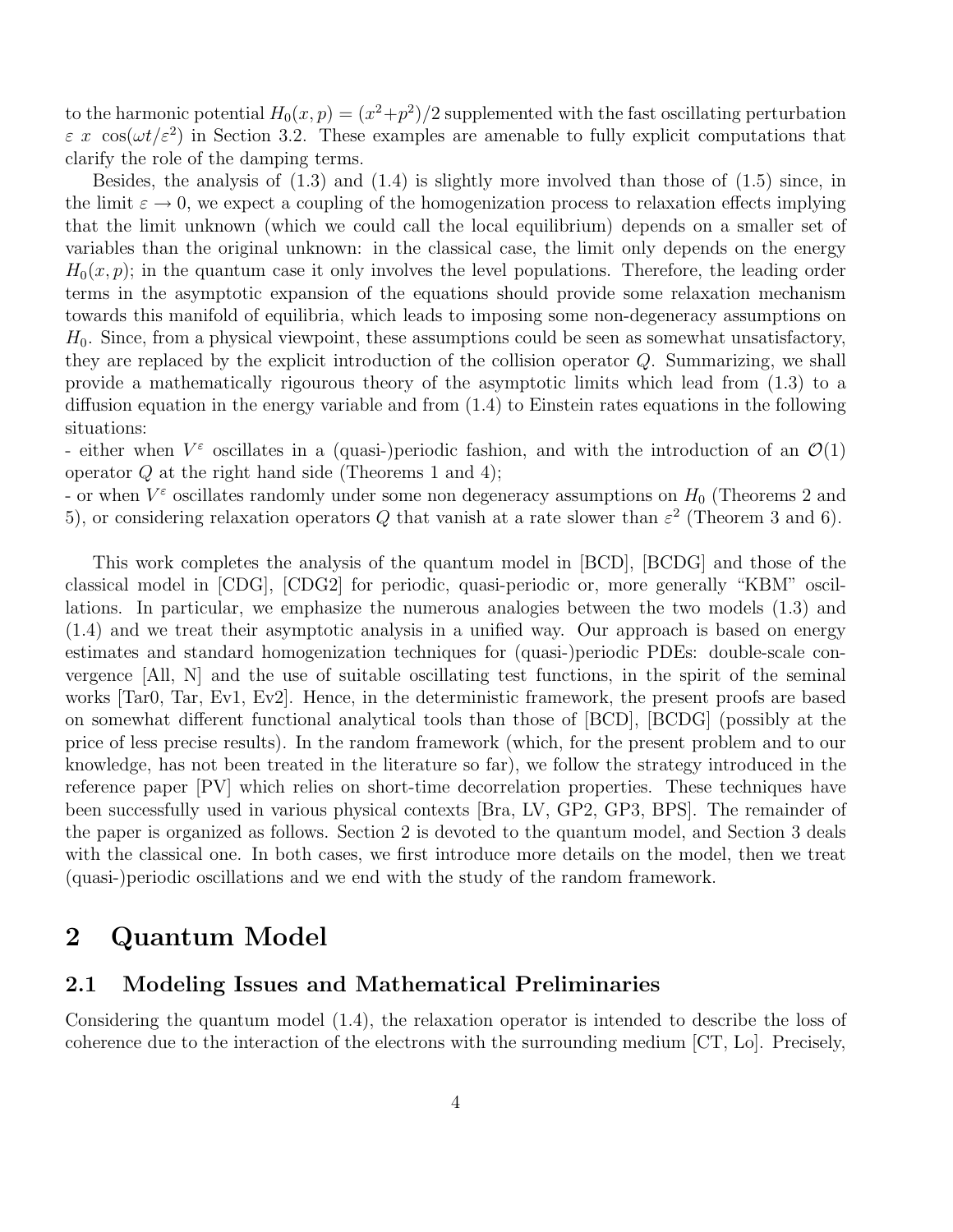to the harmonic potential $H_0(x,p) = (x^2+p^2)/2$ supplemented with the fast oscillating perturbation $\varepsilon\ x\ \cos(\omega t/\varepsilon^2)$ in Section 3.2. These examples are amenable to fully explicit computations that clarify the role of the damping terms.

Besides, the analysis of (1.3) and (1.4) is slightly more involved than those of (1.5) since, in the limit $\varepsilon \to 0$, we expect a coupling of the homogenization process to relaxation effects implying that the limit unknown (which we could call the local equilibrium) depends on a smaller set of variables than the original unknown: in the classical case, the limit only depends on the energy $H_0(x,p)$; in the quantum case it only involves the level populations. Therefore, the leading order terms in the asymptotic expansion of the equations should provide some relaxation mechanism towards this manifold of equilibria, which leads to imposing some non-degeneracy assumptions on $H_0$. Since, from a physical viewpoint, these assumptions could be seen as somewhat unsatisfactory, they are replaced by the explicit introduction of the collision operator $Q$. Summarizing, we shall provide a mathematically rigourous theory of the asymptotic limits which lead from (1.3) to a diffusion equation in the energy variable and from (1.4) to Einstein rates equations in the following situations:
- either when $V^\varepsilon$ oscillates in a (quasi-)periodic fashion, and with the introduction of an $\mathcal{O}(1)$ operator $Q$ at the right hand side (Theorems 1 and 4);
- or when $V^\varepsilon$ oscillates randomly under some non degeneracy assumptions on $H_0$ (Theorems 2 and 5), or considering relaxation operators $Q$ that vanish at a rate slower than $\varepsilon^2$ (Theorem 3 and 6).

This work completes the analysis of the quantum model in [BCD], [BCDG] and those of the classical model in [CDG], [CDG2] for periodic, quasi-periodic or, more generally "KBM" oscillations. In particular, we emphasize the numerous analogies between the two models (1.3) and (1.4) and we treat their asymptotic analysis in a unified way. Our approach is based on energy estimates and standard homogenization techniques for (quasi-)periodic PDEs: double-scale convergence [All, N] and the use of suitable oscillating test functions, in the spirit of the seminal works [Tar0, Tar, Ev1, Ev2]. Hence, in the deterministic framework, the present proofs are based on somewhat different functional analytical tools than those of [BCD], [BCDG] (possibly at the price of less precise results). In the random framework (which, for the present problem and to our knowledge, has not been treated in the literature so far), we follow the strategy introduced in the reference paper [PV] which relies on short-time decorrelation properties. These techniques have been successfully used in various physical contexts [Bra, LV, GP2, GP3, BPS]. The remainder of the paper is organized as follows. Section 2 is devoted to the quantum model, and Section 3 deals with the classical one. In both cases, we first introduce more details on the model, then we treat (quasi-)periodic oscillations and we end with the study of the random framework.

# 2 Quantum Model

## 2.1 Modeling Issues and Mathematical Preliminaries

Considering the quantum model (1.4), the relaxation operator is intended to describe the loss of coherence due to the interaction of the electrons with the surrounding medium [CT, Lo]. Precisely,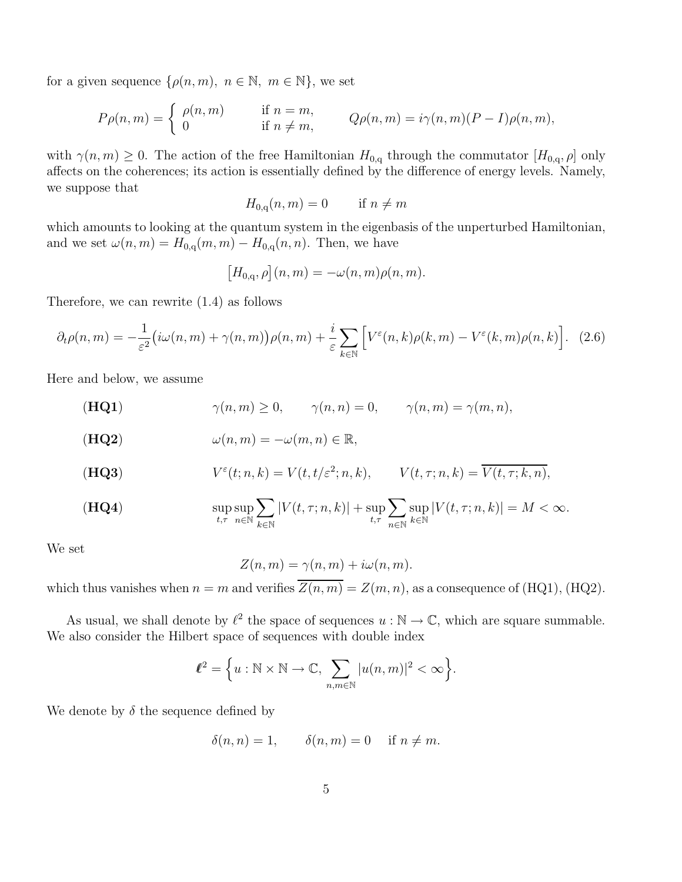for a given sequence $\{\rho(n,m),\ n \in \mathbb{N},\ m \in \mathbb{N}\}$, we set

$$P\rho(n,m) = \begin{cases} \rho(n,m) & \text{if } n = m, \\ 0 & \text{if } n \neq m, \end{cases} \qquad Q\rho(n,m) = i\gamma(n,m)(P - I)\rho(n,m),$$

with $\gamma(n,m) \geq 0$. The action of the free Hamiltonian $H_{0,\mathrm{q}}$ through the commutator $[H_{0,\mathrm{q}}, \rho]$ only affects on the coherences; its action is essentially defined by the difference of energy levels. Namely, we suppose that

$$H_{0,\mathrm{q}}(n,m) = 0 \qquad \text{if } n \neq m$$

which amounts to looking at the quantum system in the eigenbasis of the unperturbed Hamiltonian, and we set $\omega(n,m) = H_{0,\mathrm{q}}(m,m) - H_{0,\mathrm{q}}(n,n)$. Then, we have

$$\left[H_{0,\mathrm{q}}, \rho\right](n,m) = -\omega(n,m)\rho(n,m).$$

Therefore, we can rewrite (1.4) as follows

$$\partial_t \rho(n,m) = -\frac{1}{\varepsilon^2}\big(i\omega(n,m) + \gamma(n,m)\big)\rho(n,m) + \frac{i}{\varepsilon}\sum_{k\in\mathbb{N}}\Big[V^\varepsilon(n,k)\rho(k,m) - V^\varepsilon(k,m)\rho(n,k)\Big]. \quad (2.6)$$

Here and below, we assume

**(HQ1)** $\qquad \gamma(n,m) \geq 0, \qquad \gamma(n,n) = 0, \qquad \gamma(n,m) = \gamma(m,n),$

**(HQ2)** $\qquad \omega(n,m) = -\omega(m,n) \in \mathbb{R},$

**(HQ3)** $\qquad V^\varepsilon(t;n,k) = V(t, t/\varepsilon^2; n,k), \qquad V(t,\tau;n,k) = \overline{V(t,\tau;k,n)},$

**(HQ4)** $\qquad \sup_{t,\tau}\sup_{n\in\mathbb{N}}\sum_{k\in\mathbb{N}}|V(t,\tau;n,k)| + \sup_{t,\tau}\sum_{n\in\mathbb{N}}\sup_{k\in\mathbb{N}}|V(t,\tau;n,k)| = M < \infty.$

We set

$$Z(n,m) = \gamma(n,m) + i\omega(n,m).$$

which thus vanishes when $n = m$ and verifies $\overline{Z(n,m)} = Z(m,n)$, as a consequence of (HQ1), (HQ2).

As usual, we shall denote by $\ell^2$ the space of sequences $u : \mathbb{N} \to \mathbb{C}$, which are square summable. We also consider the Hilbert space of sequences with double index

$$\boldsymbol{\ell}^2 = \Big\{u : \mathbb{N}\times\mathbb{N} \to \mathbb{C},\ \sum_{n,m\in\mathbb{N}}|u(n,m)|^2 < \infty\Big\}.$$

We denote by $\delta$ the sequence defined by

$$\delta(n,n) = 1, \qquad \delta(n,m) = 0 \quad \text{if } n \neq m.$$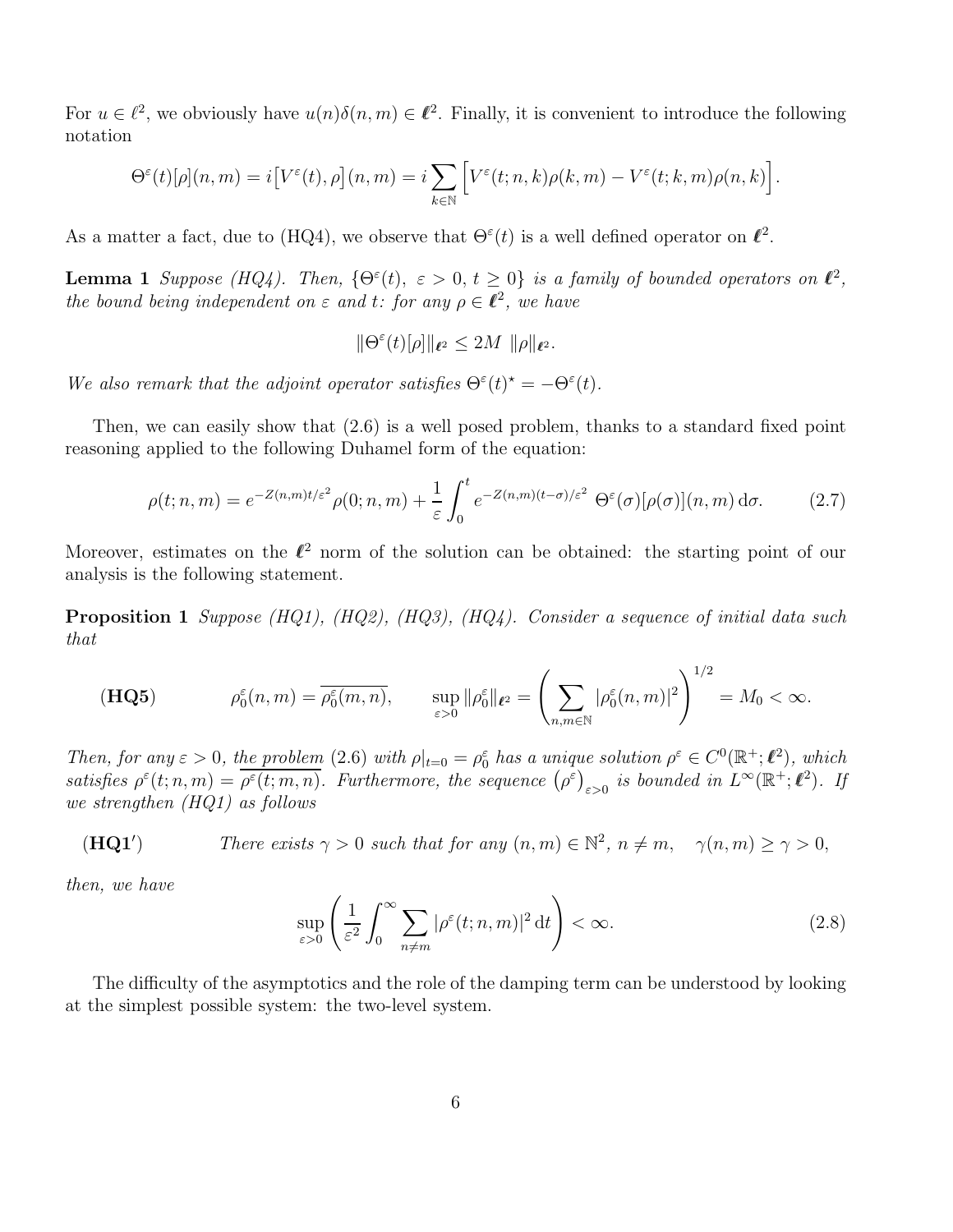For $u \in \ell^2$, we obviously have $u(n)\delta(n,m) \in \boldsymbol{\ell}^2$. Finally, it is convenient to introduce the following notation

$$\Theta^\varepsilon(t)[\rho](n,m) = i\big[V^\varepsilon(t), \rho\big](n,m) = i\sum_{k\in\mathbb{N}} \Big[V^\varepsilon(t;n,k)\rho(k,m) - V^\varepsilon(t;k,m)\rho(n,k)\Big].$$

As a matter a fact, due to (HQ4), we observe that $\Theta^\varepsilon(t)$ is a well defined operator on $\boldsymbol{\ell}^2$.

**Lemma 1** *Suppose (HQ4). Then, $\{\Theta^\varepsilon(t),\ \varepsilon > 0,\ t \geq 0\}$ is a family of bounded operators on $\boldsymbol{\ell}^2$, the bound being independent on $\varepsilon$ and $t$: for any $\rho \in \boldsymbol{\ell}^2$, we have*

$$\|\Theta^\varepsilon(t)[\rho]\|_{\boldsymbol{\ell}^2} \leq 2M\ \|\rho\|_{\boldsymbol{\ell}^2}.$$

*We also remark that the adjoint operator satisfies $\Theta^\varepsilon(t)^\star = -\Theta^\varepsilon(t)$.*

Then, we can easily show that (2.6) is a well posed problem, thanks to a standard fixed point reasoning applied to the following Duhamel form of the equation:

$$\rho(t;n,m) = e^{-Z(n,m)t/\varepsilon^2}\rho(0;n,m) + \frac{1}{\varepsilon}\int_0^t e^{-Z(n,m)(t-\sigma)/\varepsilon^2}\ \Theta^\varepsilon(\sigma)[\rho(\sigma)](n,m)\,\mathrm{d}\sigma. \tag{2.7}$$

Moreover, estimates on the $\boldsymbol{\ell}^2$ norm of the solution can be obtained: the starting point of our analysis is the following statement.

**Proposition 1** *Suppose (HQ1), (HQ2), (HQ3), (HQ4). Consider a sequence of initial data such that*

$$(\mathbf{HQ5}) \qquad \rho_0^\varepsilon(n,m) = \overline{\rho_0^\varepsilon(m,n)}, \qquad \sup_{\varepsilon>0}\|\rho_0^\varepsilon\|_{\boldsymbol{\ell}^2} = \left(\sum_{n,m\in\mathbb{N}} |\rho_0^\varepsilon(n,m)|^2\right)^{1/2} = M_0 < \infty.$$

*Then, for any $\varepsilon > 0$, the problem (2.6) with $\rho|_{t=0} = \rho_0^\varepsilon$ has a unique solution $\rho^\varepsilon \in C^0(\mathbb{R}^+;\boldsymbol{\ell}^2)$, which satisfies $\rho^\varepsilon(t;n,m) = \overline{\rho^\varepsilon(t;m,n)}$. Furthermore, the sequence $\big(\rho^\varepsilon\big)_{\varepsilon>0}$ is bounded in $L^\infty(\mathbb{R}^+;\boldsymbol{\ell}^2)$. If we strengthen (HQ1) as follows*

$(\mathbf{HQ1'})$ *There exists $\gamma > 0$ such that for any $(n,m) \in \mathbb{N}^2$, $n \neq m$, $\gamma(n,m) \geq \gamma > 0$,*

*then, we have*

$$\sup_{\varepsilon>0}\left(\frac{1}{\varepsilon^2}\int_0^\infty \sum_{n\neq m} |\rho^\varepsilon(t;n,m)|^2\,\mathrm{d}t\right) < \infty. \tag{2.8}$$

The difficulty of the asymptotics and the role of the damping term can be understood by looking at the simplest possible system: the two-level system.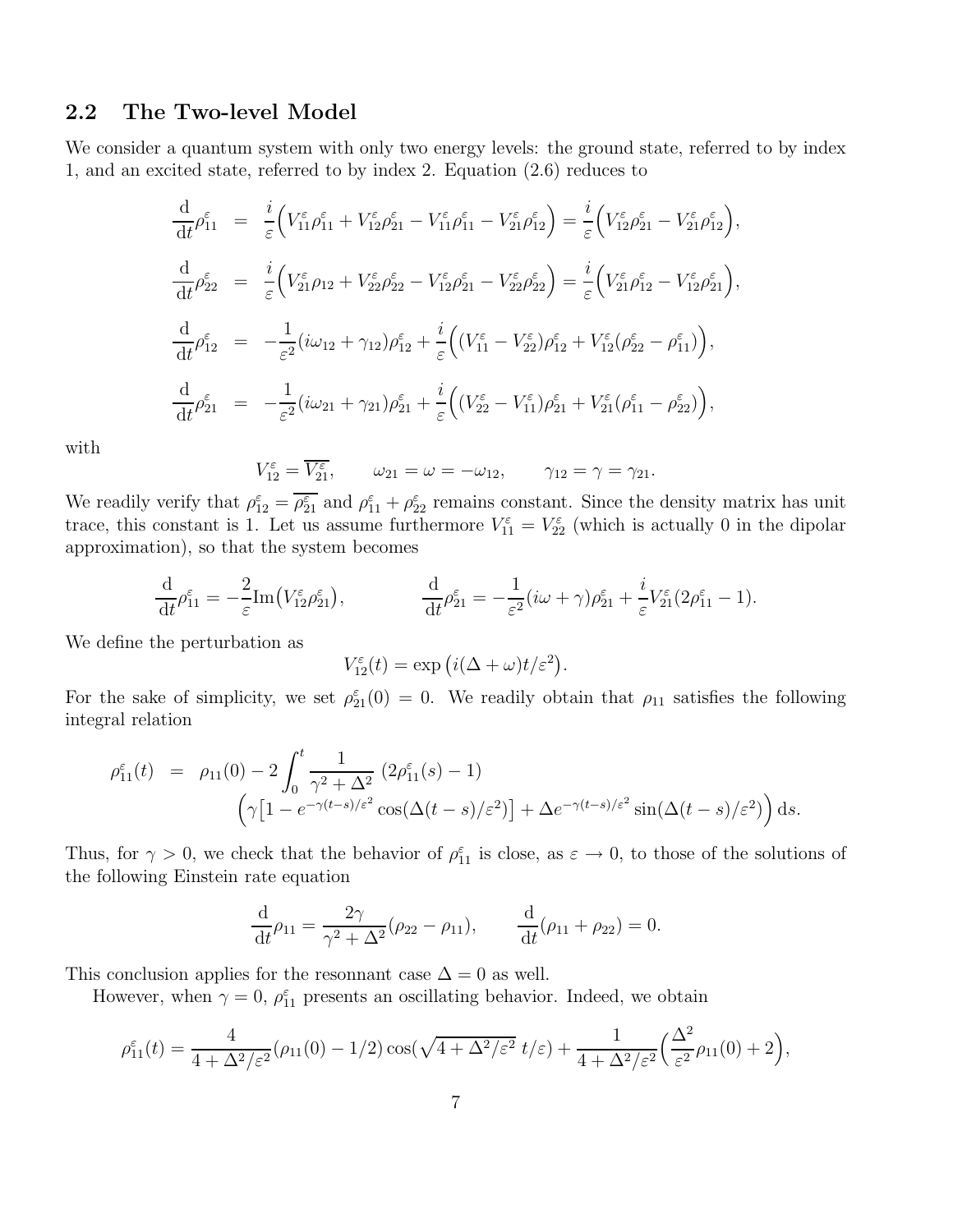## 2.2 The Two-level Model

We consider a quantum system with only two energy levels: the ground state, referred to by index 1, and an excited state, referred to by index 2. Equation (2.6) reduces to

$$
\begin{aligned}
\frac{\mathrm{d}}{\mathrm{d}t}\rho^\varepsilon_{11} &= \frac{i}{\varepsilon}\Big(V^\varepsilon_{11}\rho^\varepsilon_{11} + V^\varepsilon_{12}\rho^\varepsilon_{21} - V^\varepsilon_{11}\rho^\varepsilon_{11} - V^\varepsilon_{21}\rho^\varepsilon_{12}\Big) = \frac{i}{\varepsilon}\Big(V^\varepsilon_{12}\rho^\varepsilon_{21} - V^\varepsilon_{21}\rho^\varepsilon_{12}\Big),\\
\frac{\mathrm{d}}{\mathrm{d}t}\rho^\varepsilon_{22} &= \frac{i}{\varepsilon}\Big(V^\varepsilon_{21}\rho_{12} + V^\varepsilon_{22}\rho^\varepsilon_{22} - V^\varepsilon_{12}\rho^\varepsilon_{21} - V^\varepsilon_{22}\rho^\varepsilon_{22}\Big) = \frac{i}{\varepsilon}\Big(V^\varepsilon_{21}\rho^\varepsilon_{12} - V^\varepsilon_{12}\rho^\varepsilon_{21}\Big),\\
\frac{\mathrm{d}}{\mathrm{d}t}\rho^\varepsilon_{12} &= -\frac{1}{\varepsilon^2}(i\omega_{12} + \gamma_{12})\rho^\varepsilon_{12} + \frac{i}{\varepsilon}\Big((V^\varepsilon_{11} - V^\varepsilon_{22})\rho^\varepsilon_{12} + V^\varepsilon_{12}(\rho^\varepsilon_{22} - \rho^\varepsilon_{11})\Big),\\
\frac{\mathrm{d}}{\mathrm{d}t}\rho^\varepsilon_{21} &= -\frac{1}{\varepsilon^2}(i\omega_{21} + \gamma_{21})\rho^\varepsilon_{21} + \frac{i}{\varepsilon}\Big((V^\varepsilon_{22} - V^\varepsilon_{11})\rho^\varepsilon_{21} + V^\varepsilon_{21}(\rho^\varepsilon_{11} - \rho^\varepsilon_{22})\Big),
\end{aligned}
$$

with

$$
V^\varepsilon_{12} = \overline{V^\varepsilon_{21}}, \qquad \omega_{21} = \omega = -\omega_{12}, \qquad \gamma_{12} = \gamma = \gamma_{21}.
$$

We readily verify that $\rho^\varepsilon_{12} = \overline{\rho^\varepsilon_{21}}$ and $\rho^\varepsilon_{11} + \rho^\varepsilon_{22}$ remains constant. Since the density matrix has unit trace, this constant is 1. Let us assume furthermore $V^\varepsilon_{11} = V^\varepsilon_{22}$ (which is actually 0 in the dipolar approximation), so that the system becomes

$$
\frac{\mathrm{d}}{\mathrm{d}t}\rho^\varepsilon_{11} = -\frac{2}{\varepsilon}\mathrm{Im}\big(V^\varepsilon_{12}\rho^\varepsilon_{21}\big), \qquad \frac{\mathrm{d}}{\mathrm{d}t}\rho^\varepsilon_{21} = -\frac{1}{\varepsilon^2}(i\omega + \gamma)\rho^\varepsilon_{21} + \frac{i}{\varepsilon}V^\varepsilon_{21}(2\rho^\varepsilon_{11} - 1).
$$

We define the perturbation as

$$
V^\varepsilon_{12}(t) = \exp\big(i(\Delta + \omega)t/\varepsilon^2\big).
$$

For the sake of simplicity, we set $\rho^\varepsilon_{21}(0) = 0$. We readily obtain that $\rho_{11}$ satisfies the following integral relation

$$
\begin{aligned}
\rho^\varepsilon_{11}(t) &= \rho_{11}(0) - 2\int_0^t \frac{1}{\gamma^2 + \Delta^2}\,(2\rho^\varepsilon_{11}(s) - 1)\\
&\qquad \Big(\gamma\big[1 - e^{-\gamma(t-s)/\varepsilon^2}\cos(\Delta(t-s)/\varepsilon^2)\big] + \Delta e^{-\gamma(t-s)/\varepsilon^2}\sin(\Delta(t-s)/\varepsilon^2)\Big)\,\mathrm{d}s.
\end{aligned}
$$

Thus, for $\gamma > 0$, we check that the behavior of $\rho^\varepsilon_{11}$ is close, as $\varepsilon \to 0$, to those of the solutions of the following Einstein rate equation

$$
\frac{\mathrm{d}}{\mathrm{d}t}\rho_{11} = \frac{2\gamma}{\gamma^2 + \Delta^2}(\rho_{22} - \rho_{11}), \qquad \frac{\mathrm{d}}{\mathrm{d}t}(\rho_{11} + \rho_{22}) = 0.
$$

This conclusion applies for the resonnant case $\Delta = 0$ as well.

However, when $\gamma = 0$, $\rho^\varepsilon_{11}$ presents an oscillating behavior. Indeed, we obtain

$$
\rho^\varepsilon_{11}(t) = \frac{4}{4 + \Delta^2/\varepsilon^2}(\rho_{11}(0) - 1/2)\cos(\sqrt{4 + \Delta^2/\varepsilon^2}\;t/\varepsilon) + \frac{1}{4 + \Delta^2/\varepsilon^2}\Big(\frac{\Delta^2}{\varepsilon^2}\rho_{11}(0) + 2\Big),
$$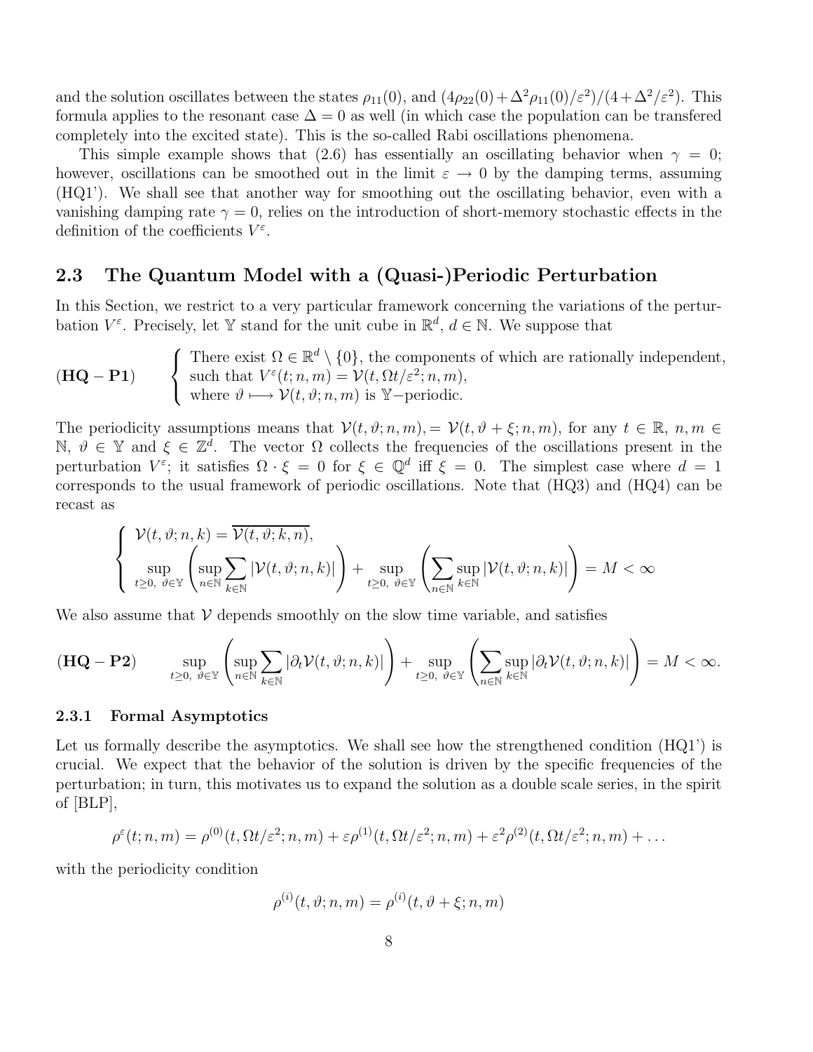and the solution oscillates between the states $\rho_{11}(0)$, and $(4\rho_{22}(0)+\Delta^2\rho_{11}(0)/\varepsilon^2)/(4+\Delta^2/\varepsilon^2)$. This formula applies to the resonant case $\Delta = 0$ as well (in which case the population can be transfered completely into the excited state). This is the so-called Rabi oscillations phenomena.

This simple example shows that (2.6) has essentially an oscillating behavior when $\gamma = 0$; however, oscillations can be smoothed out in the limit $\varepsilon \to 0$ by the damping terms, assuming (HQ1'). We shall see that another way for smoothing out the oscillating behavior, even with a vanishing damping rate $\gamma = 0$, relies on the introduction of short-memory stochastic effects in the definition of the coefficients $V^\varepsilon$.

## 2.3 The Quantum Model with a (Quasi-)Periodic Perturbation

In this Section, we restrict to a very particular framework concerning the variations of the perturbation $V^\varepsilon$. Precisely, let $\mathbb{Y}$ stand for the unit cube in $\mathbb{R}^d$, $d \in \mathbb{N}$. We suppose that

$$
\textbf{(HQ}-\textbf{P1)} \qquad \begin{cases} \text{There exist } \Omega \in \mathbb{R}^d \setminus \{0\}, \text{ the components of which are rationally independent,} \\ \text{such that } V^\varepsilon(t;n,m) = \mathcal{V}(t, \Omega t/\varepsilon^2; n, m), \\ \text{where } \vartheta \longmapsto \mathcal{V}(t,\vartheta;n,m) \text{ is } \mathbb{Y}-\text{periodic.} \end{cases}
$$

The periodicity assumptions means that $\mathcal{V}(t,\vartheta;n,m), = \mathcal{V}(t,\vartheta+\xi;n,m)$, for any $t \in \mathbb{R}$, $n,m \in \mathbb{N}$, $\vartheta \in \mathbb{Y}$ and $\xi \in \mathbb{Z}^d$. The vector $\Omega$ collects the frequencies of the oscillations present in the perturbation $V^\varepsilon$; it satisfies $\Omega \cdot \xi = 0$ for $\xi \in \mathbb{Q}^d$ iff $\xi = 0$. The simplest case where $d = 1$ corresponds to the usual framework of periodic oscillations. Note that (HQ3) and (HQ4) can be recast as

$$
\begin{cases} \mathcal{V}(t,\vartheta;n,k) = \overline{\mathcal{V}(t,\vartheta;k,n)}, \\ \displaystyle\sup_{t\geq 0,\ \vartheta\in\mathbb{Y}} \left( \sup_{n\in\mathbb{N}} \sum_{k\in\mathbb{N}} |\mathcal{V}(t,\vartheta;n,k)| \right) + \sup_{t\geq 0,\ \vartheta\in\mathbb{Y}} \left( \sum_{n\in\mathbb{N}} \sup_{k\in\mathbb{N}} |\mathcal{V}(t,\vartheta;n,k)| \right) = M < \infty \end{cases}
$$

We also assume that $\mathcal{V}$ depends smoothly on the slow time variable, and satisfies

$$
\textbf{(HQ}-\textbf{P2)} \qquad \sup_{t\geq 0,\ \vartheta\in\mathbb{Y}} \left( \sup_{n\in\mathbb{N}} \sum_{k\in\mathbb{N}} |\partial_t\mathcal{V}(t,\vartheta;n,k)| \right) + \sup_{t\geq 0,\ \vartheta\in\mathbb{Y}} \left( \sum_{n\in\mathbb{N}} \sup_{k\in\mathbb{N}} |\partial_t\mathcal{V}(t,\vartheta;n,k)| \right) = M < \infty.
$$

### 2.3.1 Formal Asymptotics

Let us formally describe the asymptotics. We shall see how the strengthened condition (HQ1') is crucial. We expect that the behavior of the solution is driven by the specific frequencies of the perturbation; in turn, this motivates us to expand the solution as a double scale series, in the spirit of [BLP],

$$
\rho^\varepsilon(t;n,m) = \rho^{(0)}(t,\Omega t/\varepsilon^2;n,m) + \varepsilon\rho^{(1)}(t,\Omega t/\varepsilon^2;n,m) + \varepsilon^2\rho^{(2)}(t,\Omega t/\varepsilon^2;n,m) + \ldots
$$

with the periodicity condition

$$
\rho^{(i)}(t,\vartheta;n,m) = \rho^{(i)}(t,\vartheta+\xi;n,m)
$$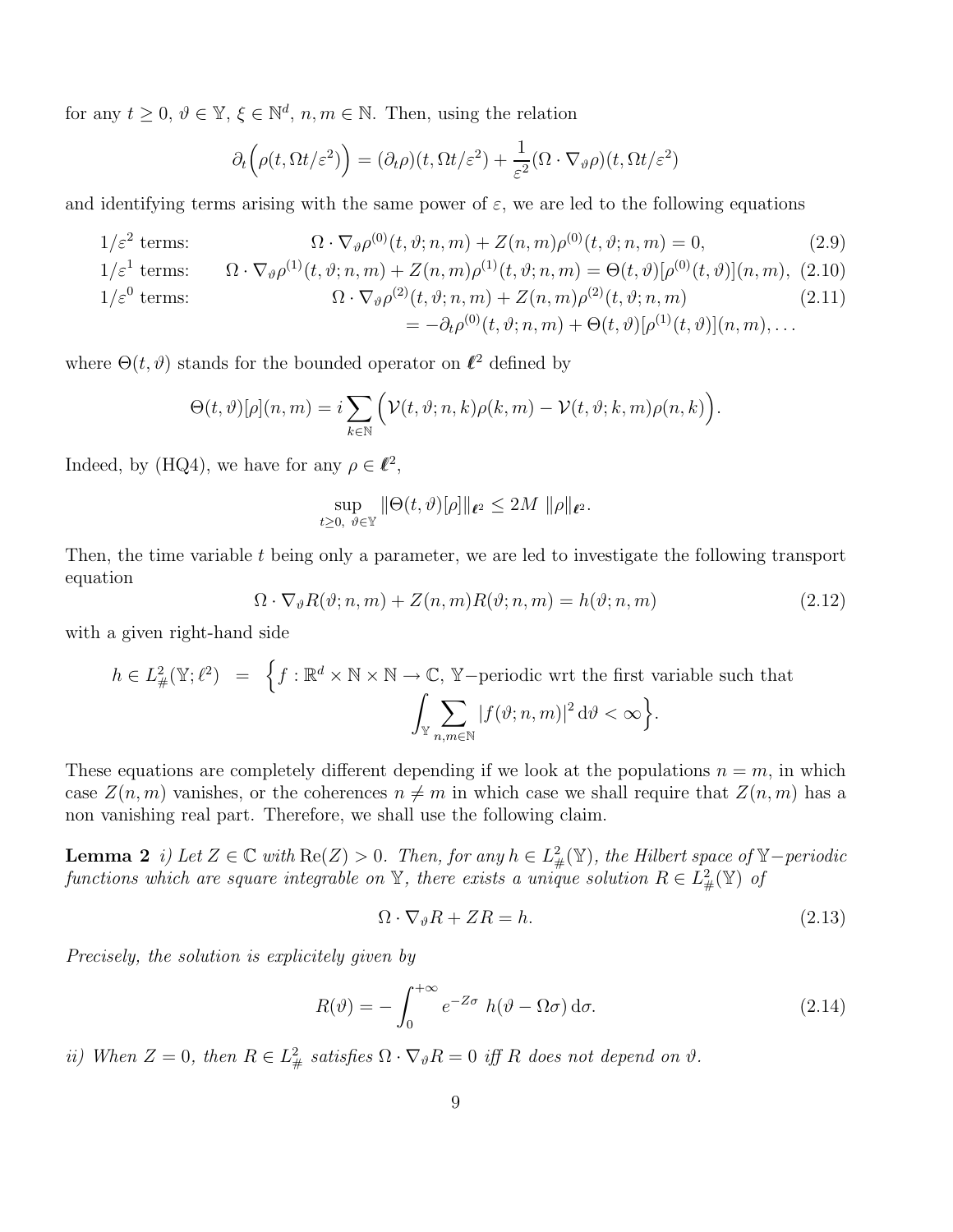for any $t \geq 0$, $\vartheta \in \mathbb{Y}$, $\xi \in \mathbb{N}^d$, $n, m \in \mathbb{N}$. Then, using the relation

$$\partial_t \Big( \rho(t, \Omega t/\varepsilon^2) \Big) = (\partial_t \rho)(t, \Omega t/\varepsilon^2) + \frac{1}{\varepsilon^2} (\Omega \cdot \nabla_\vartheta \rho)(t, \Omega t/\varepsilon^2)$$

and identifying terms arising with the same power of $\varepsilon$, we are led to the following equations

$$1/\varepsilon^2 \text{ terms:} \qquad \Omega \cdot \nabla_\vartheta \rho^{(0)}(t, \vartheta; n, m) + Z(n,m) \rho^{(0)}(t, \vartheta; n, m) = 0, \tag{2.9}$$

$$1/\varepsilon^1 \text{ terms:} \qquad \Omega \cdot \nabla_\vartheta \rho^{(1)}(t, \vartheta; n, m) + Z(n,m) \rho^{(1)}(t, \vartheta; n, m) = \Theta(t, \vartheta)[\rho^{(0)}(t, \vartheta)](n, m), \tag{2.10}$$

$$\begin{aligned} 1/\varepsilon^0 \text{ terms:} \qquad & \Omega \cdot \nabla_\vartheta \rho^{(2)}(t, \vartheta; n, m) + Z(n,m) \rho^{(2)}(t, \vartheta; n, m) \\ & = -\partial_t \rho^{(0)}(t, \vartheta; n, m) + \Theta(t, \vartheta)[\rho^{(1)}(t, \vartheta)](n, m), \ldots \end{aligned} \tag{2.11}$$

where $\Theta(t, \vartheta)$ stands for the bounded operator on $\ell^2$ defined by

$$\Theta(t, \vartheta)[\rho](n, m) = i \sum_{k \in \mathbb{N}} \Big( \mathcal{V}(t, \vartheta; n, k) \rho(k, m) - \mathcal{V}(t, \vartheta; k, m) \rho(n, k) \Big).$$

Indeed, by (HQ4), we have for any $\rho \in \ell^2$,

$$\sup_{t \geq 0,\ \vartheta \in \mathbb{Y}} \| \Theta(t, \vartheta)[\rho] \|_{\ell^2} \leq 2M \ \| \rho \|_{\ell^2}.$$

Then, the time variable $t$ being only a parameter, we are led to investigate the following transport equation

$$\Omega \cdot \nabla_\vartheta R(\vartheta; n, m) + Z(n, m) R(\vartheta; n, m) = h(\vartheta; n, m) \tag{2.12}$$

with a given right-hand side

$$h \in L^2_\#(\mathbb{Y}; \ell^2) = \Big\{ f : \mathbb{R}^d \times \mathbb{N} \times \mathbb{N} \to \mathbb{C},\ \mathbb{Y}\text{-periodic wrt the first variable such that } \int_{\mathbb{Y}} \sum_{n,m \in \mathbb{N}} |f(\vartheta; n, m)|^2 \, \mathrm{d}\vartheta < \infty \Big\}.$$

These equations are completely different depending if we look at the populations $n = m$, in which case $Z(n, m)$ vanishes, or the coherences $n \neq m$ in which case we shall require that $Z(n, m)$ has a non vanishing real part. Therefore, we shall use the following claim.

**Lemma 2** *i) Let $Z \in \mathbb{C}$ with $\mathrm{Re}(Z) > 0$. Then, for any $h \in L^2_\#(\mathbb{Y})$, the Hilbert space of $\mathbb{Y}-$periodic functions which are square integrable on $\mathbb{Y}$, there exists a unique solution $R \in L^2_\#(\mathbb{Y})$ of*

$$\Omega \cdot \nabla_\vartheta R + Z R = h. \tag{2.13}$$

*Precisely, the solution is explicitely given by*

$$R(\vartheta) = - \int_0^{+\infty} e^{-Z\sigma} \ h(\vartheta - \Omega \sigma) \, \mathrm{d}\sigma. \tag{2.14}$$

*ii) When $Z = 0$, then $R \in L^2_\#$ satisfies $\Omega \cdot \nabla_\vartheta R = 0$ iff $R$ does not depend on $\vartheta$.*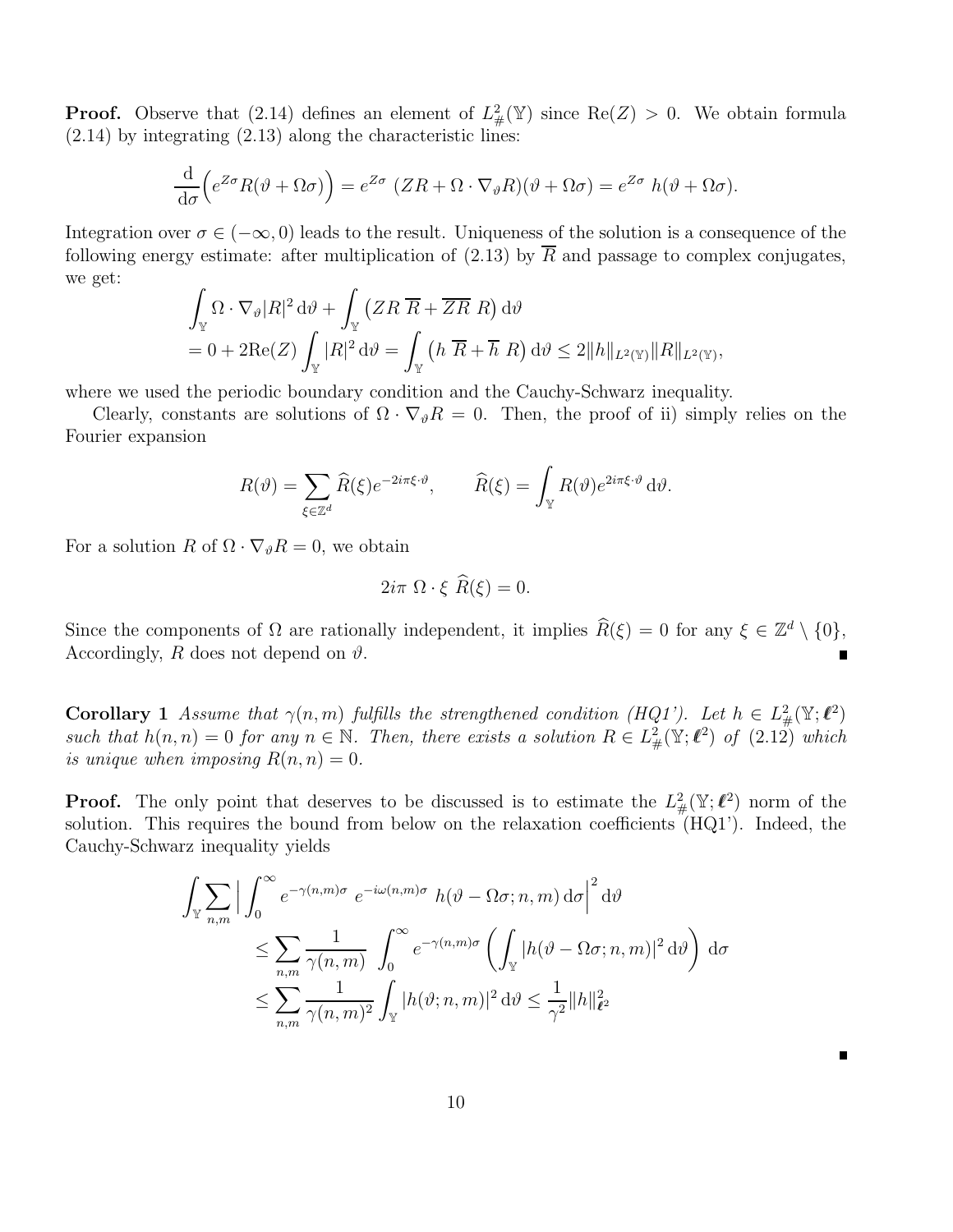**Proof.** Observe that (2.14) defines an element of $L^2_\#(\mathbb{Y})$ since $\mathrm{Re}(Z) > 0$. We obtain formula (2.14) by integrating (2.13) along the characteristic lines:

$$\frac{\mathrm{d}}{\mathrm{d}\sigma}\Big(e^{Z\sigma}R(\vartheta+\Omega\sigma)\Big) = e^{Z\sigma}\ (ZR + \Omega\cdot\nabla_\vartheta R)(\vartheta+\Omega\sigma) = e^{Z\sigma}\ h(\vartheta+\Omega\sigma).$$

Integration over $\sigma\in(-\infty,0)$ leads to the result. Uniqueness of the solution is a consequence of the following energy estimate: after multiplication of (2.13) by $\overline{R}$ and passage to complex conjugates, we get:

$$\begin{aligned}
&\int_{\mathbb{Y}} \Omega\cdot\nabla_\vartheta |R|^2\,\mathrm{d}\vartheta + \int_{\mathbb{Y}}\big(ZR\ \overline{R} + \overline{ZR}\ R\big)\,\mathrm{d}\vartheta\\
&= 0 + 2\mathrm{Re}(Z)\int_{\mathbb{Y}}|R|^2\,\mathrm{d}\vartheta = \int_{\mathbb{Y}}\big(h\ \overline{R} + \overline{h}\ R\big)\,\mathrm{d}\vartheta \le 2\|h\|_{L^2(\mathbb{Y})}\|R\|_{L^2(\mathbb{Y})},
\end{aligned}$$

where we used the periodic boundary condition and the Cauchy-Schwarz inequality.

Clearly, constants are solutions of $\Omega\cdot\nabla_\vartheta R = 0$. Then, the proof of ii) simply relies on the Fourier expansion

$$R(\vartheta) = \sum_{\xi\in\mathbb{Z}^d}\widehat{R}(\xi)e^{-2i\pi\xi\cdot\vartheta}, \qquad \widehat{R}(\xi) = \int_{\mathbb{Y}} R(\vartheta)e^{2i\pi\xi\cdot\vartheta}\,\mathrm{d}\vartheta.$$

For a solution $R$ of $\Omega\cdot\nabla_\vartheta R = 0$, we obtain

$$2i\pi\ \Omega\cdot\xi\ \widehat{R}(\xi) = 0.$$

Since the components of $\Omega$ are rationally independent, it implies $\widehat{R}(\xi) = 0$ for any $\xi\in\mathbb{Z}^d\setminus\{0\}$, Accordingly, $R$ does not depend on $\vartheta$. ∎

**Corollary 1** *Assume that $\gamma(n,m)$ fulfills the strengthened condition (HQ1'). Let $h\in L^2_\#(\mathbb{Y};\boldsymbol{\ell}^2)$ such that $h(n,n) = 0$ for any $n\in\mathbb{N}$. Then, there exists a solution $R\in L^2_\#(\mathbb{Y};\boldsymbol{\ell}^2)$ of (2.12) which is unique when imposing $R(n,n) = 0$.*

**Proof.** The only point that deserves to be discussed is to estimate the $L^2_\#(\mathbb{Y};\boldsymbol{\ell}^2)$ norm of the solution. This requires the bound from below on the relaxation coefficients (HQ1'). Indeed, the Cauchy-Schwarz inequality yields

$$\begin{aligned}
\int_{\mathbb{Y}}\sum_{n,m}\Big|\int_0^\infty e^{-\gamma(n,m)\sigma}\ e^{-i\omega(n,m)\sigma}\ h(\vartheta-\Omega\sigma;n,m)\,\mathrm{d}\sigma\Big|^2\,\mathrm{d}\vartheta\\
\le \sum_{n,m}\frac{1}{\gamma(n,m)}\ \int_0^\infty e^{-\gamma(n,m)\sigma}\left(\int_{\mathbb{Y}}|h(\vartheta-\Omega\sigma;n,m)|^2\,\mathrm{d}\vartheta\right)\,\mathrm{d}\sigma\\
\le \sum_{n,m}\frac{1}{\gamma(n,m)^2}\int_{\mathbb{Y}}|h(\vartheta;n,m)|^2\,\mathrm{d}\vartheta \le \frac{1}{\gamma^2}\|h\|^2_{\boldsymbol{\ell}^2}
\end{aligned}$$

∎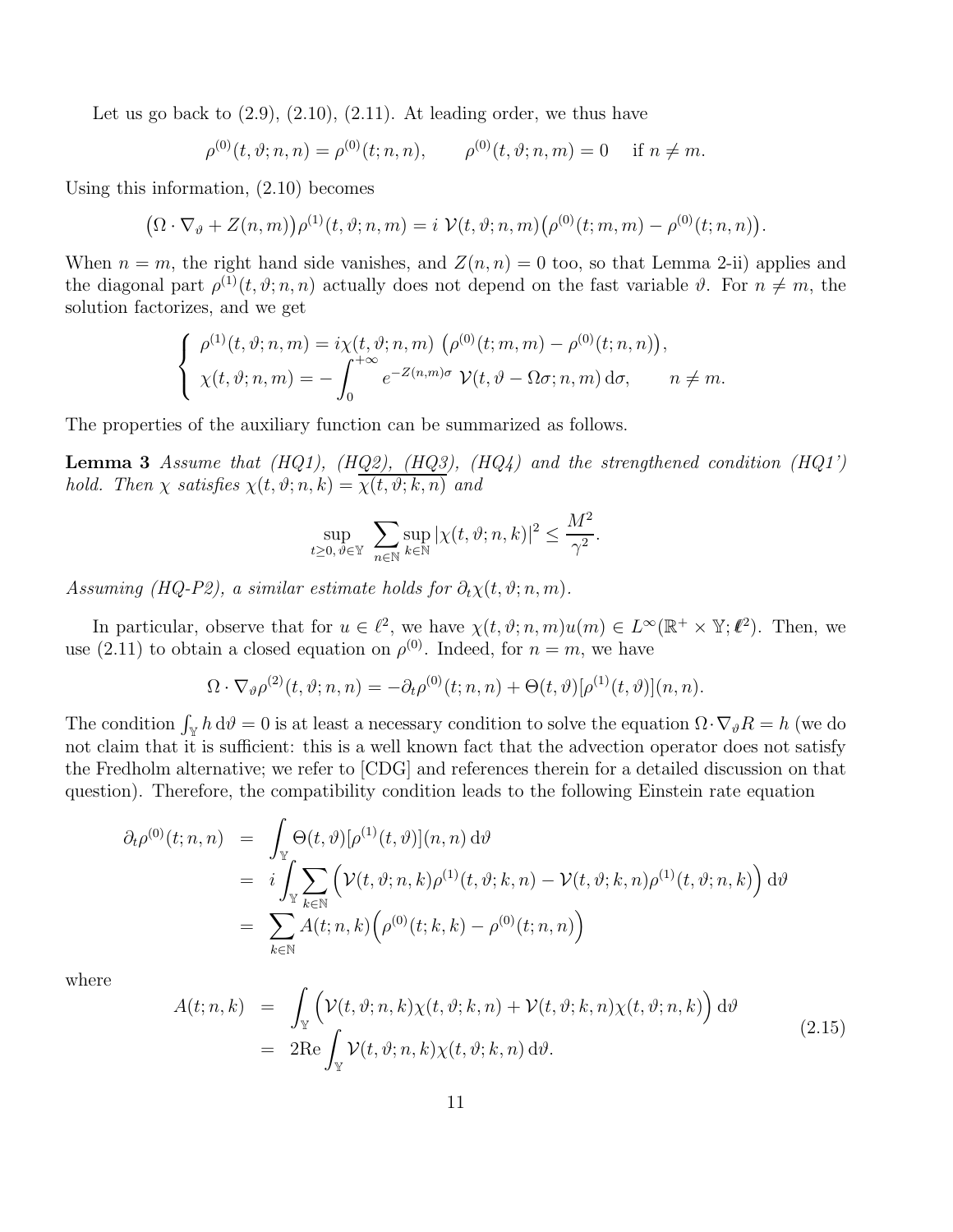Let us go back to (2.9), (2.10), (2.11). At leading order, we thus have

$$\rho^{(0)}(t,\vartheta;n,n) = \rho^{(0)}(t;n,n), \qquad \rho^{(0)}(t,\vartheta;n,m) = 0 \quad \text{if } n \neq m.$$

Using this information, (2.10) becomes

$$\big(\Omega\cdot\nabla_\vartheta + Z(n,m)\big)\rho^{(1)}(t,\vartheta;n,m) = i\ \mathcal{V}(t,\vartheta;n,m)\big(\rho^{(0)}(t;m,m) - \rho^{(0)}(t;n,n)\big).$$

When $n = m$, the right hand side vanishes, and $Z(n,n) = 0$ too, so that Lemma 2-ii) applies and the diagonal part $\rho^{(1)}(t,\vartheta;n,n)$ actually does not depend on the fast variable $\vartheta$. For $n \neq m$, the solution factorizes, and we get

$$\begin{cases} \rho^{(1)}(t,\vartheta;n,m) = i\chi(t,\vartheta;n,m)\ \big(\rho^{(0)}(t;m,m) - \rho^{(0)}(t;n,n)\big), \\ \chi(t,\vartheta;n,m) = -\displaystyle\int_0^{+\infty} e^{-Z(n,m)\sigma}\ \mathcal{V}(t,\vartheta - \Omega\sigma;n,m)\,\mathrm{d}\sigma, \qquad n \neq m. \end{cases}$$

The properties of the auxiliary function can be summarized as follows.

**Lemma 3** *Assume that (HQ1), (HQ2), (HQ3), (HQ4) and the strengthened condition (HQ1') hold. Then $\chi$ satisfies $\chi(t,\vartheta;n,k) = \overline{\chi(t,\vartheta;k,n)}$ and*

$$\sup_{t\geq 0,\,\vartheta\in\mathbb{Y}} \sum_{n\in\mathbb{N}} \sup_{k\in\mathbb{N}} |\chi(t,\vartheta;n,k)|^2 \leq \frac{M^2}{\gamma^2}.$$

*Assuming (HQ-P2), a similar estimate holds for $\partial_t\chi(t,\vartheta;n,m)$.*

In particular, observe that for $u \in \ell^2$, we have $\chi(t,\vartheta;n,m)u(m) \in L^\infty(\mathbb{R}^+\times\mathbb{Y};\ell^2)$. Then, we use (2.11) to obtain a closed equation on $\rho^{(0)}$. Indeed, for $n = m$, we have

$$\Omega\cdot\nabla_\vartheta\rho^{(2)}(t,\vartheta;n,n) = -\partial_t\rho^{(0)}(t;n,n) + \Theta(t,\vartheta)[\rho^{(1)}(t,\vartheta)](n,n).$$

The condition $\int_\mathbb{Y} h\,\mathrm{d}\vartheta = 0$ is at least a necessary condition to solve the equation $\Omega\cdot\nabla_\vartheta R = h$ (we do not claim that it is sufficient: this is a well known fact that the advection operator does not satisfy the Fredholm alternative; we refer to [CDG] and references therein for a detailed discussion on that question). Therefore, the compatibility condition leads to the following Einstein rate equation

$$\begin{aligned} \partial_t\rho^{(0)}(t;n,n) &= \int_\mathbb{Y} \Theta(t,\vartheta)[\rho^{(1)}(t,\vartheta)](n,n)\,\mathrm{d}\vartheta \\ &= i\int_\mathbb{Y}\sum_{k\in\mathbb{N}}\Big(\mathcal{V}(t,\vartheta;n,k)\rho^{(1)}(t,\vartheta;k,n) - \mathcal{V}(t,\vartheta;k,n)\rho^{(1)}(t,\vartheta;n,k)\Big)\,\mathrm{d}\vartheta \\ &= \sum_{k\in\mathbb{N}} A(t;n,k)\Big(\rho^{(0)}(t;k,k) - \rho^{(0)}(t;n,n)\Big) \end{aligned}$$

where

$$\begin{aligned} A(t;n,k) &= \int_\mathbb{Y}\Big(\mathcal{V}(t,\vartheta;n,k)\chi(t,\vartheta;k,n) + \mathcal{V}(t,\vartheta;k,n)\chi(t,\vartheta;n,k)\Big)\,\mathrm{d}\vartheta \\ &= 2\mathrm{Re}\int_\mathbb{Y}\mathcal{V}(t,\vartheta;n,k)\chi(t,\vartheta;k,n)\,\mathrm{d}\vartheta. \end{aligned} \tag{2.15}$$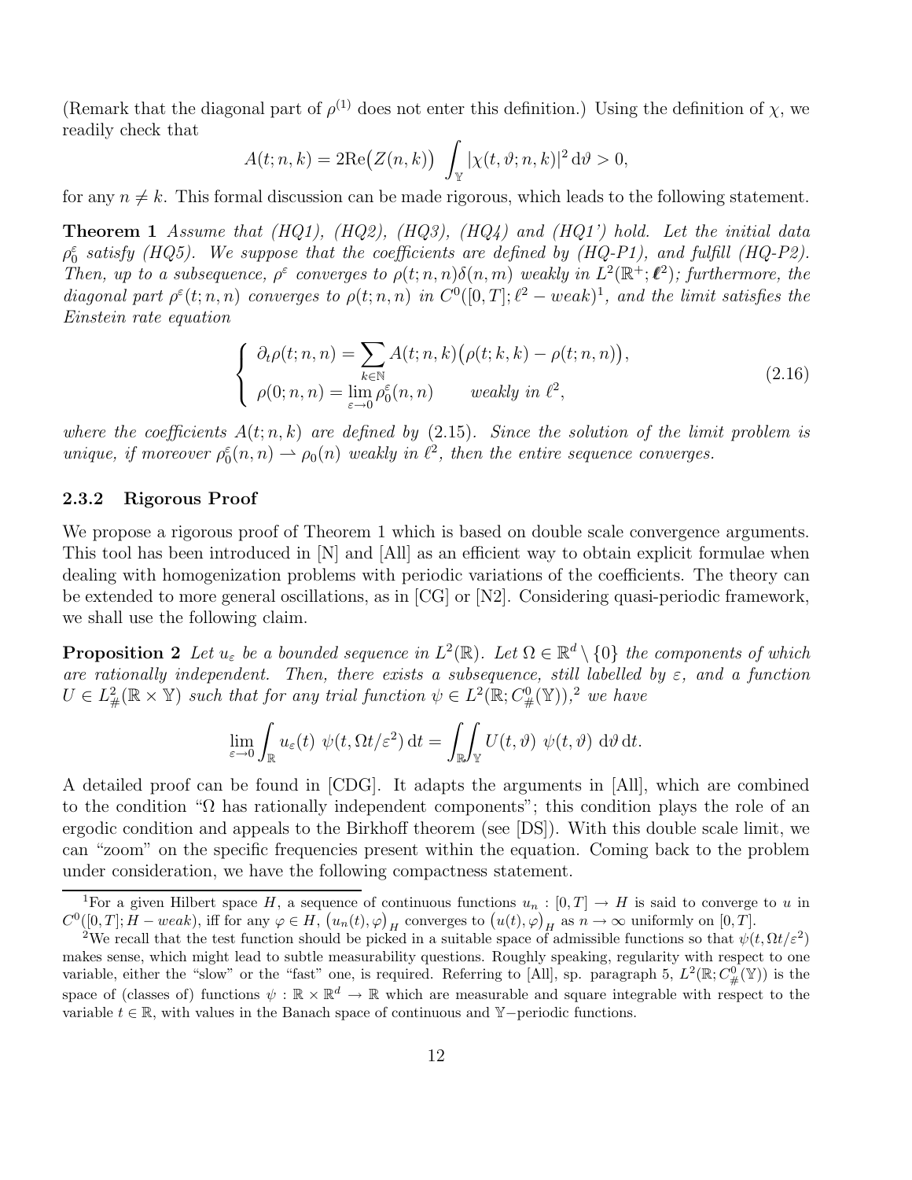(Remark that the diagonal part of $\rho^{(1)}$ does not enter this definition.) Using the definition of $\chi$, we readily check that

$$A(t;n,k) = 2\mathrm{Re}\big(Z(n,k)\big) \int_{\mathbb{Y}} |\chi(t,\vartheta;n,k)|^2 \,\mathrm{d}\vartheta > 0,$$

for any $n \neq k$. This formal discussion can be made rigorous, which leads to the following statement.

**Theorem 1** *Assume that (HQ1), (HQ2), (HQ3), (HQ4) and (HQ1') hold. Let the initial data $\rho_0^\varepsilon$ satisfy (HQ5). We suppose that the coefficients are defined by (HQ-P1), and fulfill (HQ-P2). Then, up to a subsequence, $\rho^\varepsilon$ converges to $\rho(t;n,n)\delta(n,m)$ weakly in $L^2(\mathbb{R}^+;\boldsymbol{\ell}^2)$; furthermore, the diagonal part $\rho^\varepsilon(t;n,n)$ converges to $\rho(t;n,n)$ in $C^0([0,T];\ell^2 - weak)$[1], and the limit satisfies the Einstein rate equation*

$$\left\{ \begin{array}{l} \partial_t \rho(t;n,n) = \displaystyle\sum_{k\in\mathbb{N}} A(t;n,k)\big(\rho(t;k,k) - \rho(t;n,n)\big), \\ \rho(0;n,n) = \displaystyle\lim_{\varepsilon\to 0} \rho_0^\varepsilon(n,n) \qquad \text{weakly in } \ell^2, \end{array} \right. \tag{2.16}$$

*where the coefficients $A(t;n,k)$ are defined by* (2.15)*. Since the solution of the limit problem is unique, if moreover $\rho_0^\varepsilon(n,n) \rightharpoonup \rho_0(n)$ weakly in $\ell^2$, then the entire sequence converges.*

### 2.3.2 Rigorous Proof

We propose a rigorous proof of Theorem 1 which is based on double scale convergence arguments. This tool has been introduced in [N] and [All] as an efficient way to obtain explicit formulae when dealing with homogenization problems with periodic variations of the coefficients. The theory can be extended to more general oscillations, as in [CG] or [N2]. Considering quasi-periodic framework, we shall use the following claim.

**Proposition 2** *Let $u_\varepsilon$ be a bounded sequence in $L^2(\mathbb{R})$. Let $\Omega \in \mathbb{R}^d \setminus \{0\}$ the components of which are rationally independent. Then, there exists a subsequence, still labelled by $\varepsilon$, and a function $U \in L^2_\#(\mathbb{R}\times\mathbb{Y})$ such that for any trial function $\psi \in L^2(\mathbb{R}; C^0_\#(\mathbb{Y}))$,*[2] *we have*

$$\lim_{\varepsilon\to 0} \int_{\mathbb{R}} u_\varepsilon(t)\ \psi(t, \Omega t/\varepsilon^2)\,\mathrm{d}t = \int_{\mathbb{R}}\!\!\int_{\mathbb{Y}} U(t,\vartheta)\ \psi(t,\vartheta)\ \mathrm{d}\vartheta\,\mathrm{d}t.$$

A detailed proof can be found in [CDG]. It adapts the arguments in [All], which are combined to the condition "$\Omega$ has rationally independent components"; this condition plays the role of an ergodic condition and appeals to the Birkhoff theorem (see [DS]). With this double scale limit, we can "zoom" on the specific frequencies present within the equation. Coming back to the problem under consideration, we have the following compactness statement.

---

[1] For a given Hilbert space $H$, a sequence of continuous functions $u_n : [0,T] \to H$ is said to converge to $u$ in $C^0([0,T]; H - weak)$, iff for any $\varphi \in H$, $\big(u_n(t), \varphi\big)_H$ converges to $\big(u(t), \varphi\big)_H$ as $n \to \infty$ uniformly on $[0,T]$.

[2] We recall that the test function should be picked in a suitable space of admissible functions so that $\psi(t, \Omega t/\varepsilon^2)$ makes sense, which might lead to subtle measurability questions. Roughly speaking, regularity with respect to one variable, either the "slow" or the "fast" one, is required. Referring to [All], sp. paragraph 5, $L^2(\mathbb{R}; C^0_\#(\mathbb{Y}))$ is the space of (classes of) functions $\psi : \mathbb{R}\times\mathbb{R}^d \to \mathbb{R}$ which are measurable and square integrable with respect to the variable $t \in \mathbb{R}$, with values in the Banach space of continuous and $\mathbb{Y}-$periodic functions.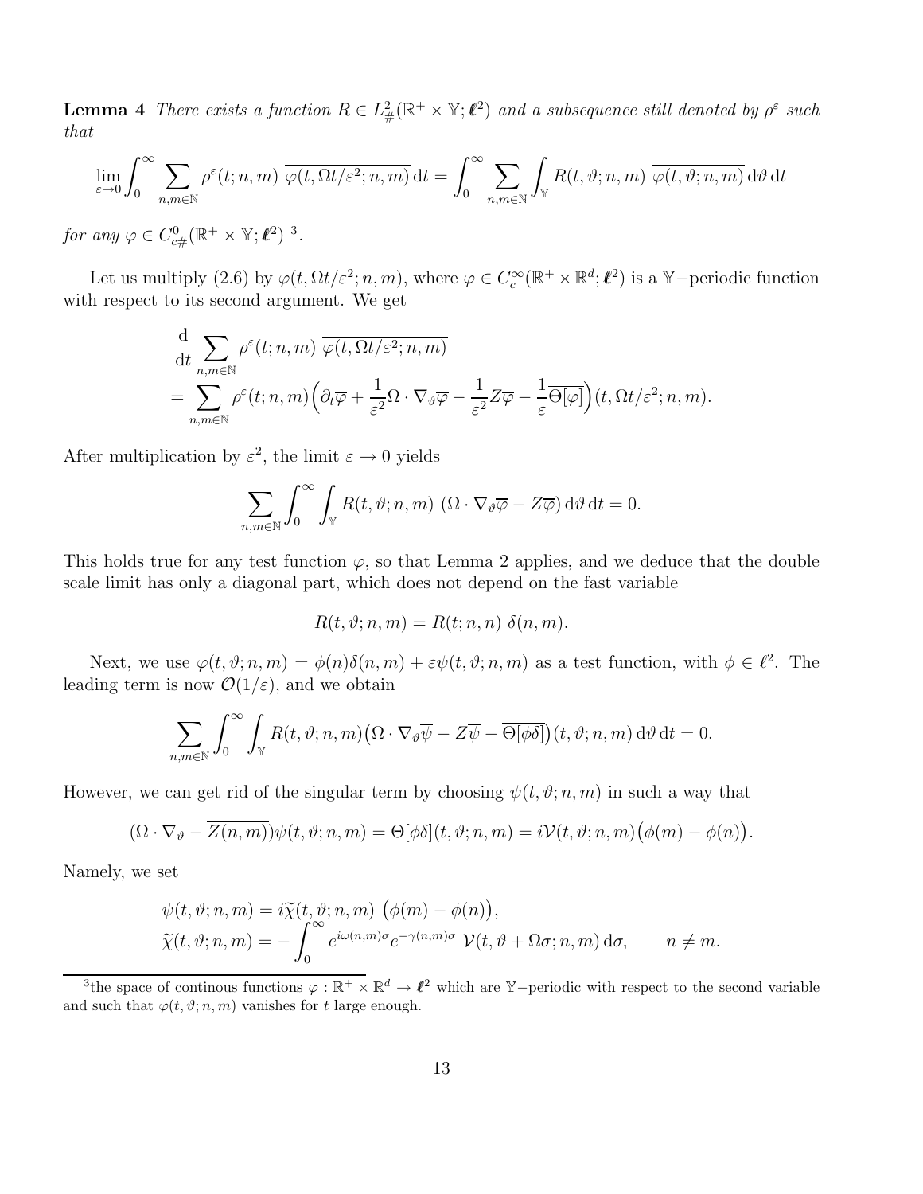**Lemma 4** *There exists a function $R \in L^2_\#(\mathbb{R}^+ \times \mathbb{Y}; \boldsymbol{\ell}^2)$ and a subsequence still denoted by $\rho^\varepsilon$ such that*

$$\lim_{\varepsilon \to 0} \int_0^\infty \sum_{n,m \in \mathbb{N}} \rho^\varepsilon(t;n,m)\ \overline{\varphi(t, \Omega t/\varepsilon^2; n, m)}\, \mathrm{d}t = \int_0^\infty \sum_{n,m \in \mathbb{N}} \int_{\mathbb{Y}} R(t, \vartheta; n, m)\ \overline{\varphi(t, \vartheta; n, m)}\, \mathrm{d}\vartheta\, \mathrm{d}t$$

*for any $\varphi \in C^0_{c\#}(\mathbb{R}^+ \times \mathbb{Y}; \boldsymbol{\ell}^2)$* [3].

Let us multiply (2.6) by $\varphi(t, \Omega t/\varepsilon^2; n, m)$, where $\varphi \in C^\infty_c(\mathbb{R}^+ \times \mathbb{R}^d; \boldsymbol{\ell}^2)$ is a $\mathbb{Y}-$periodic function with respect to its second argument. We get

$$\begin{aligned}
&\frac{\mathrm{d}}{\mathrm{d}t} \sum_{n,m \in \mathbb{N}} \rho^\varepsilon(t;n,m)\ \overline{\varphi(t, \Omega t/\varepsilon^2; n, m)} \\
&= \sum_{n,m \in \mathbb{N}} \rho^\varepsilon(t;n,m) \Big( \partial_t \overline{\varphi} + \frac{1}{\varepsilon^2} \Omega \cdot \nabla_\vartheta \overline{\varphi} - \frac{1}{\varepsilon^2} Z \overline{\varphi} - \frac{1}{\varepsilon} \overline{\Theta[\varphi]} \Big)(t, \Omega t/\varepsilon^2; n, m).
\end{aligned}$$

After multiplication by $\varepsilon^2$, the limit $\varepsilon \to 0$ yields

$$\sum_{n,m \in \mathbb{N}} \int_0^\infty \int_{\mathbb{Y}} R(t, \vartheta; n, m)\ (\Omega \cdot \nabla_\vartheta \overline{\varphi} - Z \overline{\varphi})\, \mathrm{d}\vartheta\, \mathrm{d}t = 0.$$

This holds true for any test function $\varphi$, so that Lemma 2 applies, and we deduce that the double scale limit has only a diagonal part, which does not depend on the fast variable

$$R(t, \vartheta; n, m) = R(t; n, n)\ \delta(n, m).$$

Next, we use $\varphi(t, \vartheta; n, m) = \phi(n)\delta(n, m) + \varepsilon \psi(t, \vartheta; n, m)$ as a test function, with $\phi \in \ell^2$. The leading term is now $\mathcal{O}(1/\varepsilon)$, and we obtain

$$\sum_{n,m \in \mathbb{N}} \int_0^\infty \int_{\mathbb{Y}} R(t, \vartheta; n, m) \big( \Omega \cdot \nabla_\vartheta \overline{\psi} - Z \overline{\psi} - \overline{\Theta[\phi \delta]} \big)(t, \vartheta; n, m)\, \mathrm{d}\vartheta\, \mathrm{d}t = 0.$$

However, we can get rid of the singular term by choosing $\psi(t, \vartheta; n, m)$ in such a way that

$$(\Omega \cdot \nabla_\vartheta - \overline{Z(n,m)}) \psi(t, \vartheta; n, m) = \Theta[\phi\delta](t, \vartheta; n, m) = i \mathcal{V}(t, \vartheta; n, m) \big( \phi(m) - \phi(n) \big).$$

Namely, we set

$$\begin{aligned}
&\psi(t, \vartheta; n, m) = i \widetilde{\chi}(t, \vartheta; n, m)\ \big( \phi(m) - \phi(n) \big), \\
&\widetilde{\chi}(t, \vartheta; n, m) = - \int_0^\infty e^{i\omega(n,m)\sigma} e^{-\gamma(n,m)\sigma}\ \mathcal{V}(t, \vartheta + \Omega\sigma; n, m)\, \mathrm{d}\sigma, \qquad n \neq m.
\end{aligned}$$

[3] the space of continous functions $\varphi : \mathbb{R}^+ \times \mathbb{R}^d \to \boldsymbol{\ell}^2$ which are $\mathbb{Y}-$periodic with respect to the second variable and such that $\varphi(t, \vartheta; n, m)$ vanishes for $t$ large enough.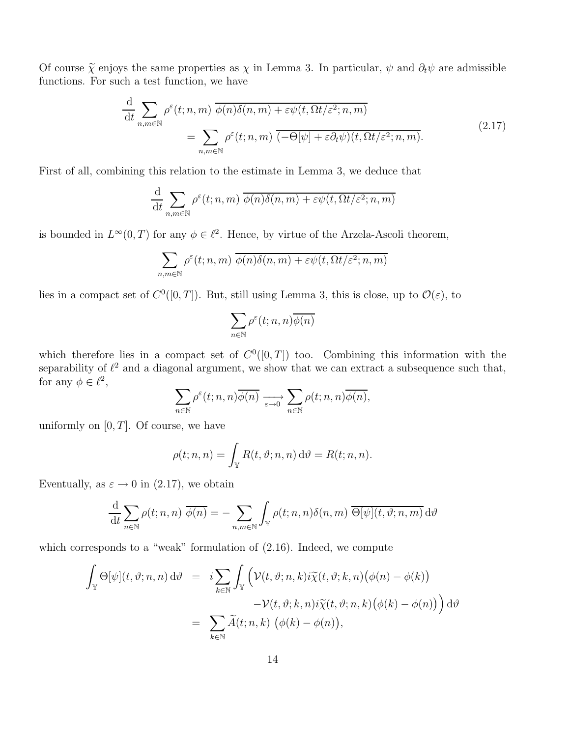Of course $\widetilde{\chi}$ enjoys the same properties as $\chi$ in Lemma 3. In particular, $\psi$ and $\partial_t\psi$ are admissible functions. For such a test function, we have

$$
\begin{aligned}
\frac{\mathrm{d}}{\mathrm{d}t} \sum_{n,m\in\mathbb{N}} \rho^\varepsilon(t;n,m)\ \overline{\phi(n)\delta(n,m) + \varepsilon\psi(t,\Omega t/\varepsilon^2;n,m)} \\
= \sum_{n,m\in\mathbb{N}} \rho^\varepsilon(t;n,m)\ \overline{(-\Theta[\psi] + \varepsilon\partial_t\psi)(t,\Omega t/\varepsilon^2;n,m)}.
\end{aligned}
\tag{2.17}
$$

First of all, combining this relation to the estimate in Lemma 3, we deduce that

$$
\frac{\mathrm{d}}{\mathrm{d}t} \sum_{n,m\in\mathbb{N}} \rho^\varepsilon(t;n,m)\ \overline{\phi(n)\delta(n,m) + \varepsilon\psi(t,\Omega t/\varepsilon^2;n,m)}
$$

is bounded in $L^\infty(0,T)$ for any $\phi \in \ell^2$. Hence, by virtue of the Arzela-Ascoli theorem,

$$
\sum_{n,m\in\mathbb{N}} \rho^\varepsilon(t;n,m)\ \overline{\phi(n)\delta(n,m) + \varepsilon\psi(t,\Omega t/\varepsilon^2;n,m)}
$$

lies in a compact set of $C^0([0,T])$. But, still using Lemma 3, this is close, up to $\mathcal{O}(\varepsilon)$, to

$$
\sum_{n\in\mathbb{N}} \rho^\varepsilon(t;n,n)\overline{\phi(n)}
$$

which therefore lies in a compact set of $C^0([0,T])$ too. Combining this information with the separability of $\ell^2$ and a diagonal argument, we show that we can extract a subsequence such that, for any $\phi \in \ell^2$,

$$
\sum_{n\in\mathbb{N}} \rho^\varepsilon(t;n,n)\overline{\phi(n)} \underset{\varepsilon\to 0}{\longrightarrow} \sum_{n\in\mathbb{N}} \rho(t;n,n)\overline{\phi(n)},
$$

uniformly on $[0,T]$. Of course, we have

$$
\rho(t;n,n) = \int_{\mathbb{Y}} R(t,\vartheta;n,n)\,\mathrm{d}\vartheta = R(t;n,n).
$$

Eventually, as $\varepsilon \to 0$ in (2.17), we obtain

$$
\frac{\mathrm{d}}{\mathrm{d}t}\sum_{n\in\mathbb{N}} \rho(t;n,n)\ \overline{\phi(n)} = -\sum_{n,m\in\mathbb{N}} \int_{\mathbb{Y}} \rho(t;n,n)\delta(n,m)\ \overline{\Theta[\psi](t,\vartheta;n,m)}\,\mathrm{d}\vartheta
$$

which corresponds to a "weak" formulation of (2.16). Indeed, we compute

$$
\begin{aligned}
\int_{\mathbb{Y}} \Theta[\psi](t,\vartheta;n,n)\,\mathrm{d}\vartheta &= i\sum_{k\in\mathbb{N}} \int_{\mathbb{Y}} \Big( \mathcal{V}(t,\vartheta;n,k) i\widetilde{\chi}(t,\vartheta;k,n)\big(\phi(n) - \phi(k)\big) \\
&\qquad - \mathcal{V}(t,\vartheta;k,n) i\widetilde{\chi}(t,\vartheta;n,k)\big(\phi(k) - \phi(n)\big) \Big)\,\mathrm{d}\vartheta \\
&= \sum_{k\in\mathbb{N}} \widetilde{A}(t;n,k)\ \big(\phi(k) - \phi(n)\big),
\end{aligned}
$$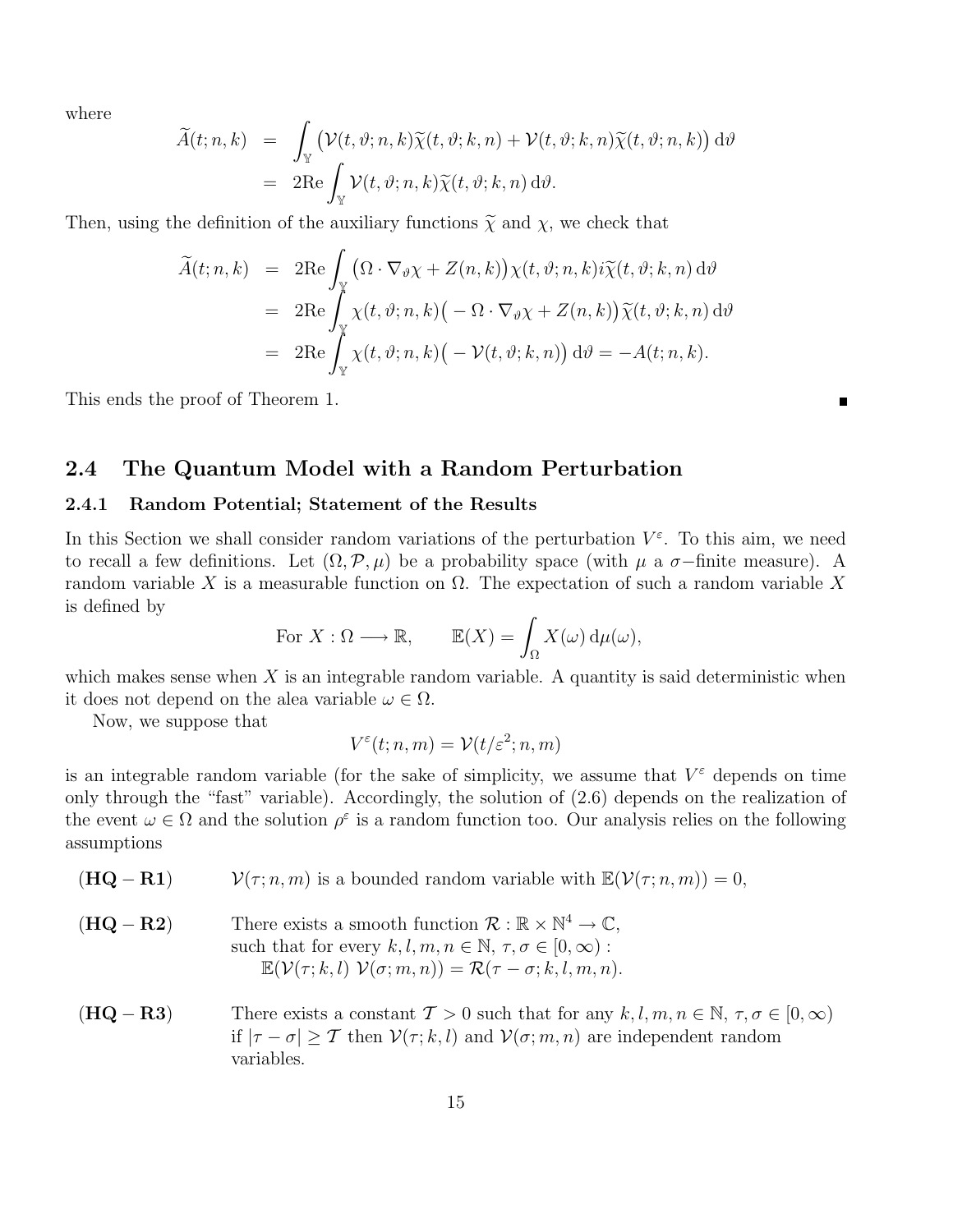where

$$
\begin{aligned}
\widetilde{A}(t;n,k) &= \int_{\mathbb{Y}} \big(\mathcal{V}(t,\vartheta;n,k)\widetilde{\chi}(t,\vartheta;k,n) + \mathcal{V}(t,\vartheta;k,n)\widetilde{\chi}(t,\vartheta;n,k)\big)\,\mathrm{d}\vartheta \\
&= 2\mathrm{Re}\int_{\mathbb{Y}} \mathcal{V}(t,\vartheta;n,k)\widetilde{\chi}(t,\vartheta;k,n)\,\mathrm{d}\vartheta.
\end{aligned}
$$

Then, using the definition of the auxiliary functions $\widetilde{\chi}$ and $\chi$, we check that

$$
\begin{aligned}
\widetilde{A}(t;n,k) &= 2\mathrm{Re}\int_{\mathbb{Y}} \big(\Omega\cdot\nabla_\vartheta\chi + Z(n,k)\big)\chi(t,\vartheta;n,k)i\widetilde{\chi}(t,\vartheta;k,n)\,\mathrm{d}\vartheta \\
&= 2\mathrm{Re}\int_{\mathbb{Y}} \chi(t,\vartheta;n,k)\big(-\Omega\cdot\nabla_\vartheta\chi + Z(n,k)\big)\widetilde{\chi}(t,\vartheta;k,n)\,\mathrm{d}\vartheta \\
&= 2\mathrm{Re}\int_{\mathbb{Y}} \chi(t,\vartheta;n,k)\big(-\mathcal{V}(t,\vartheta;k,n)\big)\,\mathrm{d}\vartheta = -A(t;n,k).
\end{aligned}
$$

This ends the proof of Theorem 1. ∎

## 2.4 The Quantum Model with a Random Perturbation

### 2.4.1 Random Potential; Statement of the Results

In this Section we shall consider random variations of the perturbation $V^\varepsilon$. To this aim, we need to recall a few definitions. Let $(\Omega,\mathcal{P},\mu)$ be a probability space (with $\mu$ a $\sigma-$finite measure). A random variable $X$ is a measurable function on $\Omega$. The expectation of such a random variable $X$ is defined by

$$
\text{For } X:\Omega\longrightarrow\mathbb{R},\qquad \mathbb{E}(X) = \int_\Omega X(\omega)\,\mathrm{d}\mu(\omega),
$$

which makes sense when $X$ is an integrable random variable. A quantity is said deterministic when it does not depend on the alea variable $\omega\in\Omega$.

Now, we suppose that

$$
V^\varepsilon(t;n,m) = \mathcal{V}(t/\varepsilon^2;n,m)
$$

is an integrable random variable (for the sake of simplicity, we assume that $V^\varepsilon$ depends on time only through the "fast" variable). Accordingly, the solution of (2.6) depends on the realization of the event $\omega\in\Omega$ and the solution $\rho^\varepsilon$ is a random function too. Our analysis relies on the following assumptions

**(HQ − R1)** $\quad \mathcal{V}(\tau;n,m)$ is a bounded random variable with $\mathbb{E}(\mathcal{V}(\tau;n,m)) = 0$,

**(HQ − R2)** $\quad$ There exists a smooth function $\mathcal{R}:\mathbb{R}\times\mathbb{N}^4\to\mathbb{C}$, such that for every $k,l,m,n\in\mathbb{N}$, $\tau,\sigma\in[0,\infty)$ :
$\mathbb{E}(\mathcal{V}(\tau;k,l)\ \mathcal{V}(\sigma;m,n)) = \mathcal{R}(\tau-\sigma;k,l,m,n)$.

**(HQ − R3)** $\quad$ There exists a constant $\mathcal{T}>0$ such that for any $k,l,m,n\in\mathbb{N}$, $\tau,\sigma\in[0,\infty)$ if $|\tau-\sigma|\geq\mathcal{T}$ then $\mathcal{V}(\tau;k,l)$ and $\mathcal{V}(\sigma;m,n)$ are independent random variables.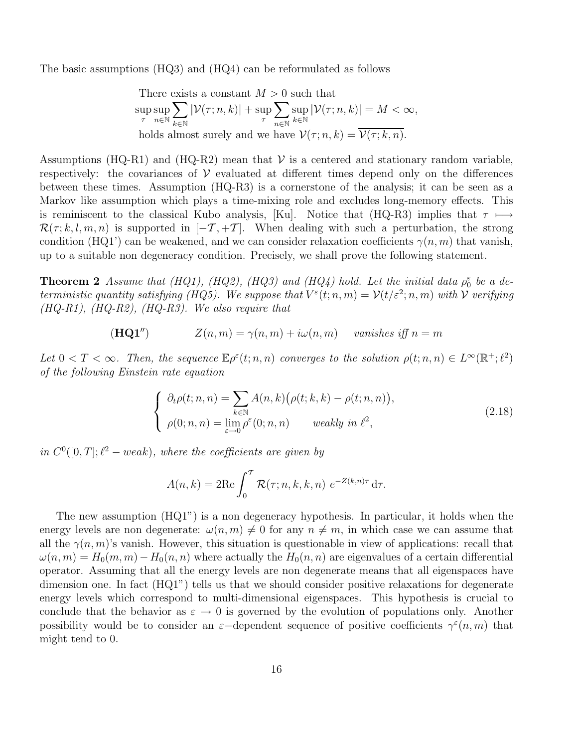The basic assumptions (HQ3) and (HQ4) can be reformulated as follows

$$
\begin{array}{l}
\text{There exists a constant } M>0 \text{ such that} \\
\displaystyle\sup_{\tau}\sup_{n\in\mathbb{N}}\sum_{k\in\mathbb{N}}|\mathcal{V}(\tau;n,k)| + \sup_{\tau}\sum_{n\in\mathbb{N}}\sup_{k\in\mathbb{N}}|\mathcal{V}(\tau;n,k)| = M < \infty, \\
\text{holds almost surely and we have } \mathcal{V}(\tau;n,k)=\overline{\mathcal{V}(\tau;k,n)}.
\end{array}
$$

Assumptions (HQ-R1) and (HQ-R2) mean that $\mathcal{V}$ is a centered and stationary random variable, respectively: the covariances of $\mathcal{V}$ evaluated at different times depend only on the differences between these times. Assumption (HQ-R3) is a cornerstone of the analysis; it can be seen as a Markov like assumption which plays a time-mixing role and excludes long-memory effects. This is reminiscent to the classical Kubo analysis, [Ku]. Notice that (HQ-R3) implies that $\tau \longmapsto \mathcal{R}(\tau;k,l,m,n)$ is supported in $[-\mathcal{T},+\mathcal{T}]$. When dealing with such a perturbation, the strong condition (HQ1') can be weakened, and we can consider relaxation coefficients $\gamma(n,m)$ that vanish, up to a suitable non degeneracy condition. Precisely, we shall prove the following statement.

**Theorem 2** *Assume that (HQ1), (HQ2), (HQ3) and (HQ4) hold. Let the initial data $\rho_0^\varepsilon$ be a deterministic quantity satisfying (HQ5). We suppose that $V^\varepsilon(t;n,m)=\mathcal{V}(t/\varepsilon^2;n,m)$ with $\mathcal{V}$ verifying (HQ-R1), (HQ-R2), (HQ-R3). We also require that*

$$
(\mathbf{HQ1''}) \qquad Z(n,m)=\gamma(n,m)+i\omega(n,m) \quad \textit{vanishes iff } n=m
$$

*Let $0<T<\infty$. Then, the sequence $\mathbb{E}\rho^\varepsilon(t;n,n)$ converges to the solution $\rho(t;n,n)\in L^\infty(\mathbb{R}^+;\ell^2)$ of the following Einstein rate equation*

$$
\left\{
\begin{array}{l}
\displaystyle \partial_t\rho(t;n,n)=\sum_{k\in\mathbb{N}}A(n,k)\big(\rho(t;k,k)-\rho(t;n,n)\big), \\
\displaystyle \rho(0;n,n)=\lim_{\varepsilon\to 0}\rho^\varepsilon(0;n,n) \qquad \textit{weakly in } \ell^2,
\end{array}
\right.
\tag{2.18}
$$

*in $C^0([0,T];\ell^2-weak)$, where the coefficients are given by*

$$
A(n,k)=2\mathrm{Re}\int_0^{\mathcal{T}}\mathcal{R}(\tau;n,k,k,n)\ e^{-Z(k,n)\tau}\,\mathrm{d}\tau.
$$

The new assumption (HQ1") is a non degeneracy hypothesis. In particular, it holds when the energy levels are non degenerate: $\omega(n,m)\neq 0$ for any $n\neq m$, in which case we can assume that all the $\gamma(n,m)$'s vanish. However, this situation is questionable in view of applications: recall that $\omega(n,m)=H_0(m,m)-H_0(n,n)$ where actually the $H_0(n,n)$ are eigenvalues of a certain differential operator. Assuming that all the energy levels are non degenerate means that all eigenspaces have dimension one. In fact (HQ1") tells us that we should consider positive relaxations for degenerate energy levels which correspond to multi-dimensional eigenspaces. This hypothesis is crucial to conclude that the behavior as $\varepsilon\to 0$ is governed by the evolution of populations only. Another possibility would be to consider an $\varepsilon-$dependent sequence of positive coefficients $\gamma^\varepsilon(n,m)$ that might tend to 0.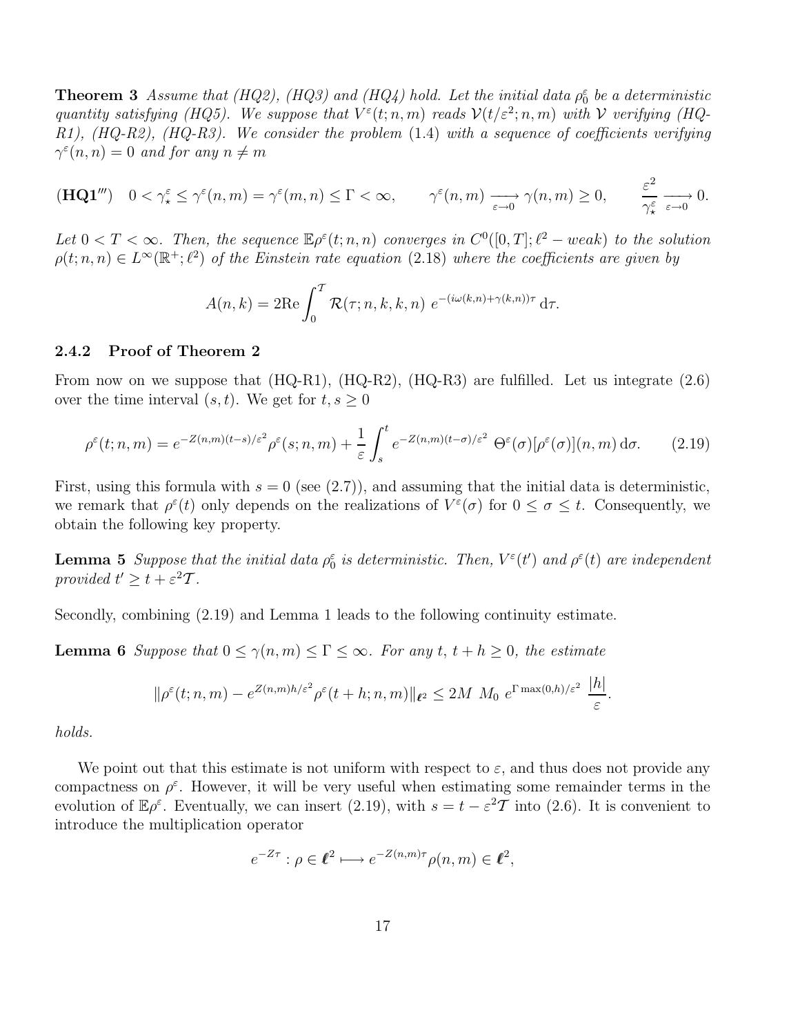**Theorem 3** *Assume that (HQ2), (HQ3) and (HQ4) hold. Let the initial data $\rho_0^\varepsilon$ be a deterministic quantity satisfying (HQ5). We suppose that $V^\varepsilon(t;n,m)$ reads $\mathcal{V}(t/\varepsilon^2;n,m)$ with $\mathcal{V}$ verifying (HQ-R1), (HQ-R2), (HQ-R3). We consider the problem* (1.4) *with a sequence of coefficients verifying $\gamma^\varepsilon(n,n)=0$ and for any $n \neq m$*

$$(\mathbf{HQ1'''}) \quad 0 < \gamma_\star^\varepsilon \leq \gamma^\varepsilon(n,m) = \gamma^\varepsilon(m,n) \leq \Gamma < \infty, \qquad \gamma^\varepsilon(n,m) \xrightarrow[\varepsilon \to 0]{} \gamma(n,m) \geq 0, \qquad \frac{\varepsilon^2}{\gamma_\star^\varepsilon} \xrightarrow[\varepsilon \to 0]{} 0.$$

*Let $0 < T < \infty$. Then, the sequence $\mathbb{E}\rho^\varepsilon(t;n,n)$ converges in $C^0([0,T];\ell^2-weak)$ to the solution $\rho(t;n,n) \in L^\infty(\mathbb{R}^+;\ell^2)$ of the Einstein rate equation* (2.18) *where the coefficients are given by*

$$A(n,k) = 2\mathrm{Re} \int_0^{\mathcal{T}} \mathcal{R}(\tau;n,k,k,n)\ e^{-(i\omega(k,n)+\gamma(k,n))\tau}\,\mathrm{d}\tau.$$

### 2.4.2 Proof of Theorem 2

From now on we suppose that (HQ-R1), (HQ-R2), (HQ-R3) are fulfilled. Let us integrate (2.6) over the time interval $(s,t)$. We get for $t, s \geq 0$

$$\rho^\varepsilon(t;n,m) = e^{-Z(n,m)(t-s)/\varepsilon^2}\rho^\varepsilon(s;n,m) + \frac{1}{\varepsilon}\int_s^t e^{-Z(n,m)(t-\sigma)/\varepsilon^2}\ \Theta^\varepsilon(\sigma)[\rho^\varepsilon(\sigma)](n,m)\,\mathrm{d}\sigma. \qquad (2.19)$$

First, using this formula with $s=0$ (see (2.7)), and assuming that the initial data is deterministic, we remark that $\rho^\varepsilon(t)$ only depends on the realizations of $V^\varepsilon(\sigma)$ for $0 \leq \sigma \leq t$. Consequently, we obtain the following key property.

**Lemma 5** *Suppose that the initial data $\rho_0^\varepsilon$ is deterministic. Then, $V^\varepsilon(t')$ and $\rho^\varepsilon(t)$ are independent provided $t' \geq t + \varepsilon^2\mathcal{T}$.*

Secondly, combining (2.19) and Lemma 1 leads to the following continuity estimate.

**Lemma 6** *Suppose that $0 \leq \gamma(n,m) \leq \Gamma \leq \infty$. For any $t$, $t+h \geq 0$, the estimate*

$$\|\rho^\varepsilon(t;n,m) - e^{Z(n,m)h/\varepsilon^2}\rho^\varepsilon(t+h;n,m)\|_{\ell^2} \leq 2M\ M_0\ e^{\Gamma\max(0,h)/\varepsilon^2}\ \frac{|h|}{\varepsilon}.$$

*holds.*

We point out that this estimate is not uniform with respect to $\varepsilon$, and thus does not provide any compactness on $\rho^\varepsilon$. However, it will be very useful when estimating some remainder terms in the evolution of $\mathbb{E}\rho^\varepsilon$. Eventually, we can insert (2.19), with $s = t - \varepsilon^2\mathcal{T}$ into (2.6). It is convenient to introduce the multiplication operator

$$e^{-Z\tau} : \rho \in \ell^2 \longmapsto e^{-Z(n,m)\tau}\rho(n,m) \in \ell^2,$$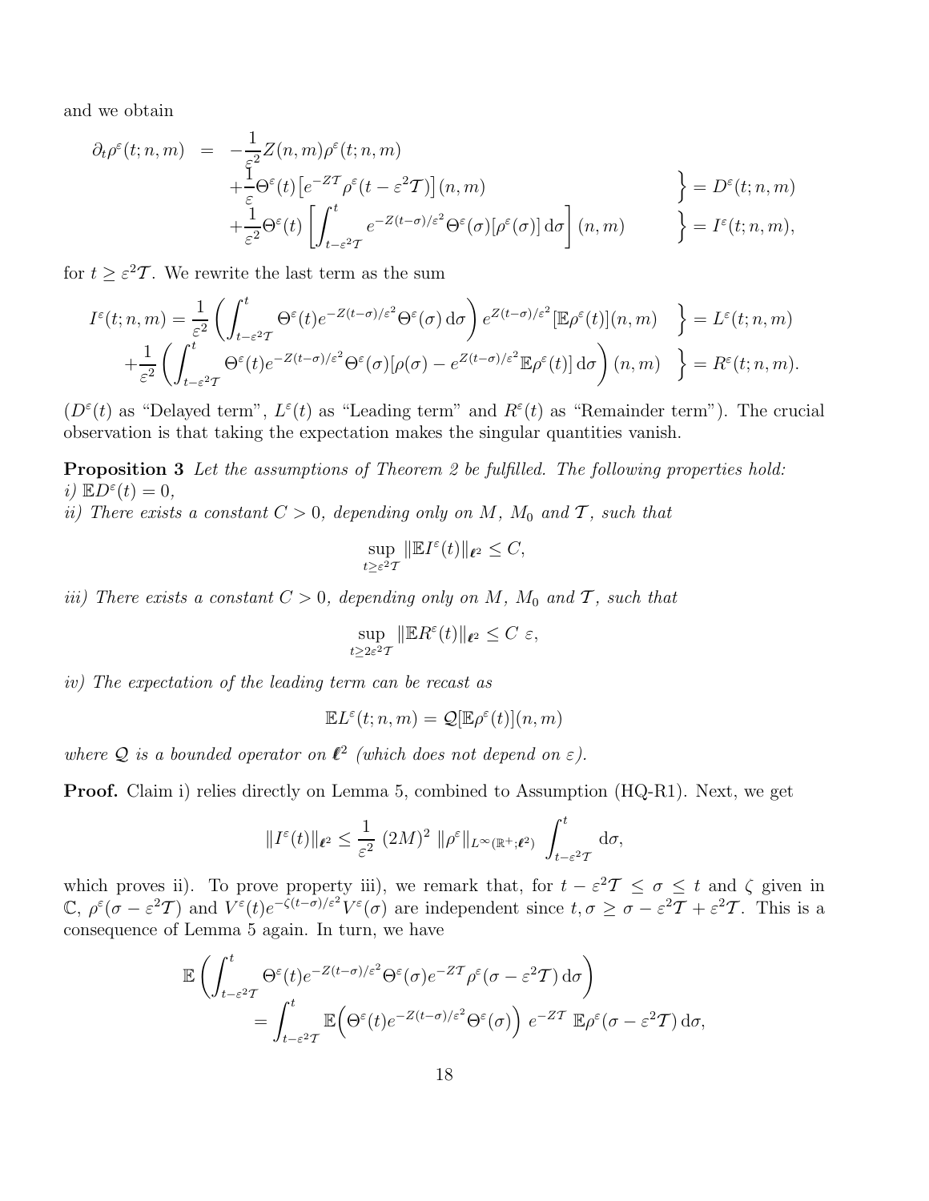and we obtain

$$
\begin{aligned}
\partial_t \rho^\varepsilon(t;n,m) &= -\frac{1}{\varepsilon^2} Z(n,m)\rho^\varepsilon(t;n,m) \\
&\quad + \frac{1}{\varepsilon}\Theta^\varepsilon(t)\left[e^{-Z\mathcal{T}}\rho^\varepsilon(t-\varepsilon^2\mathcal{T})\right](n,m) \qquad \Big\} = D^\varepsilon(t;n,m) \\
&\quad + \frac{1}{\varepsilon^2}\Theta^\varepsilon(t)\left[\int_{t-\varepsilon^2\mathcal{T}}^t e^{-Z(t-\sigma)/\varepsilon^2}\Theta^\varepsilon(\sigma)[\rho^\varepsilon(\sigma)]\,\mathrm{d}\sigma\right](n,m) \qquad \Big\} = I^\varepsilon(t;n,m),
\end{aligned}
$$

for $t \geq \varepsilon^2 \mathcal{T}$. We rewrite the last term as the sum

$$
\begin{aligned}
I^\varepsilon(t;n,m) &= \frac{1}{\varepsilon^2}\left(\int_{t-\varepsilon^2\mathcal{T}}^t \Theta^\varepsilon(t)e^{-Z(t-\sigma)/\varepsilon^2}\Theta^\varepsilon(\sigma)\,\mathrm{d}\sigma\right)e^{Z(t-\sigma)/\varepsilon^2}[\mathbb{E}\rho^\varepsilon(t)](n,m) \quad \Big\} = L^\varepsilon(t;n,m) \\
&\quad + \frac{1}{\varepsilon^2}\left(\int_{t-\varepsilon^2\mathcal{T}}^t \Theta^\varepsilon(t)e^{-Z(t-\sigma)/\varepsilon^2}\Theta^\varepsilon(\sigma)[\rho(\sigma) - e^{Z(t-\sigma)/\varepsilon^2}\mathbb{E}\rho^\varepsilon(t)]\,\mathrm{d}\sigma\right)(n,m) \quad \Big\} = R^\varepsilon(t;n,m).
\end{aligned}
$$

($D^\varepsilon(t)$ as "Delayed term", $L^\varepsilon(t)$ as "Leading term" and $R^\varepsilon(t)$ as "Remainder term"). The crucial observation is that taking the expectation makes the singular quantities vanish.

**Proposition 3** *Let the assumptions of Theorem 2 be fulfilled. The following properties hold:*
*i)* $\mathbb{E}D^\varepsilon(t) = 0$,
*ii) There exists a constant $C > 0$, depending only on $M$, $M_0$ and $\mathcal{T}$, such that*

$$
\sup_{t \geq \varepsilon^2 \mathcal{T}} \|\mathbb{E}I^\varepsilon(t)\|_{\ell^2} \leq C,
$$

*iii) There exists a constant $C > 0$, depending only on $M$, $M_0$ and $\mathcal{T}$, such that*

$$
\sup_{t \geq 2\varepsilon^2 \mathcal{T}} \|\mathbb{E}R^\varepsilon(t)\|_{\ell^2} \leq C\ \varepsilon,
$$

*iv) The expectation of the leading term can be recast as*

$$
\mathbb{E}L^\varepsilon(t;n,m) = \mathcal{Q}[\mathbb{E}\rho^\varepsilon(t)](n,m)
$$

*where $\mathcal{Q}$ is a bounded operator on $\ell^2$ (which does not depend on $\varepsilon$).*

**Proof.** Claim i) relies directly on Lemma 5, combined to Assumption (HQ-R1). Next, we get

$$
\|I^\varepsilon(t)\|_{\ell^2} \leq \frac{1}{\varepsilon^2}\ (2M)^2\ \|\rho^\varepsilon\|_{L^\infty(\mathbb{R}^+;\ell^2)}\ \int_{t-\varepsilon^2\mathcal{T}}^t \mathrm{d}\sigma,
$$

which proves ii). To prove property iii), we remark that, for $t - \varepsilon^2\mathcal{T} \leq \sigma \leq t$ and $\zeta$ given in $\mathbb{C}$, $\rho^\varepsilon(\sigma - \varepsilon^2\mathcal{T})$ and $V^\varepsilon(t)e^{-\zeta(t-\sigma)/\varepsilon^2}V^\varepsilon(\sigma)$ are independent since $t, \sigma \geq \sigma - \varepsilon^2\mathcal{T} + \varepsilon^2\mathcal{T}$. This is a consequence of Lemma 5 again. In turn, we have

$$
\begin{aligned}
&\mathbb{E}\left(\int_{t-\varepsilon^2\mathcal{T}}^t \Theta^\varepsilon(t)e^{-Z(t-\sigma)/\varepsilon^2}\Theta^\varepsilon(\sigma)e^{-Z\mathcal{T}}\rho^\varepsilon(\sigma-\varepsilon^2\mathcal{T})\,\mathrm{d}\sigma\right) \\
&\qquad = \int_{t-\varepsilon^2\mathcal{T}}^t \mathbb{E}\Big(\Theta^\varepsilon(t)e^{-Z(t-\sigma)/\varepsilon^2}\Theta^\varepsilon(\sigma)\Big)\ e^{-Z\mathcal{T}}\ \mathbb{E}\rho^\varepsilon(\sigma-\varepsilon^2\mathcal{T})\,\mathrm{d}\sigma,
\end{aligned}
$$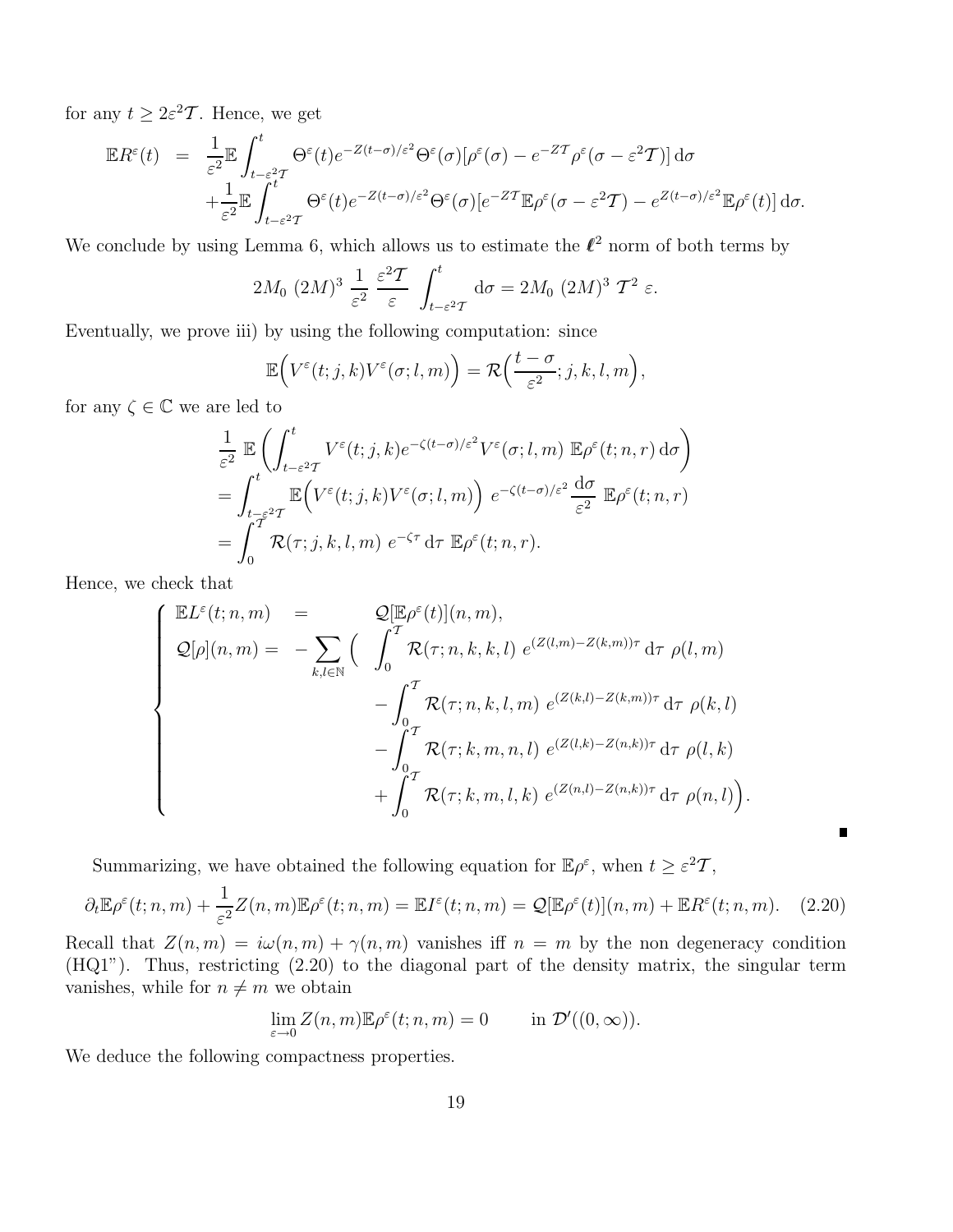for any $t \geq 2\varepsilon^2\mathcal{T}$. Hence, we get

$$
\begin{aligned}
\mathbb{E}R^\varepsilon(t) &= \frac{1}{\varepsilon^2}\mathbb{E}\int_{t-\varepsilon^2\mathcal{T}}^t \Theta^\varepsilon(t)e^{-Z(t-\sigma)/\varepsilon^2}\Theta^\varepsilon(\sigma)[\rho^\varepsilon(\sigma) - e^{-Z\mathcal{T}}\rho^\varepsilon(\sigma-\varepsilon^2\mathcal{T})]\,\mathrm{d}\sigma \\
&\quad + \frac{1}{\varepsilon^2}\mathbb{E}\int_{t-\varepsilon^2\mathcal{T}}^t \Theta^\varepsilon(t)e^{-Z(t-\sigma)/\varepsilon^2}\Theta^\varepsilon(\sigma)[e^{-Z\mathcal{T}}\mathbb{E}\rho^\varepsilon(\sigma-\varepsilon^2\mathcal{T}) - e^{Z(t-\sigma)/\varepsilon^2}\mathbb{E}\rho^\varepsilon(t)]\,\mathrm{d}\sigma.
\end{aligned}
$$

We conclude by using Lemma 6, which allows us to estimate the $\ell^2$ norm of both terms by

$$
2M_0\ (2M)^3\ \frac{1}{\varepsilon^2}\ \frac{\varepsilon^2\mathcal{T}}{\varepsilon}\ \int_{t-\varepsilon^2\mathcal{T}}^t \mathrm{d}\sigma = 2M_0\ (2M)^3\ \mathcal{T}^2\ \varepsilon.
$$

Eventually, we prove iii) by using the following computation: since

$$
\mathbb{E}\Big(V^\varepsilon(t;j,k)V^\varepsilon(\sigma;l,m)\Big) = \mathcal{R}\Big(\frac{t-\sigma}{\varepsilon^2};j,k,l,m\Big),
$$

for any $\zeta \in \mathbb{C}$ we are led to

$$
\begin{aligned}
&\frac{1}{\varepsilon^2}\ \mathbb{E}\left(\int_{t-\varepsilon^2\mathcal{T}}^t V^\varepsilon(t;j,k)e^{-\zeta(t-\sigma)/\varepsilon^2}V^\varepsilon(\sigma;l,m)\ \mathbb{E}\rho^\varepsilon(t;n,r)\,\mathrm{d}\sigma\right) \\
&= \int_{t-\varepsilon^2\mathcal{T}}^t \mathbb{E}\Big(V^\varepsilon(t;j,k)V^\varepsilon(\sigma;l,m)\Big)\ e^{-\zeta(t-\sigma)/\varepsilon^2}\,\frac{\mathrm{d}\sigma}{\varepsilon^2}\ \mathbb{E}\rho^\varepsilon(t;n,r) \\
&= \int_0^{\mathcal{T}} \mathcal{R}(\tau;j,k,l,m)\ e^{-\zeta\tau}\,\mathrm{d}\tau\ \mathbb{E}\rho^\varepsilon(t;n,r).
\end{aligned}
$$

Hence, we check that

$$
\left\{
\begin{aligned}
\mathbb{E}L^\varepsilon(t;n,m) \quad &= \quad \mathcal{Q}[\mathbb{E}\rho^\varepsilon(t)](n,m), \\
\mathcal{Q}[\rho](n,m) = \ &-\sum_{k,l\in\mathbb{N}}\Big(\ \int_0^{\mathcal{T}} \mathcal{R}(\tau;n,k,k,l)\ e^{(Z(l,m)-Z(k,m))\tau}\,\mathrm{d}\tau\ \rho(l,m) \\
&\qquad - \int_0^{\mathcal{T}} \mathcal{R}(\tau;n,k,l,m)\ e^{(Z(k,l)-Z(k,m))\tau}\,\mathrm{d}\tau\ \rho(k,l) \\
&\qquad - \int_0^{\mathcal{T}} \mathcal{R}(\tau;k,m,n,l)\ e^{(Z(l,k)-Z(n,k))\tau}\,\mathrm{d}\tau\ \rho(l,k) \\
&\qquad + \int_0^{\mathcal{T}} \mathcal{R}(\tau;k,m,l,k)\ e^{(Z(n,l)-Z(n,k))\tau}\,\mathrm{d}\tau\ \rho(n,l)\Big).
\end{aligned}
\right.
$$

■

Summarizing, we have obtained the following equation for $\mathbb{E}\rho^\varepsilon$, when $t \geq \varepsilon^2\mathcal{T}$,

$$
\partial_t\mathbb{E}\rho^\varepsilon(t;n,m) + \frac{1}{\varepsilon^2}Z(n,m)\mathbb{E}\rho^\varepsilon(t;n,m) = \mathbb{E}I^\varepsilon(t;n,m) = \mathcal{Q}[\mathbb{E}\rho^\varepsilon(t)](n,m) + \mathbb{E}R^\varepsilon(t;n,m). \quad (2.20)
$$

Recall that $Z(n,m) = i\omega(n,m) + \gamma(n,m)$ vanishes iff $n = m$ by the non degeneracy condition (HQ1"). Thus, restricting (2.20) to the diagonal part of the density matrix, the singular term vanishes, while for $n \neq m$ we obtain

$$
\lim_{\varepsilon\to 0} Z(n,m)\mathbb{E}\rho^\varepsilon(t;n,m) = 0 \qquad \text{in } \mathcal{D}'((0,\infty)).
$$

We deduce the following compactness properties.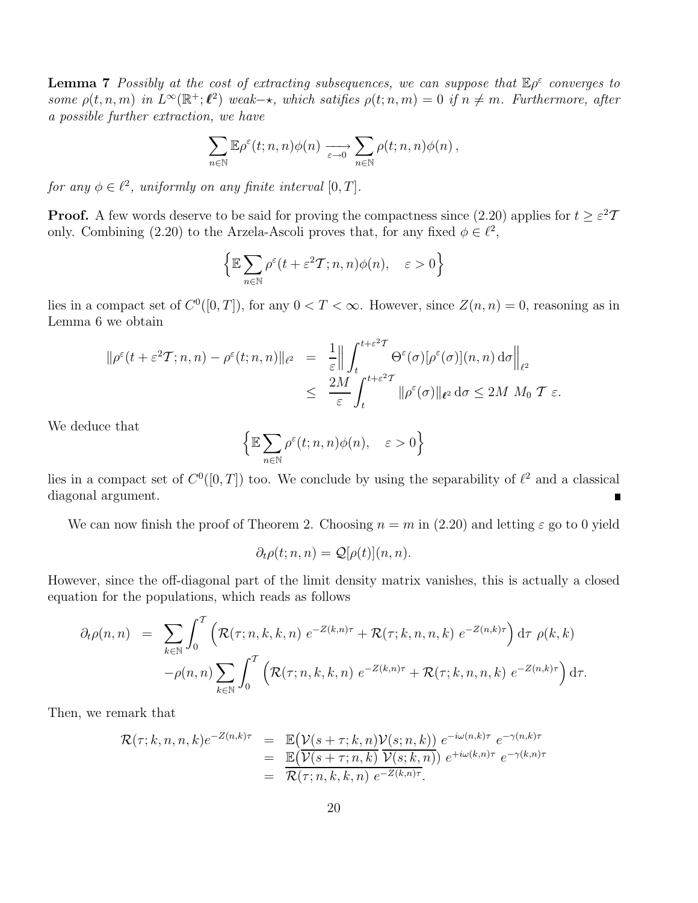**Lemma 7** *Possibly at the cost of extracting subsequences, we can suppose that $\mathbb{E}\rho^\varepsilon$ converges to some $\rho(t,n,m)$ in $L^\infty(\mathbb{R}^+;\boldsymbol{\ell}^2)$ weak$-\star$, which satifies $\rho(t;n,m)=0$ if $n\neq m$. Furthermore, after a possible further extraction, we have*

$$\sum_{n\in\mathbb{N}} \mathbb{E}\rho^\varepsilon(t;n,n)\phi(n) \underset{\varepsilon\to 0}{\longrightarrow} \sum_{n\in\mathbb{N}} \rho(t;n,n)\phi(n)\,,$$

*for any $\phi\in\ell^2$, uniformly on any finite interval $[0,T]$.*

**Proof.** A few words deserve to be said for proving the compactness since (2.20) applies for $t\geq \varepsilon^2\mathcal{T}$ only. Combining (2.20) to the Arzela-Ascoli proves that, for any fixed $\phi\in\ell^2$,

$$\Big\{\mathbb{E}\sum_{n\in\mathbb{N}} \rho^\varepsilon(t+\varepsilon^2\mathcal{T};n,n)\phi(n), \quad \varepsilon>0\Big\}$$

lies in a compact set of $C^0([0,T])$, for any $0<T<\infty$. However, since $Z(n,n)=0$, reasoning as in Lemma 6 we obtain

$$\begin{aligned}
\|\rho^\varepsilon(t+\varepsilon^2\mathcal{T};n,n)-\rho^\varepsilon(t;n,n)\|_{\ell^2} &= \frac{1}{\varepsilon}\Big\|\int_t^{t+\varepsilon^2\mathcal{T}} \Theta^\varepsilon(\sigma)[\rho^\varepsilon(\sigma)](n,n)\,\mathrm{d}\sigma\Big\|_{\ell^2}\\
&\leq \frac{2M}{\varepsilon}\int_t^{t+\varepsilon^2\mathcal{T}} \|\rho^\varepsilon(\sigma)\|_{\boldsymbol{\ell}^2}\,\mathrm{d}\sigma \leq 2M\ M_0\ \mathcal{T}\ \varepsilon.
\end{aligned}$$

We deduce that

$$\Big\{\mathbb{E}\sum_{n\in\mathbb{N}} \rho^\varepsilon(t;n,n)\phi(n), \quad \varepsilon>0\Big\}$$

lies in a compact set of $C^0([0,T])$ too. We conclude by using the separability of $\ell^2$ and a classical diagonal argument. ∎

We can now finish the proof of Theorem 2. Choosing $n=m$ in (2.20) and letting $\varepsilon$ go to 0 yield

$$\partial_t\rho(t;n,n) = \mathcal{Q}[\rho(t)](n,n).$$

However, since the off-diagonal part of the limit density matrix vanishes, this is actually a closed equation for the populations, which reads as follows

$$\begin{aligned}
\partial_t\rho(n,n) &= \sum_{k\in\mathbb{N}}\int_0^{\mathcal{T}}\Big(\mathcal{R}(\tau;n,k,k,n)\ e^{-Z(k,n)\tau} + \mathcal{R}(\tau;k,n,n,k)\ e^{-Z(n,k)\tau}\Big)\,\mathrm{d}\tau\ \rho(k,k)\\
&\quad -\rho(n,n)\sum_{k\in\mathbb{N}}\int_0^{\mathcal{T}}\Big(\mathcal{R}(\tau;n,k,k,n)\ e^{-Z(k,n)\tau} + \mathcal{R}(\tau;k,n,n,k)\ e^{-Z(n,k)\tau}\Big)\,\mathrm{d}\tau.
\end{aligned}$$

Then, we remark that

$$\begin{aligned}
\mathcal{R}(\tau;k,n,n,k)e^{-Z(n,k)\tau} &= \mathbb{E}\big(\mathcal{V}(s+\tau;k,n)\mathcal{V}(s;n,k)\big)\ e^{-i\omega(n,k)\tau}\ e^{-\gamma(n,k)\tau}\\
&= \mathbb{E}\big(\overline{\mathcal{V}(s+\tau;n,k)}\ \overline{\mathcal{V}(s;k,n)}\big)\ e^{+i\omega(k,n)\tau}\ e^{-\gamma(k,n)\tau}\\
&= \overline{\mathcal{R}(\tau;n,k,k,n)\ e^{-Z(k,n)\tau}}.
\end{aligned}$$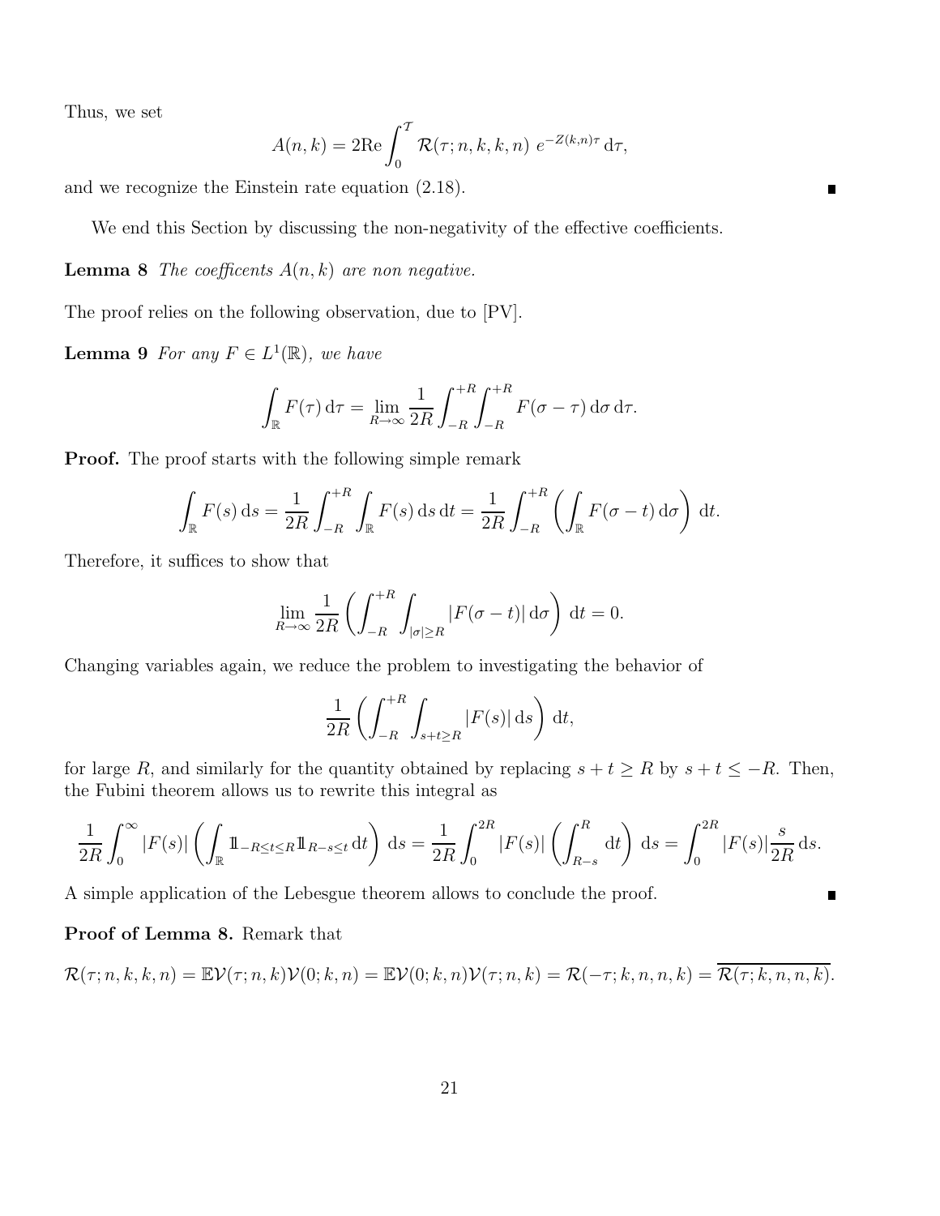Thus, we set

$$A(n,k) = 2\mathrm{Re} \int_0^{\mathcal{T}} \mathcal{R}(\tau; n, k, k, n)\ e^{-Z(k,n)\tau} \,\mathrm{d}\tau,$$

and we recognize the Einstein rate equation (2.18). ∎

We end this Section by discussing the non-negativity of the effective coefficients.

**Lemma 8** *The coefficents $A(n,k)$ are non negative.*

The proof relies on the following observation, due to [PV].

**Lemma 9** *For any $F \in L^1(\mathbb{R})$, we have*

$$\int_{\mathbb{R}} F(\tau)\,\mathrm{d}\tau = \lim_{R\to\infty} \frac{1}{2R} \int_{-R}^{+R} \int_{-R}^{+R} F(\sigma - \tau)\,\mathrm{d}\sigma\,\mathrm{d}\tau.$$

**Proof.** The proof starts with the following simple remark

$$\int_{\mathbb{R}} F(s)\,\mathrm{d}s = \frac{1}{2R}\int_{-R}^{+R}\int_{\mathbb{R}} F(s)\,\mathrm{d}s\,\mathrm{d}t = \frac{1}{2R}\int_{-R}^{+R}\left(\int_{\mathbb{R}} F(\sigma - t)\,\mathrm{d}\sigma\right)\,\mathrm{d}t.$$

Therefore, it suffices to show that

$$\lim_{R\to\infty}\frac{1}{2R}\left(\int_{-R}^{+R}\int_{|\sigma|\geq R} |F(\sigma - t)|\,\mathrm{d}\sigma\right)\,\mathrm{d}t = 0.$$

Changing variables again, we reduce the problem to investigating the behavior of

$$\frac{1}{2R}\left(\int_{-R}^{+R}\int_{s+t\geq R} |F(s)|\,\mathrm{d}s\right)\,\mathrm{d}t,$$

for large $R$, and similarly for the quantity obtained by replacing $s+t \geq R$ by $s+t \leq -R$. Then, the Fubini theorem allows us to rewrite this integral as

$$\frac{1}{2R}\int_0^{\infty}|F(s)|\left(\int_{\mathbb{R}} \mathbb{1}_{-R\leq t\leq R}\mathbb{1}_{R-s\leq t}\,\mathrm{d}t\right)\,\mathrm{d}s = \frac{1}{2R}\int_0^{2R}|F(s)|\left(\int_{R-s}^{R}\mathrm{d}t\right)\,\mathrm{d}s = \int_0^{2R}|F(s)|\frac{s}{2R}\,\mathrm{d}s.$$

A simple application of the Lebesgue theorem allows to conclude the proof. ∎

**Proof of Lemma 8.** Remark that

$$\mathcal{R}(\tau; n, k, k, n) = \mathbb{E}\mathcal{V}(\tau; n, k)\mathcal{V}(0; k, n) = \mathbb{E}\mathcal{V}(0; k, n)\mathcal{V}(\tau; n, k) = \mathcal{R}(-\tau; k, n, n, k) = \overline{\mathcal{R}(\tau; k, n, n, k)}.$$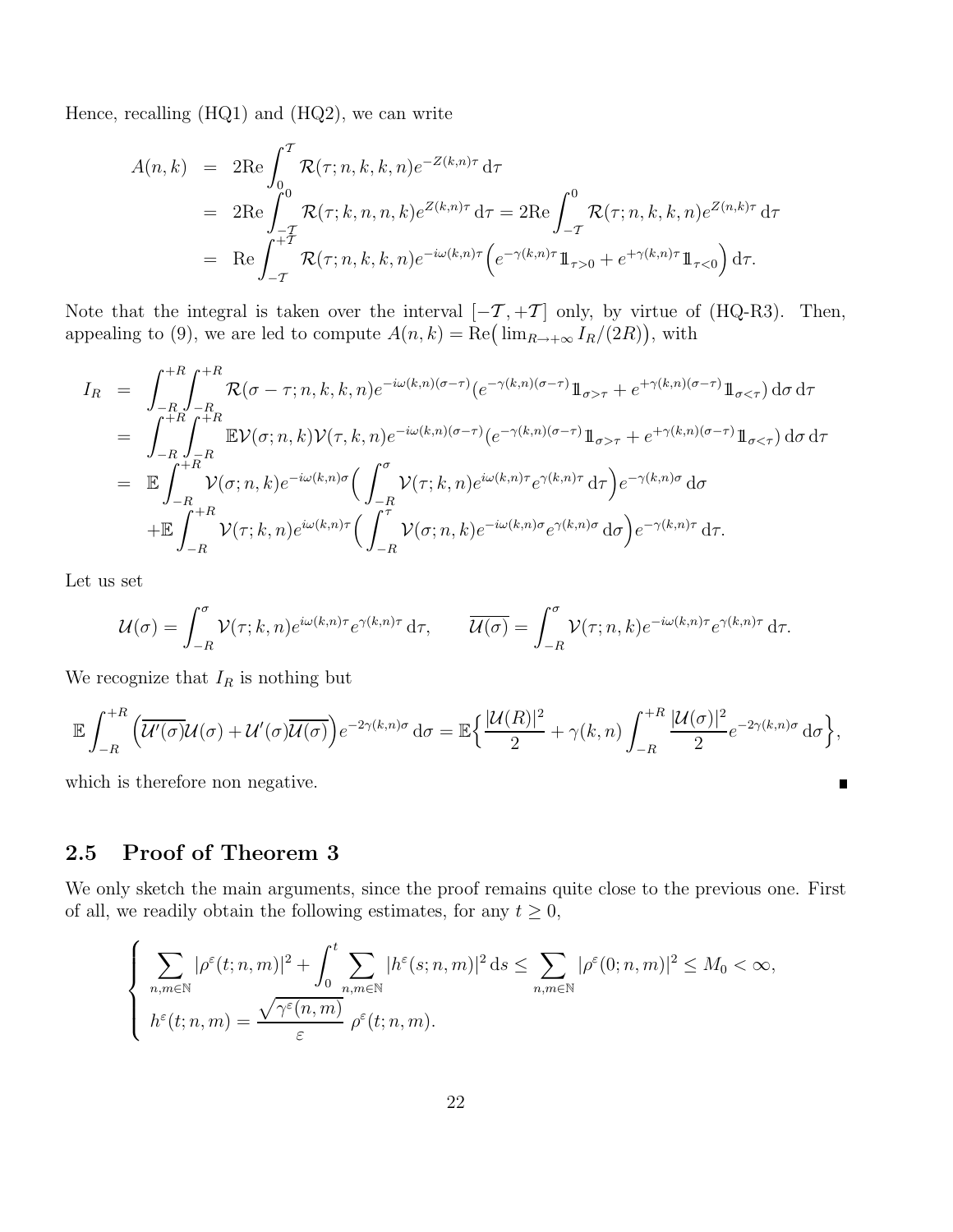Hence, recalling (HQ1) and (HQ2), we can write

$$
\begin{aligned}
A(n,k) &= 2\mathrm{Re}\int_0^{\mathcal{T}} \mathcal{R}(\tau;n,k,k,n)e^{-Z(k,n)\tau}\,\mathrm{d}\tau \\
&= 2\mathrm{Re}\int_{-\mathcal{T}}^{0} \mathcal{R}(\tau;k,n,n,k)e^{Z(k,n)\tau}\,\mathrm{d}\tau = 2\mathrm{Re}\int_{-\mathcal{T}}^{0} \mathcal{R}(\tau;n,k,k,n)e^{Z(n,k)\tau}\,\mathrm{d}\tau \\
&= \mathrm{Re}\int_{-\mathcal{T}}^{+\mathcal{T}} \mathcal{R}(\tau;n,k,k,n)e^{-i\omega(k,n)\tau}\Big(e^{-\gamma(k,n)\tau}\mathbb{1}_{\tau>0} + e^{+\gamma(k,n)\tau}\mathbb{1}_{\tau<0}\Big)\,\mathrm{d}\tau.
\end{aligned}
$$

Note that the integral is taken over the interval $[-\mathcal{T},+\mathcal{T}]$ only, by virtue of (HQ-R3). Then, appealing to (9), we are led to compute $A(n,k) = \mathrm{Re}\big(\lim_{R\to+\infty} I_R/(2R)\big)$, with

$$
\begin{aligned}
I_R &= \int_{-R}^{+R}\int_{-R}^{+R} \mathcal{R}(\sigma-\tau;n,k,k,n)e^{-i\omega(k,n)(\sigma-\tau)}\big(e^{-\gamma(k,n)(\sigma-\tau)}\mathbb{1}_{\sigma>\tau} + e^{+\gamma(k,n)(\sigma-\tau)}\mathbb{1}_{\sigma<\tau}\big)\,\mathrm{d}\sigma\,\mathrm{d}\tau \\
&= \int_{-R}^{+R}\int_{-R}^{+R} \mathbb{E}\mathcal{V}(\sigma;n,k)\mathcal{V}(\tau,k,n)e^{-i\omega(k,n)(\sigma-\tau)}\big(e^{-\gamma(k,n)(\sigma-\tau)}\mathbb{1}_{\sigma>\tau} + e^{+\gamma(k,n)(\sigma-\tau)}\mathbb{1}_{\sigma<\tau}\big)\,\mathrm{d}\sigma\,\mathrm{d}\tau \\
&= \mathbb{E}\int_{-R}^{+R} \mathcal{V}(\sigma;n,k)e^{-i\omega(k,n)\sigma}\Big(\int_{-R}^{\sigma} \mathcal{V}(\tau;k,n)e^{i\omega(k,n)\tau}e^{\gamma(k,n)\tau}\,\mathrm{d}\tau\Big)e^{-\gamma(k,n)\sigma}\,\mathrm{d}\sigma \\
&\quad +\mathbb{E}\int_{-R}^{+R} \mathcal{V}(\tau;k,n)e^{i\omega(k,n)\tau}\Big(\int_{-R}^{\tau} \mathcal{V}(\sigma;n,k)e^{-i\omega(k,n)\sigma}e^{\gamma(k,n)\sigma}\,\mathrm{d}\sigma\Big)e^{-\gamma(k,n)\tau}\,\mathrm{d}\tau.
\end{aligned}
$$

Let us set

$$
\mathcal{U}(\sigma) = \int_{-R}^{\sigma} \mathcal{V}(\tau;k,n)e^{i\omega(k,n)\tau}e^{\gamma(k,n)\tau}\,\mathrm{d}\tau, \qquad \overline{\mathcal{U}(\sigma)} = \int_{-R}^{\sigma} \mathcal{V}(\tau;n,k)e^{-i\omega(k,n)\tau}e^{\gamma(k,n)\tau}\,\mathrm{d}\tau.
$$

We recognize that $I_R$ is nothing but

$$
\mathbb{E}\int_{-R}^{+R} \Big(\overline{\mathcal{U}'(\sigma)}\mathcal{U}(\sigma) + \mathcal{U}'(\sigma)\overline{\mathcal{U}(\sigma)}\Big)e^{-2\gamma(k,n)\sigma}\,\mathrm{d}\sigma = \mathbb{E}\Big\{\frac{|\mathcal{U}(R)|^2}{2} + \gamma(k,n)\int_{-R}^{+R} \frac{|\mathcal{U}(\sigma)|^2}{2}e^{-2\gamma(k,n)\sigma}\,\mathrm{d}\sigma\Big\},
$$

which is therefore non negative. ∎

## 2.5 Proof of Theorem 3

We only sketch the main arguments, since the proof remains quite close to the previous one. First of all, we readily obtain the following estimates, for any $t \geq 0$,

$$
\left\{
\begin{array}{l}
\displaystyle\sum_{n,m\in\mathbb{N}} |\rho^\varepsilon(t;n,m)|^2 + \int_0^t \sum_{n,m\in\mathbb{N}} |h^\varepsilon(s;n,m)|^2\,\mathrm{d}s \leq \sum_{n,m\in\mathbb{N}} |\rho^\varepsilon(0;n,m)|^2 \leq M_0 < \infty, \\
\displaystyle h^\varepsilon(t;n,m) = \frac{\sqrt{\gamma^\varepsilon(n,m)}}{\varepsilon}\,\rho^\varepsilon(t;n,m).
\end{array}
\right.
$$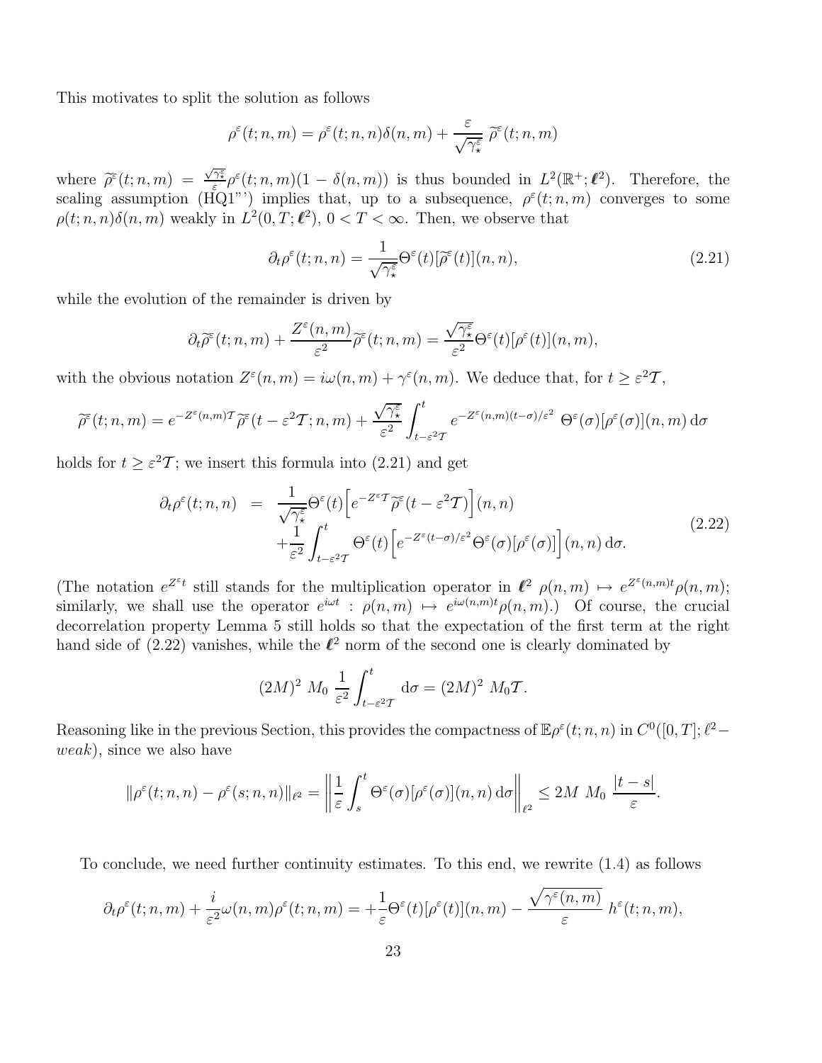This motivates to split the solution as follows

$$\rho^\varepsilon(t;n,m) = \rho^\varepsilon(t;n,n)\delta(n,m) + \frac{\varepsilon}{\sqrt{\gamma_\star^\varepsilon}}\ \widetilde{\rho}^\varepsilon(t;n,m)$$

where $\widetilde{\rho}^\varepsilon(t;n,m) = \frac{\sqrt{\gamma_\star^\varepsilon}}{\varepsilon}\rho^\varepsilon(t;n,m)(1-\delta(n,m))$ is thus bounded in $L^2(\mathbb{R}^+;\boldsymbol{\ell}^2)$. Therefore, the scaling assumption (HQ1"') implies that, up to a subsequence, $\rho^\varepsilon(t;n,m)$ converges to some $\rho(t;n,n)\delta(n,m)$ weakly in $L^2(0,T;\boldsymbol{\ell}^2)$, $0<T<\infty$. Then, we observe that

$$\partial_t \rho^\varepsilon(t;n,n) = \frac{1}{\sqrt{\gamma_\star^\varepsilon}}\Theta^\varepsilon(t)[\widetilde{\rho}^\varepsilon(t)](n,n), \tag{2.21}$$

while the evolution of the remainder is driven by

$$\partial_t \widetilde{\rho}^\varepsilon(t;n,m) + \frac{Z^\varepsilon(n,m)}{\varepsilon^2}\widetilde{\rho}^\varepsilon(t;n,m) = \frac{\sqrt{\gamma_\star^\varepsilon}}{\varepsilon^2}\Theta^\varepsilon(t)[\rho^\varepsilon(t)](n,m),$$

with the obvious notation $Z^\varepsilon(n,m) = i\omega(n,m) + \gamma^\varepsilon(n,m)$. We deduce that, for $t \geq \varepsilon^2\mathcal{T}$,

$$\widetilde{\rho}^\varepsilon(t;n,m) = e^{-Z^\varepsilon(n,m)\mathcal{T}}\widetilde{\rho}^\varepsilon(t-\varepsilon^2\mathcal{T};n,m) + \frac{\sqrt{\gamma_\star^\varepsilon}}{\varepsilon^2}\int_{t-\varepsilon^2\mathcal{T}}^t e^{-Z^\varepsilon(n,m)(t-\sigma)/\varepsilon^2}\ \Theta^\varepsilon(\sigma)[\rho^\varepsilon(\sigma)](n,m)\,\mathrm{d}\sigma$$

holds for $t \geq \varepsilon^2\mathcal{T}$; we insert this formula into (2.21) and get

$$\begin{aligned}
\partial_t \rho^\varepsilon(t;n,n) &= \frac{1}{\sqrt{\gamma_\star^\varepsilon}}\Theta^\varepsilon(t)\Big[e^{-Z^\varepsilon\mathcal{T}}\widetilde{\rho}^\varepsilon(t-\varepsilon^2\mathcal{T})\Big](n,n) \\
&\quad + \frac{1}{\varepsilon^2}\int_{t-\varepsilon^2\mathcal{T}}^t \Theta^\varepsilon(t)\Big[e^{-Z^\varepsilon(t-\sigma)/\varepsilon^2}\Theta^\varepsilon(\sigma)[\rho^\varepsilon(\sigma)]\Big](n,n)\,\mathrm{d}\sigma.
\end{aligned} \tag{2.22}$$

(The notation $e^{Z^\varepsilon t}$ still stands for the multiplication operator in $\boldsymbol{\ell}^2$ $\rho(n,m) \mapsto e^{Z^\varepsilon(n,m)t}\rho(n,m)$; similarly, we shall use the operator $e^{i\omega t} : \rho(n,m) \mapsto e^{i\omega(n,m)t}\rho(n,m)$.) Of course, the crucial decorrelation property Lemma 5 still holds so that the expectation of the first term at the right hand side of (2.22) vanishes, while the $\boldsymbol{\ell}^2$ norm of the second one is clearly dominated by

$$(2M)^2\ M_0\ \frac{1}{\varepsilon^2}\int_{t-\varepsilon^2\mathcal{T}}^t \mathrm{d}\sigma = (2M)^2\ M_0\mathcal{T}.$$

Reasoning like in the previous Section, this provides the compactness of $\mathbb{E}\rho^\varepsilon(t;n,n)$ in $C^0([0,T];\ell^2-$ *weak*), since we also have

$$\|\rho^\varepsilon(t;n,n) - \rho^\varepsilon(s;n,n)\|_{\ell^2} = \left\|\frac{1}{\varepsilon}\int_s^t \Theta^\varepsilon(\sigma)[\rho^\varepsilon(\sigma)](n,n)\,\mathrm{d}\sigma\right\|_{\ell^2} \leq 2M\ M_0\ \frac{|t-s|}{\varepsilon}.$$

To conclude, we need further continuity estimates. To this end, we rewrite (1.4) as follows

$$\partial_t \rho^\varepsilon(t;n,m) + \frac{i}{\varepsilon^2}\omega(n,m)\rho^\varepsilon(t;n,m) = +\frac{1}{\varepsilon}\Theta^\varepsilon(t)[\rho^\varepsilon(t)](n,m) - \frac{\sqrt{\gamma^\varepsilon(n,m)}}{\varepsilon}\ h^\varepsilon(t;n,m),$$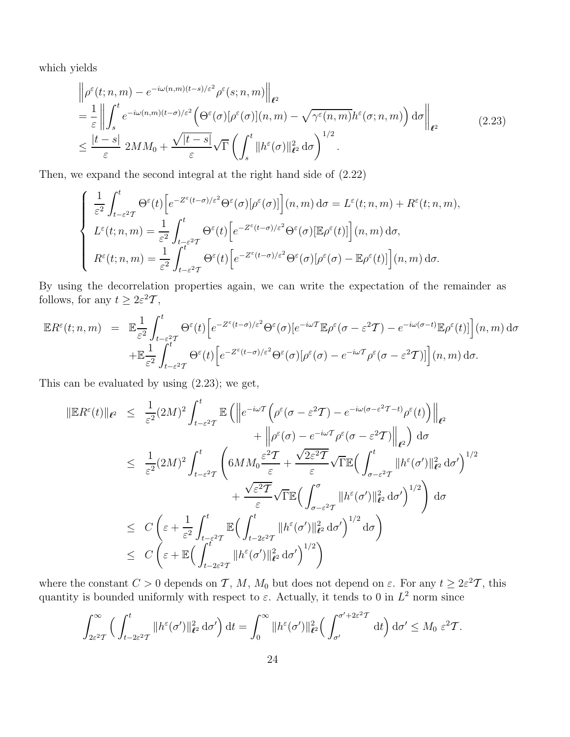which yields

$$
\begin{aligned}
&\left\| \rho^\varepsilon(t;n,m) - e^{-i\omega(n,m)(t-s)/\varepsilon^2}\rho^\varepsilon(s;n,m) \right\|_{\boldsymbol{\ell}^2} \\
&= \frac{1}{\varepsilon}\left\| \int_s^t e^{-i\omega(n,m)(t-\sigma)/\varepsilon^2}\Big(\Theta^\varepsilon(\sigma)[\rho^\varepsilon(\sigma)](n,m) - \sqrt{\gamma^\varepsilon(n,m)}h^\varepsilon(\sigma;n,m)\Big)\,\mathrm{d}\sigma \right\|_{\boldsymbol{\ell}^2} \\
&\leq \frac{|t-s|}{\varepsilon}\ 2MM_0 + \frac{\sqrt{|t-s|}}{\varepsilon}\sqrt{\Gamma}\left(\int_s^t \|h^\varepsilon(\sigma)\|^2_{\boldsymbol{\ell}^2}\,\mathrm{d}\sigma\right)^{1/2}.
\end{aligned}
\tag{2.23}
$$

Then, we expand the second integral at the right hand side of (2.22)

$$
\left\{
\begin{aligned}
&\frac{1}{\varepsilon^2}\int_{t-\varepsilon^2\mathcal{T}}^t \Theta^\varepsilon(t)\Big[e^{-Z^\varepsilon(t-\sigma)/\varepsilon^2}\Theta^\varepsilon(\sigma)[\rho^\varepsilon(\sigma)]\Big](n,m)\,\mathrm{d}\sigma = L^\varepsilon(t;n,m) + R^\varepsilon(t;n,m),\\
&L^\varepsilon(t;n,m) = \frac{1}{\varepsilon^2}\int_{t-\varepsilon^2\mathcal{T}}^t \Theta^\varepsilon(t)\Big[e^{-Z^\varepsilon(t-\sigma)/\varepsilon^2}\Theta^\varepsilon(\sigma)[\mathbb{E}\rho^\varepsilon(t)]\Big](n,m)\,\mathrm{d}\sigma,\\
&R^\varepsilon(t;n,m) = \frac{1}{\varepsilon^2}\int_{t-\varepsilon^2\mathcal{T}}^t \Theta^\varepsilon(t)\Big[e^{-Z^\varepsilon(t-\sigma)/\varepsilon^2}\Theta^\varepsilon(\sigma)[\rho^\varepsilon(\sigma)-\mathbb{E}\rho^\varepsilon(t)]\Big](n,m)\,\mathrm{d}\sigma.
\end{aligned}
\right.
$$

By using the decorrelation properties again, we can write the expectation of the remainder as follows, for any $t \geq 2\varepsilon^2\mathcal{T}$,

$$
\begin{aligned}
\mathbb{E}R^\varepsilon(t;n,m) &= \mathbb{E}\frac{1}{\varepsilon^2}\int_{t-\varepsilon^2\mathcal{T}}^t \Theta^\varepsilon(t)\Big[e^{-Z^\varepsilon(t-\sigma)/\varepsilon^2}\Theta^\varepsilon(\sigma)[e^{-i\omega\mathcal{T}}\mathbb{E}\rho^\varepsilon(\sigma-\varepsilon^2\mathcal{T}) - e^{-i\omega(\sigma-t)}\mathbb{E}\rho^\varepsilon(t)]\Big](n,m)\,\mathrm{d}\sigma\\
&\quad + \mathbb{E}\frac{1}{\varepsilon^2}\int_{t-\varepsilon^2\mathcal{T}}^t \Theta^\varepsilon(t)\Big[e^{-Z^\varepsilon(t-\sigma)/\varepsilon^2}\Theta^\varepsilon(\sigma)[\rho^\varepsilon(\sigma) - e^{-i\omega\mathcal{T}}\rho^\varepsilon(\sigma-\varepsilon^2\mathcal{T})]\Big](n,m)\,\mathrm{d}\sigma.
\end{aligned}
$$

This can be evaluated by using (2.23); we get,

$$
\begin{aligned}
\|\mathbb{E}R^\varepsilon(t)\|_{\boldsymbol{\ell}^2} &\leq \frac{1}{\varepsilon^2}(2M)^2\int_{t-\varepsilon^2\mathcal{T}}^t \mathbb{E}\Big(\Big\|e^{-i\omega\mathcal{T}}\Big(\rho^\varepsilon(\sigma-\varepsilon^2\mathcal{T}) - e^{-i\omega(\sigma-\varepsilon^2\mathcal{T}-t)}\rho^\varepsilon(t)\Big)\Big\|_{\boldsymbol{\ell}^2}\\
&\qquad\qquad + \Big\|\rho^\varepsilon(\sigma) - e^{-i\omega\mathcal{T}}\rho^\varepsilon(\sigma-\varepsilon^2\mathcal{T})\Big\|_{\boldsymbol{\ell}^2}\Big)\,\mathrm{d}\sigma\\
&\leq \frac{1}{\varepsilon^2}(2M)^2\int_{t-\varepsilon^2\mathcal{T}}^t \Bigg(6MM_0\frac{\varepsilon^2\mathcal{T}}{\varepsilon} + \frac{\sqrt{2\varepsilon^2\mathcal{T}}}{\varepsilon}\sqrt{\Gamma}\,\mathbb{E}\Big(\int_{\sigma-\varepsilon^2\mathcal{T}}^t \|h^\varepsilon(\sigma')\|^2_{\boldsymbol{\ell}^2}\,\mathrm{d}\sigma'\Big)^{1/2}\\
&\qquad\qquad + \frac{\sqrt{\varepsilon^2\mathcal{T}}}{\varepsilon}\sqrt{\Gamma}\,\mathbb{E}\Big(\int_{\sigma-\varepsilon^2\mathcal{T}}^\sigma \|h^\varepsilon(\sigma')\|^2_{\boldsymbol{\ell}^2}\,\mathrm{d}\sigma'\Big)^{1/2}\Bigg)\,\mathrm{d}\sigma\\
&\leq C\left(\varepsilon + \frac{1}{\varepsilon^2}\int_{t-\varepsilon^2\mathcal{T}}^t \mathbb{E}\Big(\int_{t-2\varepsilon^2\mathcal{T}}^t \|h^\varepsilon(\sigma')\|^2_{\boldsymbol{\ell}^2}\,\mathrm{d}\sigma'\Big)^{1/2}\mathrm{d}\sigma\right)\\
&\leq C\left(\varepsilon + \mathbb{E}\Big(\int_{t-2\varepsilon^2\mathcal{T}}^t \|h^\varepsilon(\sigma')\|^2_{\boldsymbol{\ell}^2}\,\mathrm{d}\sigma'\Big)^{1/2}\right)
\end{aligned}
$$

where the constant $C > 0$ depends on $\mathcal{T}$, $M$, $M_0$ but does not depend on $\varepsilon$. For any $t \geq 2\varepsilon^2\mathcal{T}$, this quantity is bounded uniformly with respect to $\varepsilon$. Actually, it tends to 0 in $L^2$ norm since

$$
\int_{2\varepsilon^2\mathcal{T}}^\infty \Big(\int_{t-2\varepsilon^2\mathcal{T}}^t \|h^\varepsilon(\sigma')\|^2_{\boldsymbol{\ell}^2}\,\mathrm{d}\sigma'\Big)\,\mathrm{d}t = \int_0^\infty \|h^\varepsilon(\sigma')\|^2_{\boldsymbol{\ell}^2}\Big(\int_{\sigma'}^{\sigma'+2\varepsilon^2\mathcal{T}}\,\mathrm{d}t\Big)\,\mathrm{d}\sigma' \leq M_0\ \varepsilon^2\mathcal{T}.
$$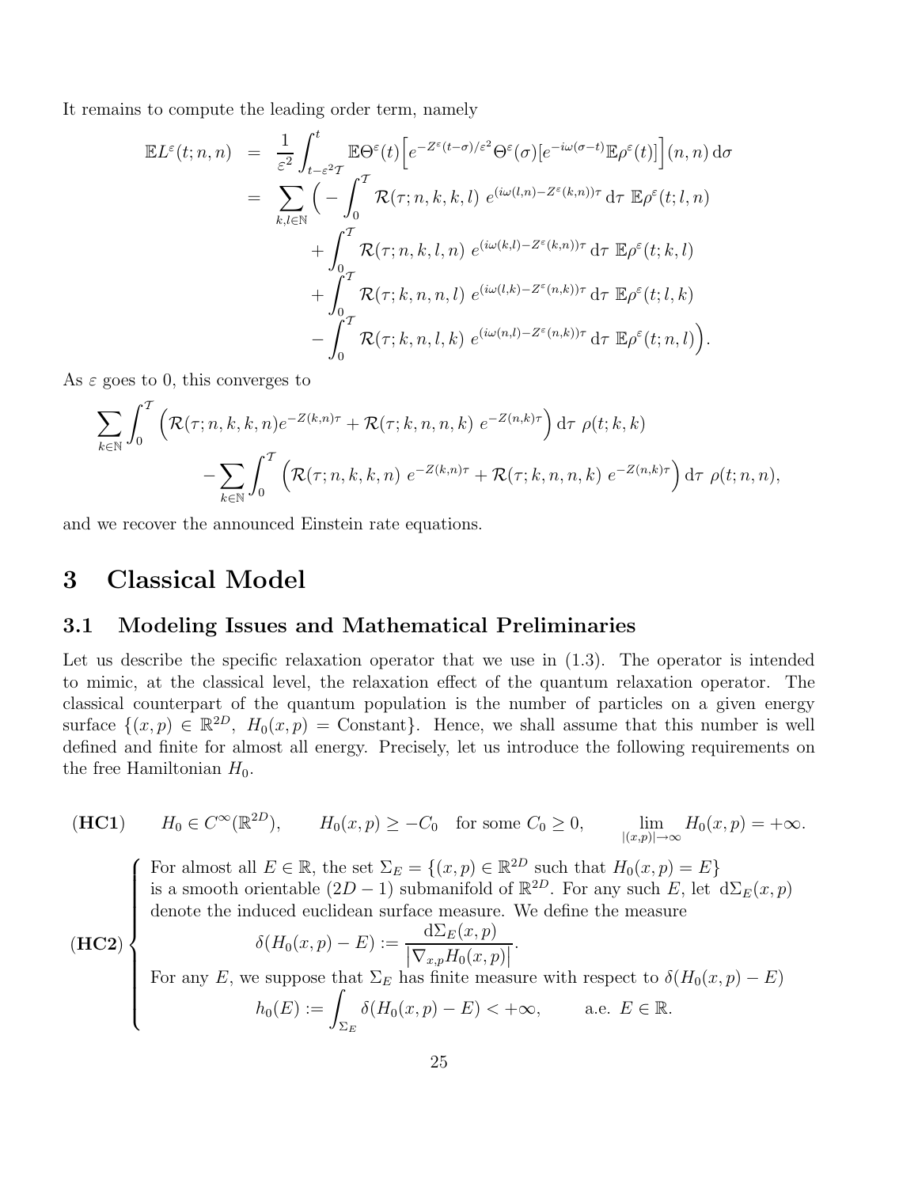It remains to compute the leading order term, namely

$$
\begin{aligned}
\mathbb{E}L^\varepsilon(t;n,n) &= \frac{1}{\varepsilon^2}\int_{t-\varepsilon^2\mathcal{T}}^t \mathbb{E}\Theta^\varepsilon(t)\Big[e^{-Z^\varepsilon(t-\sigma)/\varepsilon^2}\Theta^\varepsilon(\sigma)[e^{-i\omega(\sigma-t)}\mathbb{E}\rho^\varepsilon(t)]\Big](n,n)\,\mathrm{d}\sigma \\
&= \sum_{k,l\in\mathbb{N}}\Big(-\int_0^{\mathcal{T}}\mathcal{R}(\tau;n,k,k,l)\;e^{(i\omega(l,n)-Z^\varepsilon(k,n))\tau}\,\mathrm{d}\tau\;\mathbb{E}\rho^\varepsilon(t;l,n) \\
&\qquad +\int_0^{\mathcal{T}}\mathcal{R}(\tau;n,k,l,n)\;e^{(i\omega(k,l)-Z^\varepsilon(k,n))\tau}\,\mathrm{d}\tau\;\mathbb{E}\rho^\varepsilon(t;k,l) \\
&\qquad +\int_0^{\mathcal{T}}\mathcal{R}(\tau;k,n,n,l)\;e^{(i\omega(l,k)-Z^\varepsilon(n,k))\tau}\,\mathrm{d}\tau\;\mathbb{E}\rho^\varepsilon(t;l,k) \\
&\qquad -\int_0^{\mathcal{T}}\mathcal{R}(\tau;k,n,l,k)\;e^{(i\omega(n,l)-Z^\varepsilon(n,k))\tau}\,\mathrm{d}\tau\;\mathbb{E}\rho^\varepsilon(t;n,l)\Big).
\end{aligned}
$$

As $\varepsilon$ goes to 0, this converges to

$$
\begin{aligned}
&\sum_{k\in\mathbb{N}}\int_0^{\mathcal{T}}\Big(\mathcal{R}(\tau;n,k,k,n)e^{-Z(k,n)\tau}+\mathcal{R}(\tau;k,n,n,k)\;e^{-Z(n,k)\tau}\Big)\,\mathrm{d}\tau\;\rho(t;k,k) \\
&\qquad -\sum_{k\in\mathbb{N}}\int_0^{\mathcal{T}}\Big(\mathcal{R}(\tau;n,k,k,n)\;e^{-Z(k,n)\tau}+\mathcal{R}(\tau;k,n,n,k)\;e^{-Z(n,k)\tau}\Big)\,\mathrm{d}\tau\;\rho(t;n,n),
\end{aligned}
$$

and we recover the announced Einstein rate equations.

# 3 Classical Model

## 3.1 Modeling Issues and Mathematical Preliminaries

Let us describe the specific relaxation operator that we use in (1.3). The operator is intended to mimic, at the classical level, the relaxation effect of the quantum relaxation operator. The classical counterpart of the quantum population is the number of particles on a given energy surface $\{(x,p)\in\mathbb{R}^{2D},\ H_0(x,p)=\text{Constant}\}$. Hence, we shall assume that this number is well defined and finite for almost all energy. Precisely, let us introduce the following requirements on the free Hamiltonian $H_0$.

**(HC1)** $\qquad H_0\in C^\infty(\mathbb{R}^{2D}),\qquad H_0(x,p)\geq -C_0\quad\text{for some } C_0\geq 0,\qquad \lim_{|(x,p)|\to\infty}H_0(x,p)=+\infty.$

**(HC2)**
For almost all $E\in\mathbb{R}$, the set $\Sigma_E=\{(x,p)\in\mathbb{R}^{2D}$ such that $H_0(x,p)=E\}$ is a smooth orientable $(2D-1)$ submanifold of $\mathbb{R}^{2D}$. For any such $E$, let $\mathrm{d}\Sigma_E(x,p)$ denote the induced euclidean surface measure. We define the measure

$$
\delta(H_0(x,p)-E):=\frac{\mathrm{d}\Sigma_E(x,p)}{\big|\nabla_{x,p}H_0(x,p)\big|}.
$$

For any $E$, we suppose that $\Sigma_E$ has finite measure with respect to $\delta(H_0(x,p)-E)$

$$
h_0(E):=\int_{\Sigma_E}\delta(H_0(x,p)-E)<+\infty,\qquad \text{a.e. } E\in\mathbb{R}.
$$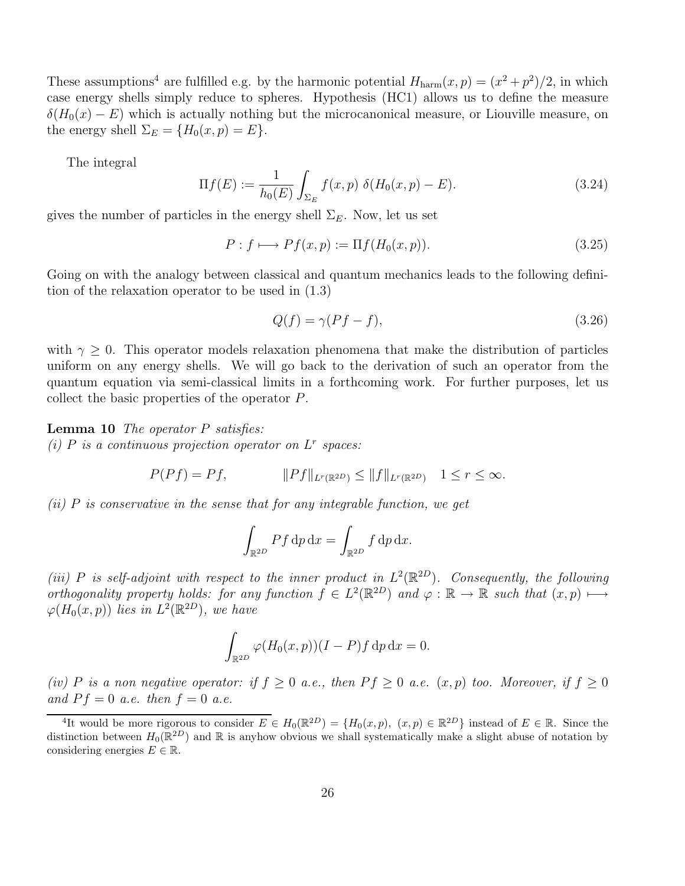These assumptions[4] are fulfilled e.g. by the harmonic potential $H_{\text{harm}}(x,p) = (x^2+p^2)/2$, in which case energy shells simply reduce to spheres. Hypothesis (HC1) allows us to define the measure $\delta(H_0(x) - E)$ which is actually nothing but the microcanonical measure, or Liouville measure, on the energy shell $\Sigma_E = \{H_0(x,p) = E\}$.

The integral

$$\Pi f(E) := \frac{1}{h_0(E)} \int_{\Sigma_E} f(x,p)\ \delta(H_0(x,p) - E). \tag{3.24}$$

gives the number of particles in the energy shell $\Sigma_E$. Now, let us set

$$P : f \longmapsto Pf(x,p) := \Pi f(H_0(x,p)). \tag{3.25}$$

Going on with the analogy between classical and quantum mechanics leads to the following definition of the relaxation operator to be used in (1.3)

$$Q(f) = \gamma(Pf - f), \tag{3.26}$$

with $\gamma \geq 0$. This operator models relaxation phenomena that make the distribution of particles uniform on any energy shells. We will go back to the derivation of such an operator from the quantum equation via semi-classical limits in a forthcoming work. For further purposes, let us collect the basic properties of the operator $P$.

**Lemma 10** *The operator $P$ satisfies:*
*(i) $P$ is a continuous projection operator on $L^r$ spaces:*

$$P(Pf) = Pf, \qquad \|Pf\|_{L^r(\mathbb{R}^{2D})} \leq \|f\|_{L^r(\mathbb{R}^{2D})} \quad 1 \leq r \leq \infty.$$

*(ii) $P$ is conservative in the sense that for any integrable function, we get*

$$\int_{\mathbb{R}^{2D}} Pf \,\mathrm{d}p\,\mathrm{d}x = \int_{\mathbb{R}^{2D}} f \,\mathrm{d}p\,\mathrm{d}x.$$

*(iii) $P$ is self-adjoint with respect to the inner product in $L^2(\mathbb{R}^{2D})$. Consequently, the following orthogonality property holds: for any function $f \in L^2(\mathbb{R}^{2D})$ and $\varphi : \mathbb{R} \to \mathbb{R}$ such that $(x,p) \longmapsto \varphi(H_0(x,p))$ lies in $L^2(\mathbb{R}^{2D})$, we have*

$$\int_{\mathbb{R}^{2D}} \varphi(H_0(x,p))(I - P)f \,\mathrm{d}p\,\mathrm{d}x = 0.$$

*(iv) $P$ is a non negative operator: if $f \geq 0$ a.e., then $Pf \geq 0$ a.e. $(x,p)$ too. Moreover, if $f \geq 0$ and $Pf = 0$ a.e. then $f = 0$ a.e.*

---

[4] It would be more rigorous to consider $E \in H_0(\mathbb{R}^{2D}) = \{H_0(x,p),\ (x,p) \in \mathbb{R}^{2D}\}$ instead of $E \in \mathbb{R}$. Since the distinction between $H_0(\mathbb{R}^{2D})$ and $\mathbb{R}$ is anyhow obvious we shall systematically make a slight abuse of notation by considering energies $E \in \mathbb{R}$.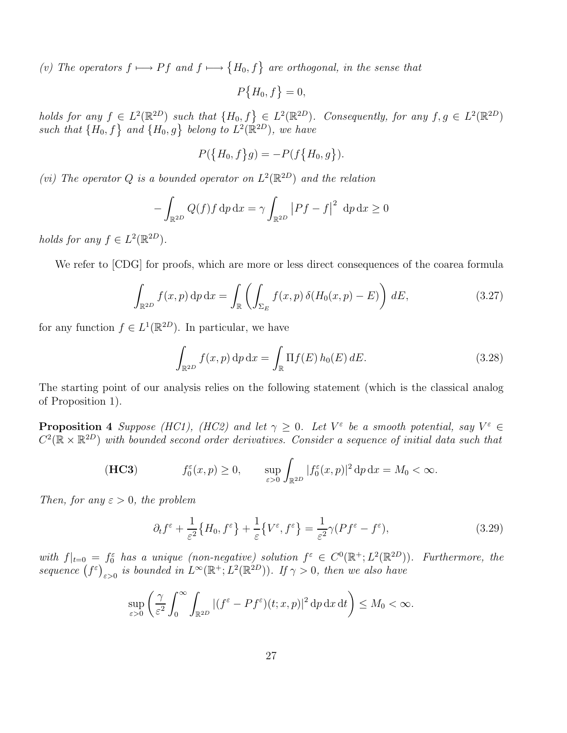*(v) The operators $f \longmapsto Pf$ and $f \longmapsto \{H_0, f\}$ are orthogonal, in the sense that*

$$P\{H_0, f\} = 0,$$

*holds for any $f \in L^2(\mathbb{R}^{2D})$ such that $\{H_0, f\} \in L^2(\mathbb{R}^{2D})$. Consequently, for any $f, g \in L^2(\mathbb{R}^{2D})$ such that $\{H_0, f\}$ and $\{H_0, g\}$ belong to $L^2(\mathbb{R}^{2D})$, we have*

$$P(\{H_0, f\}g) = -P(f\{H_0, g\}).$$

*(vi) The operator $Q$ is a bounded operator on $L^2(\mathbb{R}^{2D})$ and the relation*

$$-\int_{\mathbb{R}^{2D}} Q(f) f \,\mathrm{d}p\,\mathrm{d}x = \gamma \int_{\mathbb{R}^{2D}} \left|Pf - f\right|^2 \,\mathrm{d}p\,\mathrm{d}x \geq 0$$

*holds for any $f \in L^2(\mathbb{R}^{2D})$.*

We refer to [CDG] for proofs, which are more or less direct consequences of the coarea formula

$$\int_{\mathbb{R}^{2D}} f(x,p)\,\mathrm{d}p\,\mathrm{d}x = \int_{\mathbb{R}} \left( \int_{\Sigma_E} f(x,p)\,\delta(H_0(x,p) - E) \right) dE, \tag{3.27}$$

for any function $f \in L^1(\mathbb{R}^{2D})$. In particular, we have

$$\int_{\mathbb{R}^{2D}} f(x,p)\,\mathrm{d}p\,\mathrm{d}x = \int_{\mathbb{R}} \Pi f(E)\, h_0(E)\, dE. \tag{3.28}$$

The starting point of our analysis relies on the following statement (which is the classical analog of Proposition 1).

**Proposition 4** *Suppose (HC1), (HC2) and let $\gamma \geq 0$. Let $V^\varepsilon$ be a smooth potential, say $V^\varepsilon \in C^2(\mathbb{R} \times \mathbb{R}^{2D})$ with bounded second order derivatives. Consider a sequence of initial data such that*

$$\textbf{(HC3)} \qquad f_0^\varepsilon(x,p) \geq 0, \qquad \sup_{\varepsilon > 0} \int_{\mathbb{R}^{2D}} |f_0^\varepsilon(x,p)|^2 \,\mathrm{d}p\,\mathrm{d}x = M_0 < \infty.$$

*Then, for any $\varepsilon > 0$, the problem*

$$\partial_t f^\varepsilon + \frac{1}{\varepsilon^2}\{H_0, f^\varepsilon\} + \frac{1}{\varepsilon}\{V^\varepsilon, f^\varepsilon\} = \frac{1}{\varepsilon^2}\gamma(Pf^\varepsilon - f^\varepsilon), \tag{3.29}$$

*with $f|_{t=0} = f_0^\varepsilon$ has a unique (non-negative) solution $f^\varepsilon \in C^0(\mathbb{R}^+; L^2(\mathbb{R}^{2D}))$. Furthermore, the sequence $(f^\varepsilon)_{\varepsilon>0}$ is bounded in $L^\infty(\mathbb{R}^+; L^2(\mathbb{R}^{2D}))$. If $\gamma > 0$, then we also have*

$$\sup_{\varepsilon>0} \left( \frac{\gamma}{\varepsilon^2} \int_0^\infty \int_{\mathbb{R}^{2D}} |(f^\varepsilon - Pf^\varepsilon)(t;x,p)|^2 \,\mathrm{d}p\,\mathrm{d}x\,\mathrm{d}t \right) \leq M_0 < \infty.$$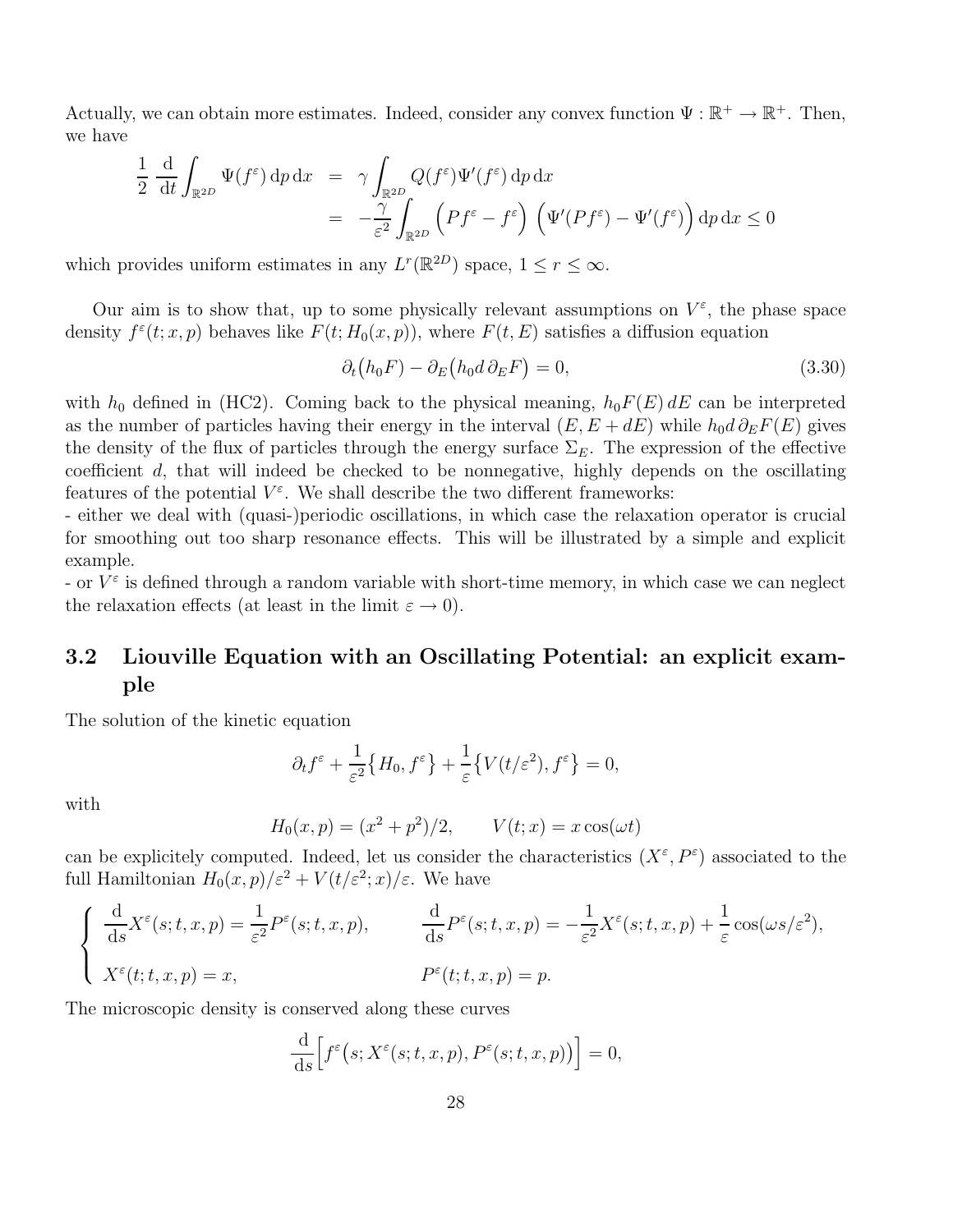Actually, we can obtain more estimates. Indeed, consider any convex function $\Psi : \mathbb{R}^+ \to \mathbb{R}^+$. Then, we have

$$
\begin{aligned}
\frac{1}{2}\ \frac{\mathrm{d}}{\mathrm{d}t}\int_{\mathbb{R}^{2D}} \Psi(f^\varepsilon)\,\mathrm{d}p\,\mathrm{d}x &= \gamma \int_{\mathbb{R}^{2D}} Q(f^\varepsilon)\Psi'(f^\varepsilon)\,\mathrm{d}p\,\mathrm{d}x \\
&= -\frac{\gamma}{\varepsilon^2}\int_{\mathbb{R}^{2D}} \Big(Pf^\varepsilon - f^\varepsilon\Big)\ \Big(\Psi'(Pf^\varepsilon) - \Psi'(f^\varepsilon)\Big)\,\mathrm{d}p\,\mathrm{d}x \le 0
\end{aligned}
$$

which provides uniform estimates in any $L^r(\mathbb{R}^{2D})$ space, $1 \le r \le \infty$.

Our aim is to show that, up to some physically relevant assumptions on $V^\varepsilon$, the phase space density $f^\varepsilon(t; x, p)$ behaves like $F(t; H_0(x,p))$, where $F(t,E)$ satisfies a diffusion equation

$$
\partial_t\big(h_0 F\big) - \partial_E\big(h_0 d\, \partial_E F\big) = 0, \tag{3.30}
$$

with $h_0$ defined in (HC2). Coming back to the physical meaning, $h_0 F(E)\,dE$ can be interpreted as the number of particles having their energy in the interval $(E, E+dE)$ while $h_0 d\, \partial_E F(E)$ gives the density of the flux of particles through the energy surface $\Sigma_E$. The expression of the effective coefficient $d$, that will indeed be checked to be nonnegative, highly depends on the oscillating features of the potential $V^\varepsilon$. We shall describe the two different frameworks:

- either we deal with (quasi-)periodic oscillations, in which case the relaxation operator is crucial for smoothing out too sharp resonance effects. This will be illustrated by a simple and explicit example.

- or $V^\varepsilon$ is defined through a random variable with short-time memory, in which case we can neglect the relaxation effects (at least in the limit $\varepsilon \to 0$).

## 3.2 Liouville Equation with an Oscillating Potential: an explicit example

The solution of the kinetic equation

$$
\partial_t f^\varepsilon + \frac{1}{\varepsilon^2}\big\{H_0, f^\varepsilon\big\} + \frac{1}{\varepsilon}\big\{V(t/\varepsilon^2), f^\varepsilon\big\} = 0,
$$

with

$$
H_0(x,p) = (x^2 + p^2)/2, \qquad V(t;x) = x\cos(\omega t)
$$

can be explicitely computed. Indeed, let us consider the characteristics $(X^\varepsilon, P^\varepsilon)$ associated to the full Hamiltonian $H_0(x,p)/\varepsilon^2 + V(t/\varepsilon^2; x)/\varepsilon$. We have

$$
\left\{
\begin{array}{ll}
\dfrac{\mathrm{d}}{\mathrm{d}s}X^\varepsilon(s;t,x,p) = \dfrac{1}{\varepsilon^2}P^\varepsilon(s;t,x,p), & \dfrac{\mathrm{d}}{\mathrm{d}s}P^\varepsilon(s;t,x,p) = -\dfrac{1}{\varepsilon^2}X^\varepsilon(s;t,x,p) + \dfrac{1}{\varepsilon}\cos(\omega s/\varepsilon^2), \\[2ex]
X^\varepsilon(t;t,x,p) = x, & P^\varepsilon(t;t,x,p) = p.
\end{array}
\right.
$$

The microscopic density is conserved along these curves

$$
\frac{\mathrm{d}}{\mathrm{d}s}\Big[f^\varepsilon\big(s; X^\varepsilon(s;t,x,p), P^\varepsilon(s;t,x,p)\big)\Big] = 0,
$$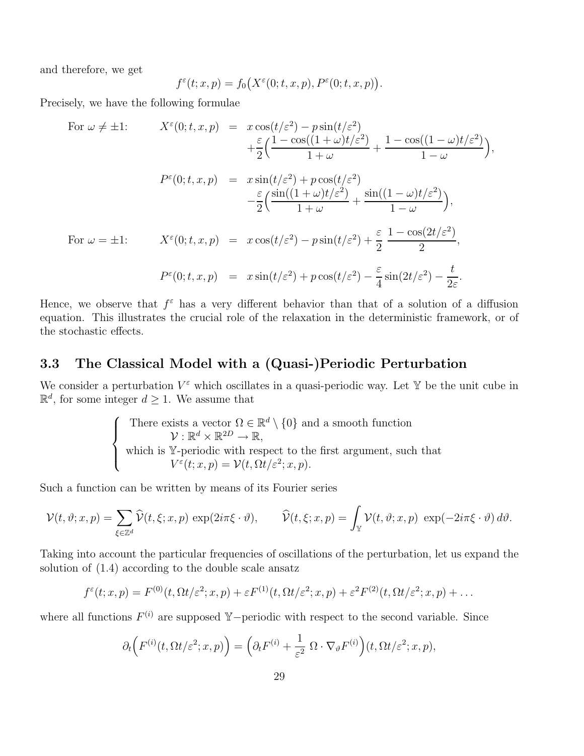and therefore, we get

$$f^\varepsilon(t;x,p) = f_0\big(X^\varepsilon(0;t,x,p), P^\varepsilon(0;t,x,p)\big).$$

Precisely, we have the following formulae

$$\begin{aligned}
\text{For } \omega \neq \pm 1: \qquad X^\varepsilon(0;t,x,p) &= x\cos(t/\varepsilon^2) - p\sin(t/\varepsilon^2) \\
&\quad + \frac{\varepsilon}{2}\Big(\frac{1-\cos((1+\omega)t/\varepsilon^2)}{1+\omega} + \frac{1-\cos((1-\omega)t/\varepsilon^2)}{1-\omega}\Big), \\
P^\varepsilon(0;t,x,p) &= x\sin(t/\varepsilon^2) + p\cos(t/\varepsilon^2) \\
&\quad - \frac{\varepsilon}{2}\Big(\frac{\sin((1+\omega)t/\varepsilon^2)}{1+\omega} + \frac{\sin((1-\omega)t/\varepsilon^2)}{1-\omega}\Big), \\
\text{For } \omega = \pm 1: \qquad X^\varepsilon(0;t,x,p) &= x\cos(t/\varepsilon^2) - p\sin(t/\varepsilon^2) + \frac{\varepsilon}{2}\ \frac{1-\cos(2t/\varepsilon^2)}{2}, \\
P^\varepsilon(0;t,x,p) &= x\sin(t/\varepsilon^2) + p\cos(t/\varepsilon^2) - \frac{\varepsilon}{4}\sin(2t/\varepsilon^2) - \frac{t}{2\varepsilon}.
\end{aligned}$$

Hence, we observe that $f^\varepsilon$ has a very different behavior than that of a solution of a diffusion equation. This illustrates the crucial role of the relaxation in the deterministic framework, or of the stochastic effects.

### 3.3 The Classical Model with a (Quasi-)Periodic Perturbation

We consider a perturbation $V^\varepsilon$ which oscillates in a quasi-periodic way. Let $\mathbb{Y}$ be the unit cube in $\mathbb{R}^d$, for some integer $d \geq 1$. We assume that

$$\left\{\begin{array}{l}
\text{There exists a vector } \Omega \in \mathbb{R}^d\setminus\{0\} \text{ and a smooth function} \\
\qquad \mathcal{V}:\mathbb{R}^d\times\mathbb{R}^{2D}\to\mathbb{R}, \\
\text{which is } \mathbb{Y}\text{-periodic with respect to the first argument, such that} \\
\qquad V^\varepsilon(t;x,p) = \mathcal{V}(t,\Omega t/\varepsilon^2;x,p).
\end{array}\right.$$

Such a function can be written by means of its Fourier series

$$\mathcal{V}(t,\vartheta;x,p) = \sum_{\xi\in\mathbb{Z}^d} \widehat{\mathcal{V}}(t,\xi;x,p)\ \exp(2i\pi\xi\cdot\vartheta), \qquad \widehat{\mathcal{V}}(t,\xi;x,p) = \int_{\mathbb{Y}} \mathcal{V}(t,\vartheta;x,p)\ \exp(-2i\pi\xi\cdot\vartheta)\,d\vartheta.$$

Taking into account the particular frequencies of oscillations of the perturbation, let us expand the solution of (1.4) according to the double scale ansatz

$$f^\varepsilon(t;x,p) = F^{(0)}(t,\Omega t/\varepsilon^2;x,p) + \varepsilon F^{(1)}(t,\Omega t/\varepsilon^2;x,p) + \varepsilon^2 F^{(2)}(t,\Omega t/\varepsilon^2;x,p) + \ldots$$

where all functions $F^{(i)}$ are supposed $\mathbb{Y}-$periodic with respect to the second variable. Since

$$\partial_t\Big(F^{(i)}(t,\Omega t/\varepsilon^2;x,p)\Big) = \Big(\partial_t F^{(i)} + \frac{1}{\varepsilon^2}\ \Omega\cdot\nabla_\vartheta F^{(i)}\Big)(t,\Omega t/\varepsilon^2;x,p),$$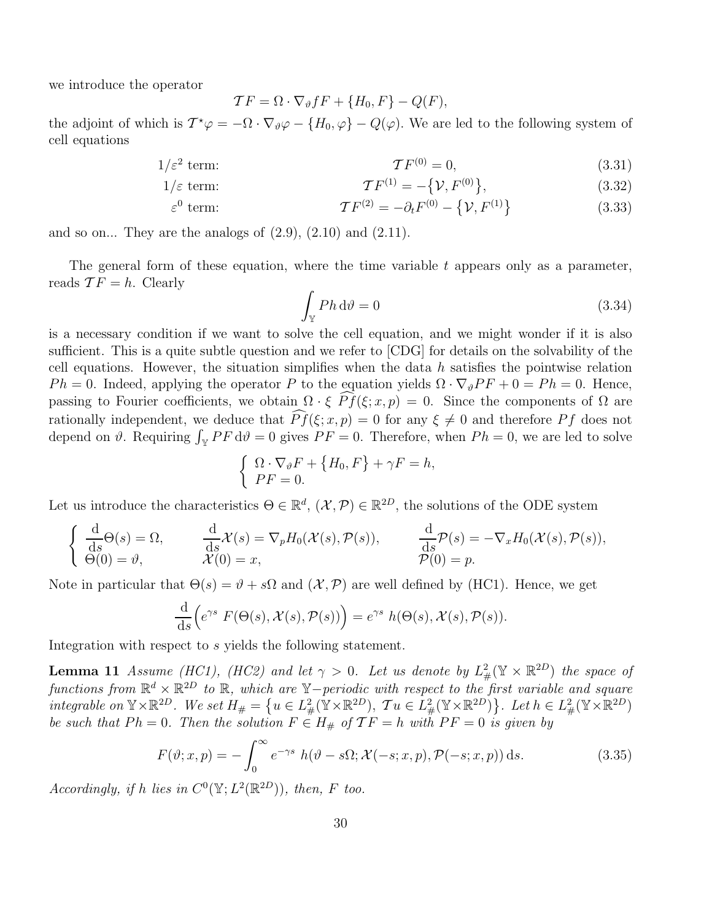we introduce the operator

$$\mathcal{T}F = \Omega \cdot \nabla_\vartheta f F + \{H_0, F\} - Q(F),$$

the adjoint of which is $\mathcal{T}^\star\varphi = -\Omega \cdot \nabla_\vartheta \varphi - \{H_0, \varphi\} - Q(\varphi)$. We are led to the following system of cell equations

$$1/\varepsilon^2 \text{ term:} \qquad \mathcal{T}F^{(0)} = 0, \tag{3.31}$$

$$1/\varepsilon \text{ term:} \qquad \mathcal{T}F^{(1)} = -\big\{\mathcal{V}, F^{(0)}\big\}, \tag{3.32}$$

$$\varepsilon^0 \text{ term:} \qquad \mathcal{T}F^{(2)} = -\partial_t F^{(0)} - \big\{\mathcal{V}, F^{(1)}\big\} \tag{3.33}$$

and so on... They are the analogs of (2.9), (2.10) and (2.11).

The general form of these equation, where the time variable $t$ appears only as a parameter, reads $\mathcal{T}F = h$. Clearly

$$\int_{\mathbb{Y}} Ph \,\mathrm{d}\vartheta = 0 \tag{3.34}$$

is a necessary condition if we want to solve the cell equation, and we might wonder if it is also sufficient. This is a quite subtle question and we refer to [CDG] for details on the solvability of the cell equations. However, the situation simplifies when the data $h$ satisfies the pointwise relation $Ph = 0$. Indeed, applying the operator $P$ to the equation yields $\Omega \cdot \nabla_\vartheta PF + 0 = Ph = 0$. Hence, passing to Fourier coefficients, we obtain $\Omega \cdot \xi \ \widehat{Pf}(\xi; x, p) = 0$. Since the components of $\Omega$ are rationally independent, we deduce that $\widehat{Pf}(\xi; x, p) = 0$ for any $\xi \neq 0$ and therefore $Pf$ does not depend on $\vartheta$. Requiring $\int_{\mathbb{Y}} PF \,\mathrm{d}\vartheta = 0$ gives $PF = 0$. Therefore, when $Ph = 0$, we are led to solve

$$\begin{cases} \Omega \cdot \nabla_\vartheta F + \big\{H_0, F\big\} + \gamma F = h, \\ PF = 0. \end{cases}$$

Let us introduce the characteristics $\Theta \in \mathbb{R}^d$, $(\mathcal{X}, \mathcal{P}) \in \mathbb{R}^{2D}$, the solutions of the ODE system

$$\begin{cases} \dfrac{\mathrm{d}}{\mathrm{d}s}\Theta(s) = \Omega, & \dfrac{\mathrm{d}}{\mathrm{d}s}\mathcal{X}(s) = \nabla_p H_0(\mathcal{X}(s), \mathcal{P}(s)), & \dfrac{\mathrm{d}}{\mathrm{d}s}\mathcal{P}(s) = -\nabla_x H_0(\mathcal{X}(s), \mathcal{P}(s)), \\ \Theta(0) = \vartheta, & \mathcal{X}(0) = x, & \mathcal{P}(0) = p. \end{cases}$$

Note in particular that $\Theta(s) = \vartheta + s\Omega$ and $(\mathcal{X}, \mathcal{P})$ are well defined by (HC1). Hence, we get

$$\frac{\mathrm{d}}{\mathrm{d}s}\Big(e^{\gamma s}\ F(\Theta(s), \mathcal{X}(s), \mathcal{P}(s))\Big) = e^{\gamma s}\ h(\Theta(s), \mathcal{X}(s), \mathcal{P}(s)).$$

Integration with respect to $s$ yields the following statement.

**Lemma 11** *Assume (HC1), (HC2) and let $\gamma > 0$. Let us denote by $L^2_\#(\mathbb{Y} \times \mathbb{R}^{2D})$ the space of functions from $\mathbb{R}^d \times \mathbb{R}^{2D}$ to $\mathbb{R}$, which are $\mathbb{Y}-$periodic with respect to the first variable and square integrable on $\mathbb{Y} \times \mathbb{R}^{2D}$. We set $H_\# = \big\{u \in L^2_\#(\mathbb{Y} \times \mathbb{R}^{2D}),\ \mathcal{T}u \in L^2_\#(\mathbb{Y} \times \mathbb{R}^{2D})\big\}$. Let $h \in L^2_\#(\mathbb{Y} \times \mathbb{R}^{2D})$ be such that $Ph = 0$. Then the solution $F \in H_\#$ of $\mathcal{T}F = h$ with $PF = 0$ is given by*

$$F(\vartheta; x, p) = -\int_0^\infty e^{-\gamma s}\ h(\vartheta - s\Omega; \mathcal{X}(-s; x, p), \mathcal{P}(-s; x, p)) \,\mathrm{d}s. \tag{3.35}$$

*Accordingly, if $h$ lies in $C^0(\mathbb{Y}; L^2(\mathbb{R}^{2D}))$, then, $F$ too.*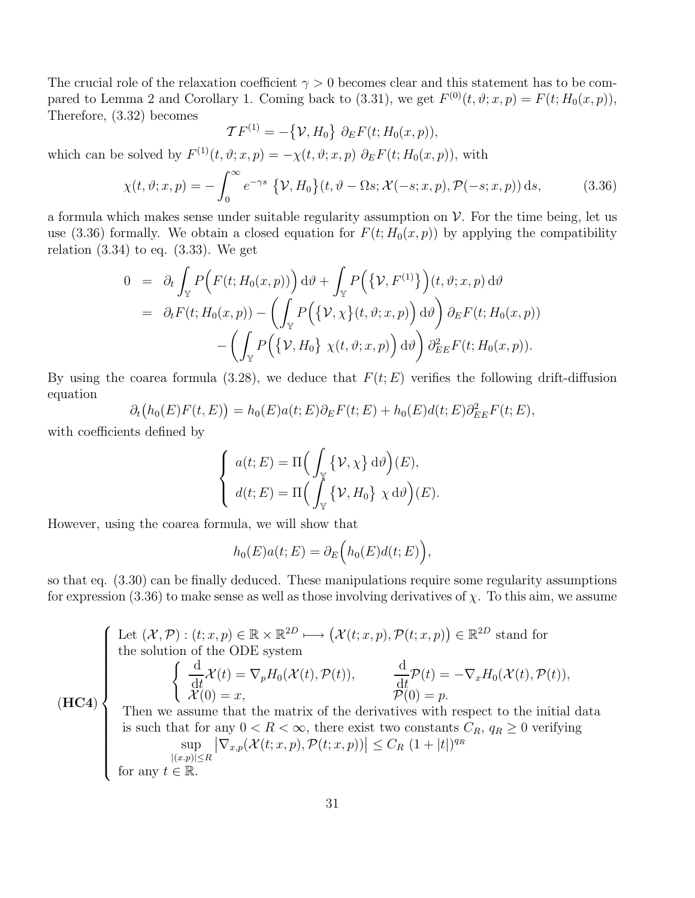The crucial role of the relaxation coefficient $\gamma > 0$ becomes clear and this statement has to be compared to Lemma 2 and Corollary 1. Coming back to (3.31), we get $F^{(0)}(t,\vartheta;x,p) = F(t;H_0(x,p))$, Therefore, (3.32) becomes

$$\mathcal{T}F^{(1)} = -\big\{\mathcal{V}, H_0\big\}\ \partial_E F(t;H_0(x,p)),$$

which can be solved by $F^{(1)}(t,\vartheta;x,p) = -\chi(t,\vartheta;x,p)\ \partial_E F(t;H_0(x,p))$, with

$$\chi(t,\vartheta;x,p) = -\int_0^\infty e^{-\gamma s}\ \big\{\mathcal{V},H_0\big\}(t,\vartheta-\Omega s;\mathcal{X}(-s;x,p),\mathcal{P}(-s;x,p))\,\mathrm{d}s, \tag{3.36}$$

a formula which makes sense under suitable regularity assumption on $\mathcal{V}$. For the time being, let us use (3.36) formally. We obtain a closed equation for $F(t;H_0(x,p))$ by applying the compatibility relation (3.34) to eq. (3.33). We get

$$\begin{aligned}
0 &= \partial_t \int_{\mathbb{Y}} P\Big(F(t;H_0(x,p))\Big)\,\mathrm{d}\vartheta + \int_{\mathbb{Y}} P\Big(\big\{\mathcal{V},F^{(1)}\big\}\Big)(t,\vartheta;x,p)\,\mathrm{d}\vartheta \\
&= \partial_t F(t;H_0(x,p)) - \left(\int_{\mathbb{Y}} P\Big(\big\{\mathcal{V},\chi\big\}(t,\vartheta;x,p)\Big)\,\mathrm{d}\vartheta\right)\partial_E F(t;H_0(x,p)) \\
&\qquad - \left(\int_{\mathbb{Y}} P\Big(\big\{\mathcal{V},H_0\big\}\ \chi(t,\vartheta;x,p)\Big)\,\mathrm{d}\vartheta\right)\partial^2_{EE} F(t;H_0(x,p)).
\end{aligned}$$

By using the coarea formula (3.28), we deduce that $F(t;E)$ verifies the following drift-diffusion equation

$$\partial_t\big(h_0(E)F(t,E)\big) = h_0(E)a(t;E)\partial_E F(t;E) + h_0(E)d(t;E)\partial^2_{EE}F(t;E),$$

with coefficients defined by

$$\left\{\begin{array}{l}
a(t;E) = \Pi\Big(\displaystyle\int_{\mathbb{Y}} \big\{\mathcal{V},\chi\big\}\,\mathrm{d}\vartheta\Big)(E),\\[2mm]
d(t;E) = \Pi\Big(\displaystyle\int_{\mathbb{Y}} \big\{\mathcal{V},H_0\big\}\ \chi\,\mathrm{d}\vartheta\Big)(E).
\end{array}\right.$$

However, using the coarea formula, we will show that

$$h_0(E)a(t;E) = \partial_E\Big(h_0(E)d(t;E)\Big),$$

so that eq. (3.30) can be finally deduced. These manipulations require some regularity assumptions for expression (3.36) to make sense as well as those involving derivatives of $\chi$. To this aim, we assume

**(HC4)**
Let $(\mathcal{X},\mathcal{P}) : (t;x,p) \in \mathbb{R}\times\mathbb{R}^{2D} \longmapsto \big(\mathcal{X}(t;x,p),\mathcal{P}(t;x,p)\big) \in \mathbb{R}^{2D}$ stand for the solution of the ODE system

$$\left\{\begin{array}{ll}
\dfrac{\mathrm{d}}{\mathrm{d}t}\mathcal{X}(t) = \nabla_p H_0(\mathcal{X}(t),\mathcal{P}(t)), & \dfrac{\mathrm{d}}{\mathrm{d}t}\mathcal{P}(t) = -\nabla_x H_0(\mathcal{X}(t),\mathcal{P}(t)),\\
\mathcal{X}(0) = x, & \mathcal{P}(0) = p.
\end{array}\right.$$

Then we assume that the matrix of the derivatives with respect to the initial data is such that for any $0 < R < \infty$, there exist two constants $C_R$, $q_R \geq 0$ verifying

$$\sup_{|(x,p)|\leq R} \big|\nabla_{x,p}(\mathcal{X}(t;x,p),\mathcal{P}(t;x,p))\big| \leq C_R\ (1+|t|)^{q_R}$$

for any $t \in \mathbb{R}$.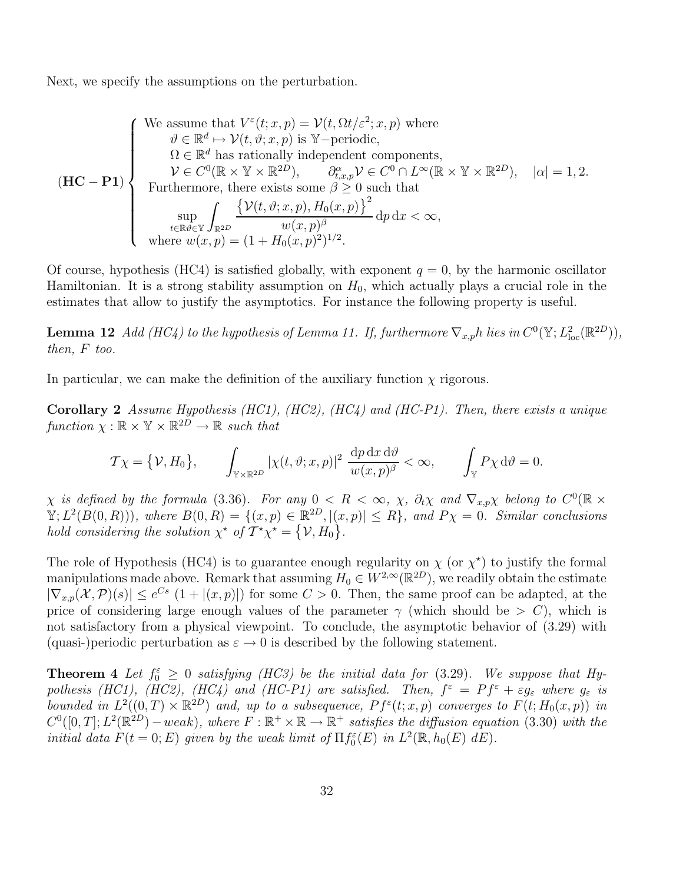Next, we specify the assumptions on the perturbation.

$$
(\mathbf{HC-P1}) \left\{
\begin{array}{l}
\text{We assume that } V^\varepsilon(t;x,p) = \mathcal{V}(t, \Omega t/\varepsilon^2; x, p) \text{ where} \\
\quad \vartheta \in \mathbb{R}^d \mapsto \mathcal{V}(t,\vartheta;x,p) \text{ is } \mathbb{Y}\text{−periodic}, \\
\quad \Omega \in \mathbb{R}^d \text{ has rationally independent components}, \\
\quad \mathcal{V} \in C^0(\mathbb{R}\times\mathbb{Y}\times\mathbb{R}^{2D}), \qquad \partial^\alpha_{t,x,p}\mathcal{V} \in C^0 \cap L^\infty(\mathbb{R}\times\mathbb{Y}\times\mathbb{R}^{2D}), \quad |\alpha| = 1,2. \\
\text{Furthermore, there exists some } \beta \geq 0 \text{ such that} \\
\quad \displaystyle\sup_{t\in\mathbb{R}\vartheta\in\mathbb{Y}} \int_{\mathbb{R}^{2D}} \frac{\big\{\mathcal{V}(t,\vartheta;x,p), H_0(x,p)\big\}^2}{w(x,p)^\beta}\,\mathrm{d}p\,\mathrm{d}x < \infty, \\
\text{where } w(x,p) = (1 + H_0(x,p)^2)^{1/2}.
\end{array}
\right.
$$

Of course, hypothesis (HC4) is satisfied globally, with exponent $q = 0$, by the harmonic oscillator Hamiltonian. It is a strong stability assumption on $H_0$, which actually plays a crucial role in the estimates that allow to justify the asymptotics. For instance the following property is useful.

**Lemma 12** *Add (HC4) to the hypothesis of Lemma 11. If, furthermore $\nabla_{x,p}h$ lies in $C^0(\mathbb{Y}; L^2_{\mathrm{loc}}(\mathbb{R}^{2D}))$, then, $F$ too.*

In particular, we can make the definition of the auxiliary function $\chi$ rigorous.

**Corollary 2** *Assume Hypothesis (HC1), (HC2), (HC4) and (HC-P1). Then, there exists a unique function $\chi : \mathbb{R}\times\mathbb{Y}\times\mathbb{R}^{2D} \to \mathbb{R}$ such that*

$$
\mathcal{T}\chi = \big\{\mathcal{V}, H_0\big\}, \qquad \int_{\mathbb{Y}\times\mathbb{R}^{2D}} |\chi(t,\vartheta;x,p)|^2 \,\frac{\mathrm{d}p\,\mathrm{d}x\,\mathrm{d}\vartheta}{w(x,p)^\beta} < \infty, \qquad \int_{\mathbb{Y}} P\chi\,\mathrm{d}\vartheta = 0.
$$

*$\chi$ is defined by the formula (3.36). For any $0 < R < \infty$, $\chi$, $\partial_t\chi$ and $\nabla_{x,p}\chi$ belong to $C^0(\mathbb{R}\times\mathbb{Y}; L^2(B(0,R)))$, where $B(0,R) = \{(x,p) \in \mathbb{R}^{2D}, |(x,p)| \leq R\}$, and $P\chi = 0$. Similar conclusions hold considering the solution $\chi^\star$ of $\mathcal{T}^\star\chi^\star = \big\{\mathcal{V}, H_0\big\}$.*

The role of Hypothesis (HC4) is to guarantee enough regularity on $\chi$ (or $\chi^\star$) to justify the formal manipulations made above. Remark that assuming $H_0 \in W^{2,\infty}(\mathbb{R}^{2D})$, we readily obtain the estimate $|\nabla_{x,p}(\mathcal{X},\mathcal{P})(s)| \leq e^{Cs}\,(1 + |(x,p)|)$ for some $C > 0$. Then, the same proof can be adapted, at the price of considering large enough values of the parameter $\gamma$ (which should be $> C$), which is not satisfactory from a physical viewpoint. To conclude, the asymptotic behavior of (3.29) with (quasi-)periodic perturbation as $\varepsilon \to 0$ is described by the following statement.

**Theorem 4** *Let $f_0^\varepsilon \geq 0$ satisfying (HC3) be the initial data for (3.29). We suppose that Hypothesis (HC1), (HC2), (HC4) and (HC-P1) are satisfied. Then, $f^\varepsilon = Pf^\varepsilon + \varepsilon g_\varepsilon$ where $g_\varepsilon$ is bounded in $L^2((0,T)\times\mathbb{R}^{2D})$ and, up to a subsequence, $Pf^\varepsilon(t;x,p)$ converges to $F(t;H_0(x,p))$ in $C^0([0,T]; L^2(\mathbb{R}^{2D}) - weak)$, where $F : \mathbb{R}^+\times\mathbb{R} \to \mathbb{R}^+$ satisfies the diffusion equation (3.30) with the initial data $F(t=0;E)$ given by the weak limit of $\Pi f_0^\varepsilon(E)$ in $L^2(\mathbb{R}, h_0(E)\,dE)$.*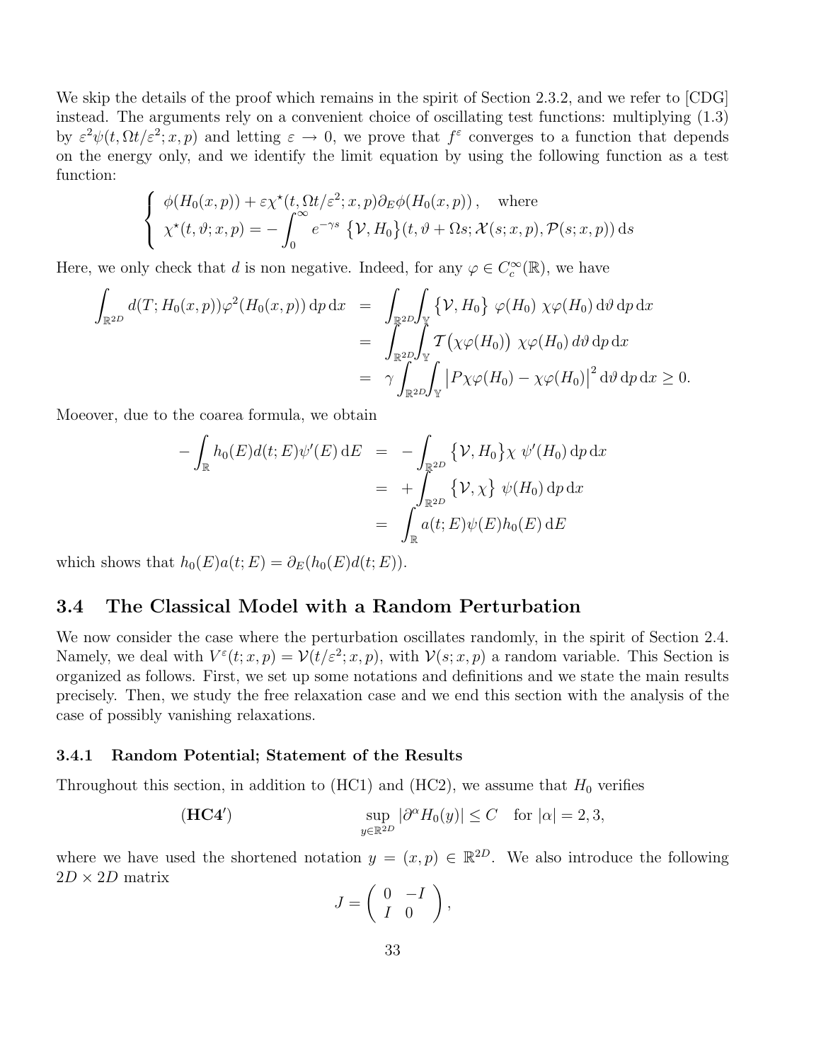We skip the details of the proof which remains in the spirit of Section 2.3.2, and we refer to [CDG] instead. The arguments rely on a convenient choice of oscillating test functions: multiplying (1.3) by $\varepsilon^2\psi(t,\Omega t/\varepsilon^2;x,p)$ and letting $\varepsilon \to 0$, we prove that $f^\varepsilon$ converges to a function that depends on the energy only, and we identify the limit equation by using the following function as a test function:

$$
\left\{
\begin{array}{l}
\phi(H_0(x,p)) + \varepsilon\chi^\star(t,\Omega t/\varepsilon^2;x,p)\partial_E\phi(H_0(x,p)), \quad \text{where} \\
\chi^\star(t,\vartheta;x,p) = -\displaystyle\int_0^\infty e^{-\gamma s}\,\big\{\mathcal{V},H_0\big\}(t,\vartheta+\Omega s;\mathcal{X}(s;x,p),\mathcal{P}(s;x,p))\,\mathrm{d}s
\end{array}
\right.
$$

Here, we only check that $d$ is non negative. Indeed, for any $\varphi \in C_c^\infty(\mathbb{R})$, we have

$$
\begin{aligned}
\int_{\mathbb{R}^{2D}} d(T;H_0(x,p))\varphi^2(H_0(x,p))\,\mathrm{d}p\,\mathrm{d}x &= \int_{\mathbb{R}^{2D}}\int_{\mathbb{Y}} \big\{\mathcal{V},H_0\big\}\;\varphi(H_0)\;\chi\varphi(H_0)\,\mathrm{d}\vartheta\,\mathrm{d}p\,\mathrm{d}x \\
&= \int_{\mathbb{R}^{2D}}\int_{\mathbb{Y}} \mathcal{T}\big(\chi\varphi(H_0)\big)\;\chi\varphi(H_0)\,d\vartheta\,\mathrm{d}p\,\mathrm{d}x \\
&= \gamma\int_{\mathbb{R}^{2D}}\int_{\mathbb{Y}} \big|P\chi\varphi(H_0)-\chi\varphi(H_0)\big|^2\,\mathrm{d}\vartheta\,\mathrm{d}p\,\mathrm{d}x \geq 0.
\end{aligned}
$$

Moeover, due to the coarea formula, we obtain

$$
\begin{aligned}
-\int_{\mathbb{R}} h_0(E)d(t;E)\psi'(E)\,\mathrm{d}E &= -\int_{\mathbb{R}^{2D}} \big\{\mathcal{V},H_0\big\}\chi\;\psi'(H_0)\,\mathrm{d}p\,\mathrm{d}x \\
&= +\int_{\mathbb{R}^{2D}} \big\{\mathcal{V},\chi\big\}\;\psi(H_0)\,\mathrm{d}p\,\mathrm{d}x \\
&= \int_{\mathbb{R}} a(t;E)\psi(E)h_0(E)\,\mathrm{d}E
\end{aligned}
$$

which shows that $h_0(E)a(t;E) = \partial_E(h_0(E)d(t;E))$.

## 3.4 The Classical Model with a Random Perturbation

We now consider the case where the perturbation oscillates randomly, in the spirit of Section 2.4. Namely, we deal with $V^\varepsilon(t;x,p) = \mathcal{V}(t/\varepsilon^2;x,p)$, with $\mathcal{V}(s;x,p)$ a random variable. This Section is organized as follows. First, we set up some notations and definitions and we state the main results precisely. Then, we study the free relaxation case and we end this section with the analysis of the case of possibly vanishing relaxations.

### 3.4.1 Random Potential; Statement of the Results

Throughout this section, in addition to (HC1) and (HC2), we assume that $H_0$ verifies

$$
(\mathbf{HC4'}) \qquad\qquad \sup_{y\in\mathbb{R}^{2D}} |\partial^\alpha H_0(y)| \leq C \quad \text{for } |\alpha| = 2,3,
$$

where we have used the shortened notation $y = (x,p) \in \mathbb{R}^{2D}$. We also introduce the following $2D \times 2D$ matrix

$$
J = \begin{pmatrix} 0 & -I \\ I & 0 \end{pmatrix},
$$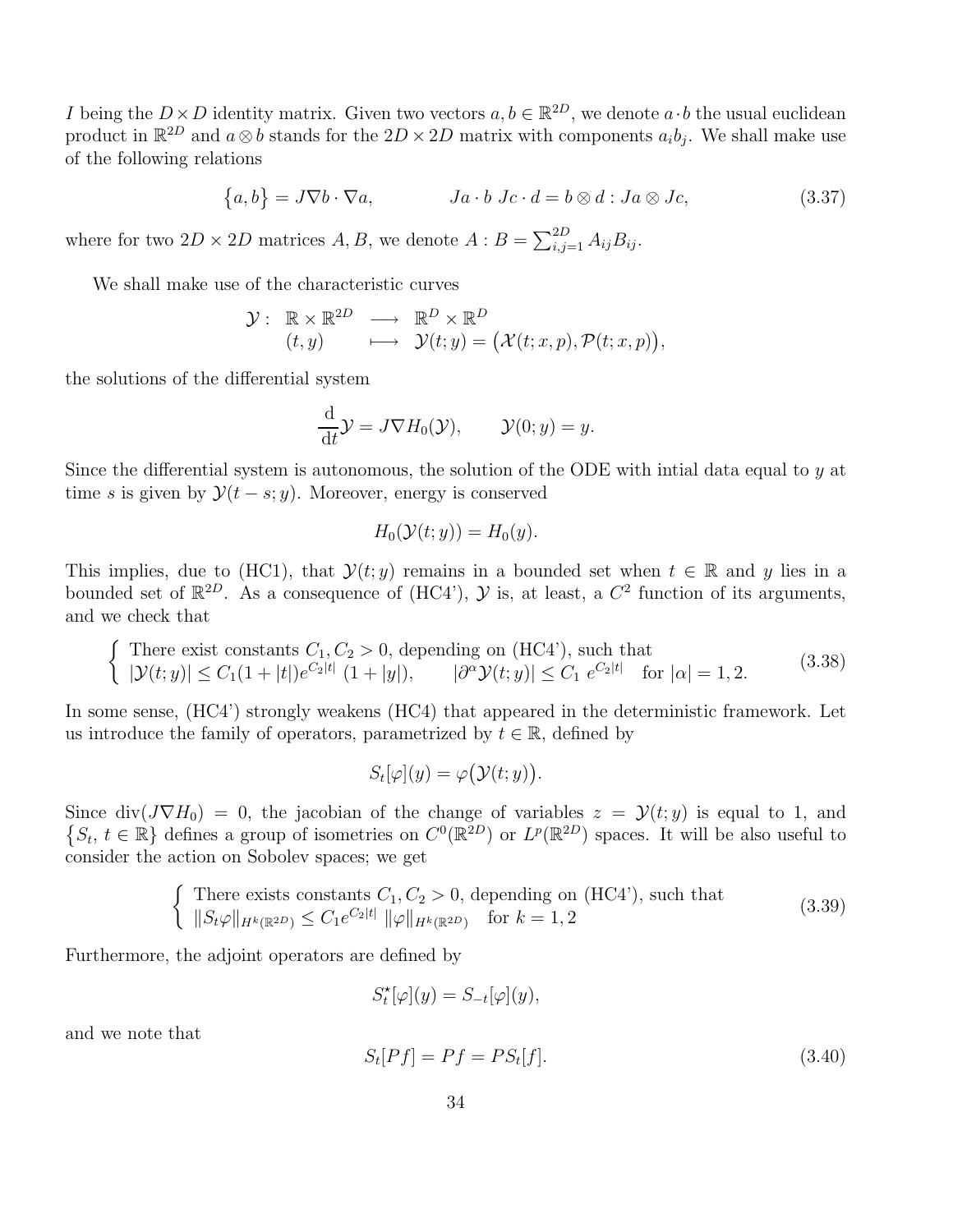$I$ being the $D \times D$ identity matrix. Given two vectors $a, b \in \mathbb{R}^{2D}$, we denote $a \cdot b$ the usual euclidean product in $\mathbb{R}^{2D}$ and $a \otimes b$ stands for the $2D \times 2D$ matrix with components $a_i b_j$. We shall make use of the following relations

$$\{a, b\} = J\nabla b \cdot \nabla a, \qquad\qquad Ja \cdot b \; Jc \cdot d = b \otimes d : Ja \otimes Jc, \tag{3.37}$$

where for two $2D \times 2D$ matrices $A, B$, we denote $A : B = \sum_{i,j=1}^{2D} A_{ij} B_{ij}$.

We shall make use of the characteristic curves

$$\begin{array}{rccl} \mathcal{Y}: & \mathbb{R} \times \mathbb{R}^{2D} & \longrightarrow & \mathbb{R}^D \times \mathbb{R}^D \\ & (t, y) & \longmapsto & \mathcal{Y}(t; y) = \big(\mathcal{X}(t; x, p), \mathcal{P}(t; x, p)\big), \end{array}$$

the solutions of the differential system

$$\frac{\mathrm{d}}{\mathrm{d}t}\mathcal{Y} = J\nabla H_0(\mathcal{Y}), \qquad \mathcal{Y}(0; y) = y.$$

Since the differential system is autonomous, the solution of the ODE with intial data equal to $y$ at time $s$ is given by $\mathcal{Y}(t - s; y)$. Moreover, energy is conserved

$$H_0(\mathcal{Y}(t; y)) = H_0(y).$$

This implies, due to (HC1), that $\mathcal{Y}(t; y)$ remains in a bounded set when $t \in \mathbb{R}$ and $y$ lies in a bounded set of $\mathbb{R}^{2D}$. As a consequence of (HC4'), $\mathcal{Y}$ is, at least, a $C^2$ function of its arguments, and we check that

$$\left\{ \begin{array}{l} \text{There exist constants } C_1, C_2 > 0, \text{ depending on (HC4'), such that} \\ |\mathcal{Y}(t; y)| \leq C_1(1 + |t|)e^{C_2|t|}\,(1 + |y|), \qquad |\partial^\alpha \mathcal{Y}(t; y)| \leq C_1\, e^{C_2|t|} \quad \text{for } |\alpha| = 1, 2. \end{array} \right. \tag{3.38}$$

In some sense, (HC4') strongly weakens (HC4) that appeared in the deterministic framework. Let us introduce the family of operators, parametrized by $t \in \mathbb{R}$, defined by

$$S_t[\varphi](y) = \varphi\big(\mathcal{Y}(t; y)\big).$$

Since $\mathrm{div}(J\nabla H_0) = 0$, the jacobian of the change of variables $z = \mathcal{Y}(t; y)$ is equal to 1, and $\{S_t,\, t \in \mathbb{R}\}$ defines a group of isometries on $C^0(\mathbb{R}^{2D})$ or $L^p(\mathbb{R}^{2D})$ spaces. It will be also useful to consider the action on Sobolev spaces; we get

$$\left\{ \begin{array}{l} \text{There exists constants } C_1, C_2 > 0, \text{ depending on (HC4'), such that} \\ \|S_t \varphi\|_{H^k(\mathbb{R}^{2D})} \leq C_1 e^{C_2|t|}\, \|\varphi\|_{H^k(\mathbb{R}^{2D})} \quad \text{for } k = 1, 2 \end{array} \right. \tag{3.39}$$

Furthermore, the adjoint operators are defined by

$$S_t^\star[\varphi](y) = S_{-t}[\varphi](y),$$

and we note that

$$S_t[Pf] = Pf = PS_t[f]. \tag{3.40}$$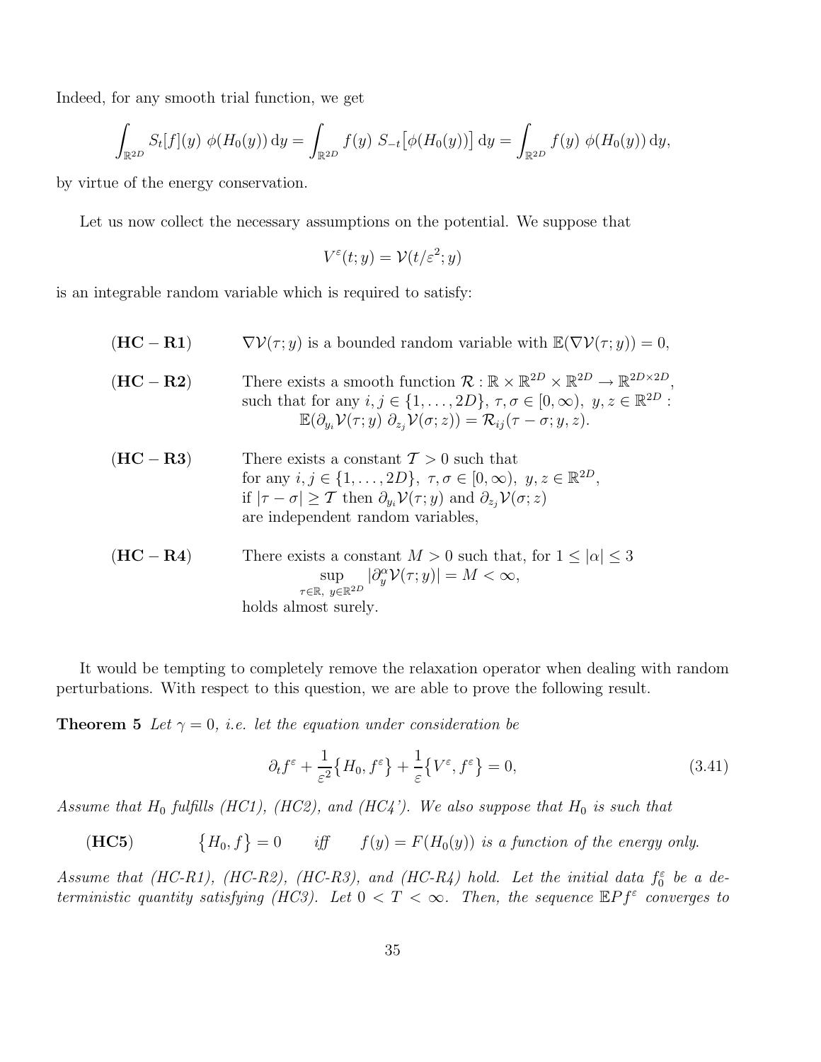Indeed, for any smooth trial function, we get

$$\int_{\mathbb{R}^{2D}} S_t[f](y)\ \phi(H_0(y))\,\mathrm{d}y = \int_{\mathbb{R}^{2D}} f(y)\ S_{-t}\big[\phi(H_0(y))\big]\,\mathrm{d}y = \int_{\mathbb{R}^{2D}} f(y)\ \phi(H_0(y))\,\mathrm{d}y,$$

by virtue of the energy conservation.

Let us now collect the necessary assumptions on the potential. We suppose that

$$V^\varepsilon(t;y) = \mathcal{V}(t/\varepsilon^2;y)$$

is an integrable random variable which is required to satisfy:

**(HC − R1)** $\nabla\mathcal{V}(\tau;y)$ is a bounded random variable with $\mathbb{E}(\nabla\mathcal{V}(\tau;y)) = 0$,

**(HC − R2)** There exists a smooth function $\mathcal{R} : \mathbb{R}\times\mathbb{R}^{2D}\times\mathbb{R}^{2D} \to \mathbb{R}^{2D\times 2D}$, such that for any $i,j \in \{1,\ldots,2D\}$, $\tau,\sigma \in [0,\infty)$, $y,z \in \mathbb{R}^{2D}$ :

$$\mathbb{E}(\partial_{y_i}\mathcal{V}(\tau;y)\ \partial_{z_j}\mathcal{V}(\sigma;z)) = \mathcal{R}_{ij}(\tau-\sigma;y,z).$$

**(HC − R3)** There exists a constant $\mathcal{T} > 0$ such that for any $i,j \in \{1,\ldots,2D\}$, $\tau,\sigma \in [0,\infty)$, $y,z \in \mathbb{R}^{2D}$, if $|\tau-\sigma| \geq \mathcal{T}$ then $\partial_{y_i}\mathcal{V}(\tau;y)$ and $\partial_{z_j}\mathcal{V}(\sigma;z)$ are independent random variables,

**(HC − R4)** There exists a constant $M > 0$ such that, for $1 \leq |\alpha| \leq 3$

$$\sup_{\tau\in\mathbb{R},\ y\in\mathbb{R}^{2D}} |\partial_y^\alpha \mathcal{V}(\tau;y)| = M < \infty,$$

holds almost surely.

It would be tempting to completely remove the relaxation operator when dealing with random perturbations. With respect to this question, we are able to prove the following result.

**Theorem 5** *Let $\gamma = 0$, i.e. let the equation under consideration be*

$$\partial_t f^\varepsilon + \frac{1}{\varepsilon^2}\big\{H_0, f^\varepsilon\big\} + \frac{1}{\varepsilon}\big\{V^\varepsilon, f^\varepsilon\big\} = 0, \tag{3.41}$$

*Assume that $H_0$ fulfills (HC1), (HC2), and (HC4'). We also suppose that $H_0$ is such that*

**(HC5)** $\big\{H_0, f\big\} = 0$ *iff* $f(y) = F(H_0(y))$ *is a function of the energy only.*

*Assume that (HC-R1), (HC-R2), (HC-R3), and (HC-R4) hold. Let the initial data $f_0^\varepsilon$ be a deterministic quantity satisfying (HC3). Let $0 < T < \infty$. Then, the sequence $\mathbb{E}Pf^\varepsilon$ converges to*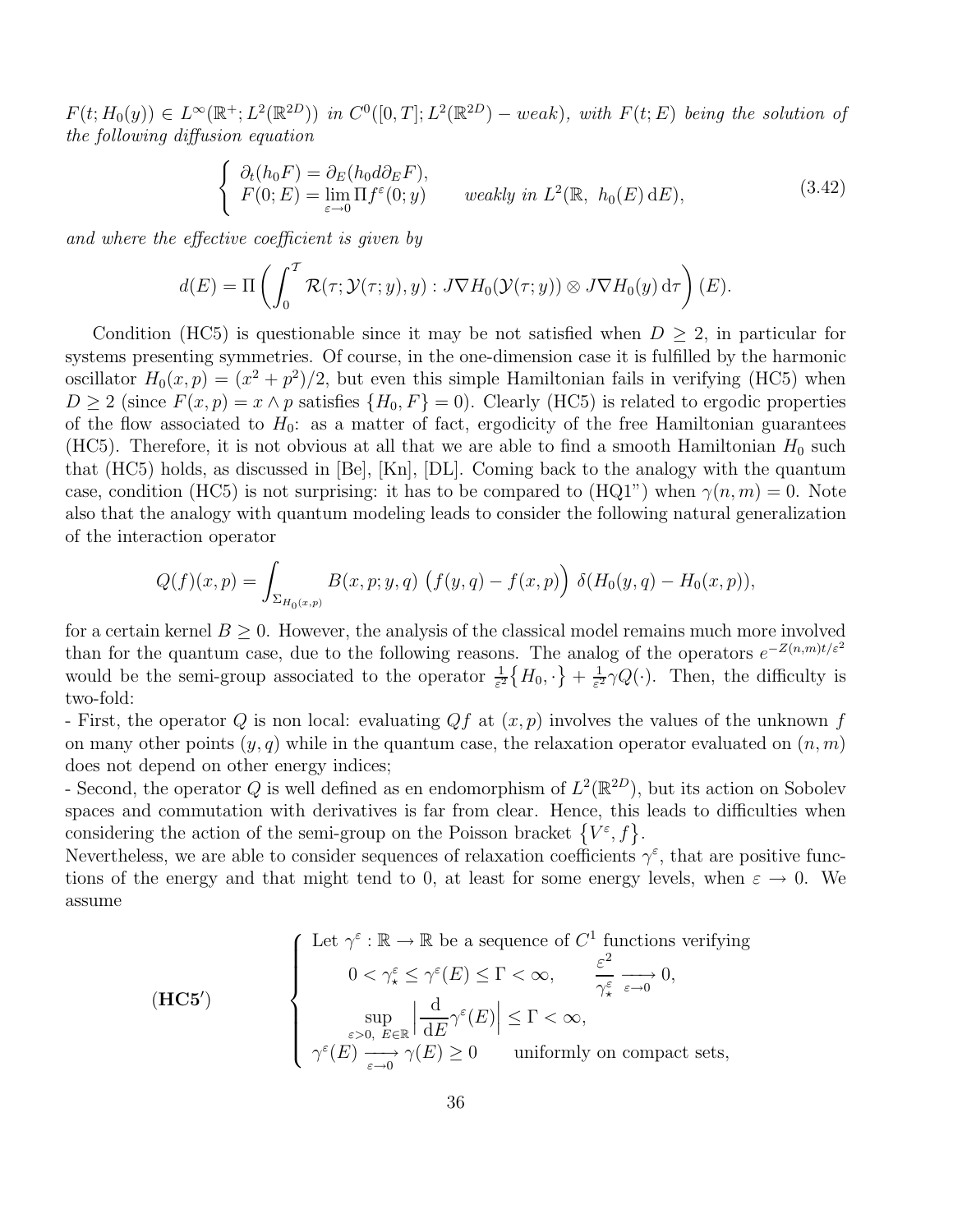*$F(t; H_0(y)) \in L^\infty(\mathbb{R}^+; L^2(\mathbb{R}^{2D}))$ in $C^0([0,T]; L^2(\mathbb{R}^{2D}) - weak)$, with $F(t; E)$ being the solution of the following diffusion equation*

$$\left\{ \begin{array}{l} \partial_t(h_0 F) = \partial_E(h_0 d \partial_E F), \\ F(0; E) = \lim\limits_{\varepsilon \to 0} \Pi f^\varepsilon(0; y) \qquad \textit{weakly in } L^2(\mathbb{R},\ h_0(E)\,\mathrm{d}E), \end{array} \right. \tag{3.42}$$

*and where the effective coefficient is given by*

$$d(E) = \Pi \left( \int_0^{\mathcal{T}} \mathcal{R}(\tau; \mathcal{Y}(\tau; y), y) : J\nabla H_0(\mathcal{Y}(\tau; y)) \otimes J\nabla H_0(y)\,\mathrm{d}\tau \right)(E).$$

Condition (HC5) is questionable since it may be not satisfied when $D \geq 2$, in particular for systems presenting symmetries. Of course, in the one-dimension case it is fulfilled by the harmonic oscillator $H_0(x,p) = (x^2 + p^2)/2$, but even this simple Hamiltonian fails in verifying (HC5) when $D \geq 2$ (since $F(x,p) = x \wedge p$ satisfies $\{H_0, F\} = 0$). Clearly (HC5) is related to ergodic properties of the flow associated to $H_0$: as a matter of fact, ergodicity of the free Hamiltonian guarantees (HC5). Therefore, it is not obvious at all that we are able to find a smooth Hamiltonian $H_0$ such that (HC5) holds, as discussed in [Be], [Kn], [DL]. Coming back to the analogy with the quantum case, condition (HC5) is not surprising: it has to be compared to (HQ1") when $\gamma(n,m) = 0$. Note also that the analogy with quantum modeling leads to consider the following natural generalization of the interaction operator

$$Q(f)(x,p) = \int_{\Sigma_{H_0(x,p)}} B(x,p;y,q)\,\big(f(y,q) - f(x,p)\big)\ \delta(H_0(y,q) - H_0(x,p)),$$

for a certain kernel $B \geq 0$. However, the analysis of the classical model remains much more involved than for the quantum case, due to the following reasons. The analog of the operators $e^{-Z(n,m)t/\varepsilon^2}$ would be the semi-group associated to the operator $\frac{1}{\varepsilon^2}\{H_0, \cdot\} + \frac{1}{\varepsilon^2}\gamma Q(\cdot)$. Then, the difficulty is two-fold:

- First, the operator $Q$ is non local: evaluating $Qf$ at $(x,p)$ involves the values of the unknown $f$ on many other points $(y,q)$ while in the quantum case, the relaxation operator evaluated on $(n,m)$ does not depend on other energy indices;
- Second, the operator $Q$ is well defined as en endomorphism of $L^2(\mathbb{R}^{2D})$, but its action on Sobolev spaces and commutation with derivatives is far from clear. Hence, this leads to difficulties when considering the action of the semi-group on the Poisson bracket $\{V^\varepsilon, f\}$.

Nevertheless, we are able to consider sequences of relaxation coefficients $\gamma^\varepsilon$, that are positive functions of the energy and that might tend to 0, at least for some energy levels, when $\varepsilon \to 0$. We assume

$$(\mathbf{HC5'}) \qquad \left\{ \begin{array}{l} \text{Let } \gamma^\varepsilon : \mathbb{R} \to \mathbb{R} \text{ be a sequence of } C^1 \text{ functions verifying} \\ \qquad 0 < \gamma^\varepsilon_\star \leq \gamma^\varepsilon(E) \leq \Gamma < \infty, \qquad \dfrac{\varepsilon^2}{\gamma^\varepsilon_\star} \underset{\varepsilon \to 0}{\longrightarrow} 0, \\ \qquad \sup\limits_{\varepsilon > 0,\ E \in \mathbb{R}} \left| \dfrac{\mathrm{d}}{\mathrm{d}E}\gamma^\varepsilon(E) \right| \leq \Gamma < \infty, \\ \gamma^\varepsilon(E) \underset{\varepsilon \to 0}{\longrightarrow} \gamma(E) \geq 0 \qquad \text{uniformly on compact sets,} \end{array} \right.$$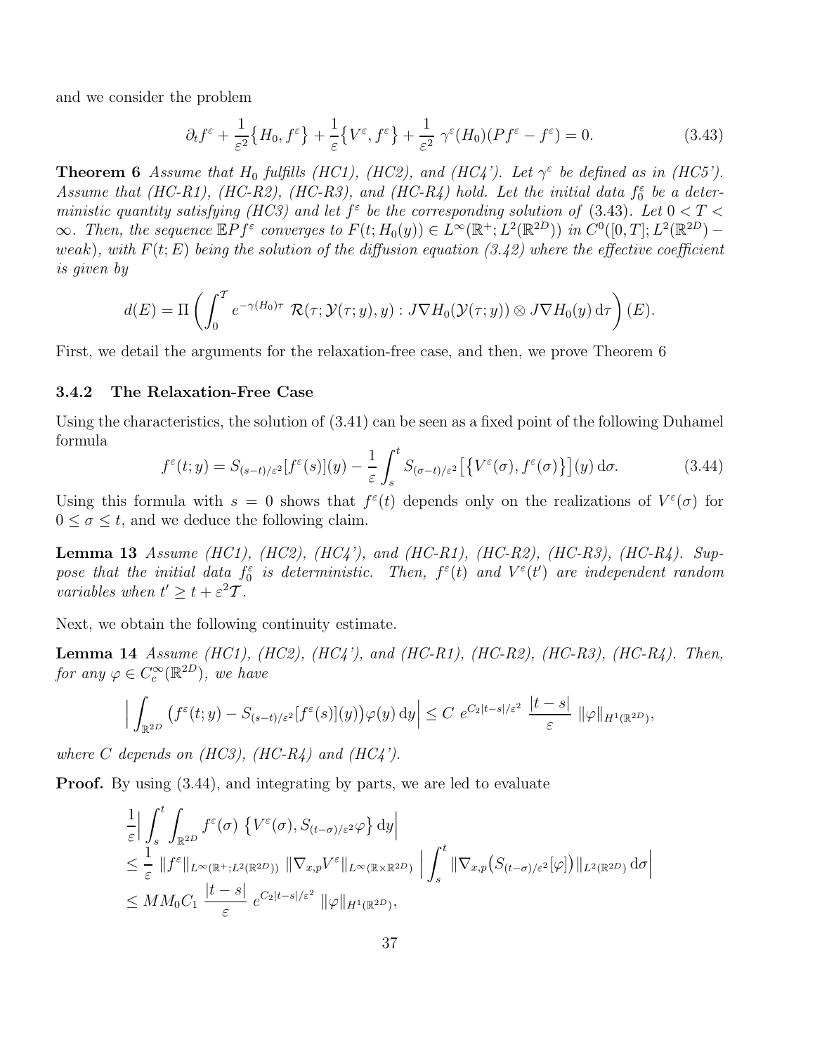and we consider the problem

$$\partial_t f^\varepsilon + \frac{1}{\varepsilon^2}\big\{H_0, f^\varepsilon\big\} + \frac{1}{\varepsilon}\big\{V^\varepsilon, f^\varepsilon\big\} + \frac{1}{\varepsilon^2}\;\gamma^\varepsilon(H_0)(Pf^\varepsilon - f^\varepsilon) = 0. \tag{3.43}$$

**Theorem 6** *Assume that $H_0$ fulfills (HC1), (HC2), and (HC4'). Let $\gamma^\varepsilon$ be defined as in (HC5'). Assume that (HC-R1), (HC-R2), (HC-R3), and (HC-R4) hold. Let the initial data $f_0^\varepsilon$ be a deterministic quantity satisfying (HC3) and let $f^\varepsilon$ be the corresponding solution of (3.43). Let $0 < T < \infty$. Then, the sequence $\mathbb{E}Pf^\varepsilon$ converges to $F(t; H_0(y)) \in L^\infty(\mathbb{R}^+; L^2(\mathbb{R}^{2D}))$ in $C^0([0,T]; L^2(\mathbb{R}^{2D}) -$ weak), with $F(t;E)$ being the solution of the diffusion equation (3.42) where the effective coefficient is given by*

$$d(E) = \Pi\left(\int_0^{\mathcal{T}} e^{-\gamma(H_0)\tau}\;\mathcal{R}(\tau; \mathcal{Y}(\tau;y), y) : J\nabla H_0(\mathcal{Y}(\tau;y)) \otimes J\nabla H_0(y)\,\mathrm{d}\tau\right)(E).$$

First, we detail the arguments for the relaxation-free case, and then, we prove Theorem 6

### 3.4.2 The Relaxation-Free Case

Using the characteristics, the solution of (3.41) can be seen as a fixed point of the following Duhamel formula

$$f^\varepsilon(t;y) = S_{(s-t)/\varepsilon^2}[f^\varepsilon(s)](y) - \frac{1}{\varepsilon}\int_s^t S_{(\sigma-t)/\varepsilon^2}\big[\big\{V^\varepsilon(\sigma), f^\varepsilon(\sigma)\big\}\big](y)\,\mathrm{d}\sigma. \tag{3.44}$$

Using this formula with $s = 0$ shows that $f^\varepsilon(t)$ depends only on the realizations of $V^\varepsilon(\sigma)$ for $0 \le \sigma \le t$, and we deduce the following claim.

**Lemma 13** *Assume (HC1), (HC2), (HC4'), and (HC-R1), (HC-R2), (HC-R3), (HC-R4). Suppose that the initial data $f_0^\varepsilon$ is deterministic. Then, $f^\varepsilon(t)$ and $V^\varepsilon(t')$ are independent random variables when $t' \ge t + \varepsilon^2\mathcal{T}$.*

Next, we obtain the following continuity estimate.

**Lemma 14** *Assume (HC1), (HC2), (HC4'), and (HC-R1), (HC-R2), (HC-R3), (HC-R4). Then, for any $\varphi \in C_c^\infty(\mathbb{R}^{2D})$, we have*

$$\Big|\int_{\mathbb{R}^{2D}}\big(f^\varepsilon(t;y) - S_{(s-t)/\varepsilon^2}[f^\varepsilon(s)](y)\big)\varphi(y)\,\mathrm{d}y\Big| \le C\;e^{C_2|t-s|/\varepsilon^2}\;\frac{|t-s|}{\varepsilon}\;\|\varphi\|_{H^1(\mathbb{R}^{2D})},$$

*where $C$ depends on (HC3), (HC-R4) and (HC4').*

**Proof.** By using (3.44), and integrating by parts, we are led to evaluate

$$\begin{aligned}
&\frac{1}{\varepsilon}\Big|\int_s^t\int_{\mathbb{R}^{2D}} f^\varepsilon(\sigma)\,\big\{V^\varepsilon(\sigma), S_{(t-\sigma)/\varepsilon^2}\varphi\big\}\,\mathrm{d}y\Big| \\
&\le \frac{1}{\varepsilon}\,\|f^\varepsilon\|_{L^\infty(\mathbb{R}^+;L^2(\mathbb{R}^{2D}))}\,\|\nabla_{x,p}V^\varepsilon\|_{L^\infty(\mathbb{R}\times\mathbb{R}^{2D})}\,\Big|\int_s^t\|\nabla_{x,p}\big(S_{(t-\sigma)/\varepsilon^2}[\varphi]\big)\|_{L^2(\mathbb{R}^{2D})}\,\mathrm{d}\sigma\Big| \\
&\le MM_0C_1\,\frac{|t-s|}{\varepsilon}\,e^{C_2|t-s|/\varepsilon^2}\,\|\varphi\|_{H^1(\mathbb{R}^{2D})},
\end{aligned}$$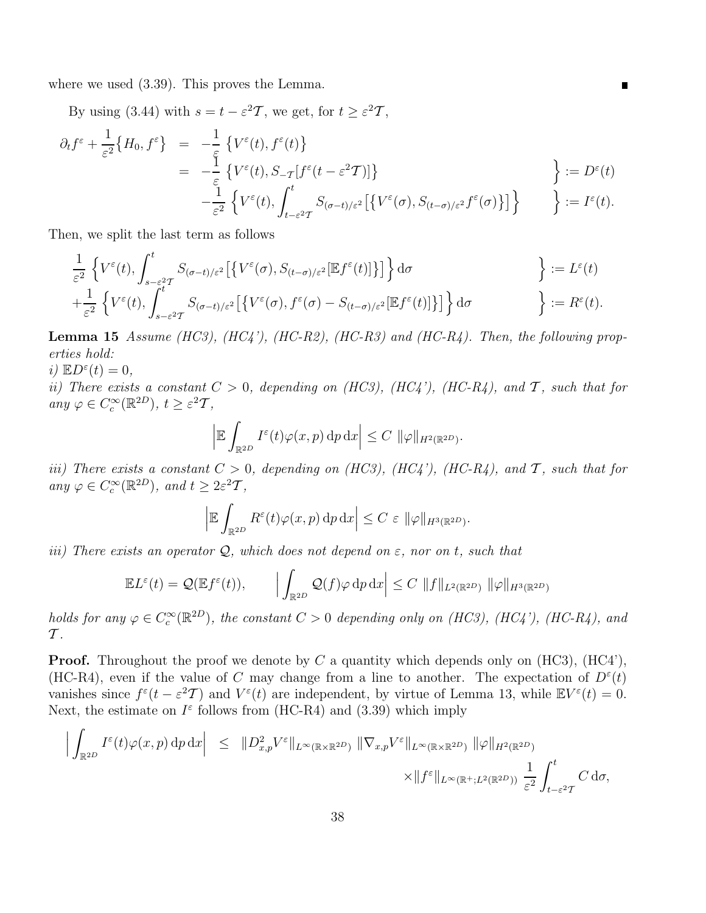where we used (3.39). This proves the Lemma. ∎

By using (3.44) with $s = t - \varepsilon^2 \mathcal{T}$, we get, for $t \geq \varepsilon^2 \mathcal{T}$,

$$
\begin{aligned}
\partial_t f^\varepsilon + \frac{1}{\varepsilon^2}\big\{H_0, f^\varepsilon\big\} &= -\frac{1}{\varepsilon}\,\big\{V^\varepsilon(t), f^\varepsilon(t)\big\} \\
&= -\frac{1}{\varepsilon}\,\big\{V^\varepsilon(t), S_{-\mathcal{T}}[f^\varepsilon(t-\varepsilon^2\mathcal{T})]\big\} \qquad\qquad \Big\} := D^\varepsilon(t) \\
&\quad -\frac{1}{\varepsilon^2}\,\Big\{V^\varepsilon(t), \int_{t-\varepsilon^2\mathcal{T}}^t S_{(\sigma-t)/\varepsilon^2}\big[\big\{V^\varepsilon(\sigma), S_{(t-\sigma)/\varepsilon^2} f^\varepsilon(\sigma)\big\}\big]\Big\} \qquad \Big\} := I^\varepsilon(t).
\end{aligned}
$$

Then, we split the last term as follows

$$
\begin{aligned}
&\frac{1}{\varepsilon^2}\,\Big\{V^\varepsilon(t), \int_{s-\varepsilon^2\mathcal{T}}^t S_{(\sigma-t)/\varepsilon^2}\big[\big\{V^\varepsilon(\sigma), S_{(t-\sigma)/\varepsilon^2}[\mathbb{E}f^\varepsilon(t)]\big\}\big]\Big\}\,\mathrm{d}\sigma \qquad \Big\} := L^\varepsilon(t) \\
&+\frac{1}{\varepsilon^2}\,\Big\{V^\varepsilon(t), \int_{s-\varepsilon^2\mathcal{T}}^t S_{(\sigma-t)/\varepsilon^2}\big[\big\{V^\varepsilon(\sigma), f^\varepsilon(\sigma) - S_{(t-\sigma)/\varepsilon^2}[\mathbb{E}f^\varepsilon(t)]\big\}\big]\Big\}\,\mathrm{d}\sigma \qquad \Big\} := R^\varepsilon(t).
\end{aligned}
$$

**Lemma 15** *Assume (HC3), (HC4'), (HC-R2), (HC-R3) and (HC-R4). Then, the following properties hold:*

*i)* $\mathbb{E}D^\varepsilon(t) = 0$,

*ii) There exists a constant $C > 0$, depending on (HC3), (HC4'), (HC-R4), and $\mathcal{T}$, such that for any $\varphi \in C_c^\infty(\mathbb{R}^{2D})$, $t \geq \varepsilon^2\mathcal{T}$,*

$$
\Big|\mathbb{E}\int_{\mathbb{R}^{2D}} I^\varepsilon(t)\varphi(x,p)\,\mathrm{d}p\,\mathrm{d}x\Big| \leq C\ \|\varphi\|_{H^2(\mathbb{R}^{2D})}.
$$

*iii) There exists a constant $C > 0$, depending on (HC3), (HC4'), (HC-R4), and $\mathcal{T}$, such that for any $\varphi \in C_c^\infty(\mathbb{R}^{2D})$, and $t \geq 2\varepsilon^2\mathcal{T}$,*

$$
\Big|\mathbb{E}\int_{\mathbb{R}^{2D}} R^\varepsilon(t)\varphi(x,p)\,\mathrm{d}p\,\mathrm{d}x\Big| \leq C\ \varepsilon\ \|\varphi\|_{H^3(\mathbb{R}^{2D})}.
$$

*iii) There exists an operator $\mathcal{Q}$, which does not depend on $\varepsilon$, nor on $t$, such that*

$$
\mathbb{E}L^\varepsilon(t) = \mathcal{Q}(\mathbb{E}f^\varepsilon(t)), \qquad \Big|\int_{\mathbb{R}^{2D}} \mathcal{Q}(f)\varphi\,\mathrm{d}p\,\mathrm{d}x\Big| \leq C\ \|f\|_{L^2(\mathbb{R}^{2D})}\ \|\varphi\|_{H^3(\mathbb{R}^{2D})}
$$

*holds for any $\varphi \in C_c^\infty(\mathbb{R}^{2D})$, the constant $C > 0$ depending only on (HC3), (HC4'), (HC-R4), and $\mathcal{T}$.*

**Proof.** Throughout the proof we denote by $C$ a quantity which depends only on (HC3), (HC4'), (HC-R4), even if the value of $C$ may change from a line to another. The expectation of $D^\varepsilon(t)$ vanishes since $f^\varepsilon(t-\varepsilon^2\mathcal{T})$ and $V^\varepsilon(t)$ are independent, by virtue of Lemma 13, while $\mathbb{E}V^\varepsilon(t) = 0$. Next, the estimate on $I^\varepsilon$ follows from (HC-R4) and (3.39) which imply

$$
\begin{aligned}
\Big|\int_{\mathbb{R}^{2D}} I^\varepsilon(t)\varphi(x,p)\,\mathrm{d}p\,\mathrm{d}x\Big| \;&\leq\; \|D^2_{x,p}V^\varepsilon\|_{L^\infty(\mathbb{R}\times\mathbb{R}^{2D})}\ \|\nabla_{x,p}V^\varepsilon\|_{L^\infty(\mathbb{R}\times\mathbb{R}^{2D})}\ \|\varphi\|_{H^2(\mathbb{R}^{2D})} \\
&\qquad\qquad \times\|f^\varepsilon\|_{L^\infty(\mathbb{R}^+;L^2(\mathbb{R}^{2D}))}\ \frac{1}{\varepsilon^2}\int_{t-\varepsilon^2\mathcal{T}}^t C\,\mathrm{d}\sigma,
\end{aligned}
$$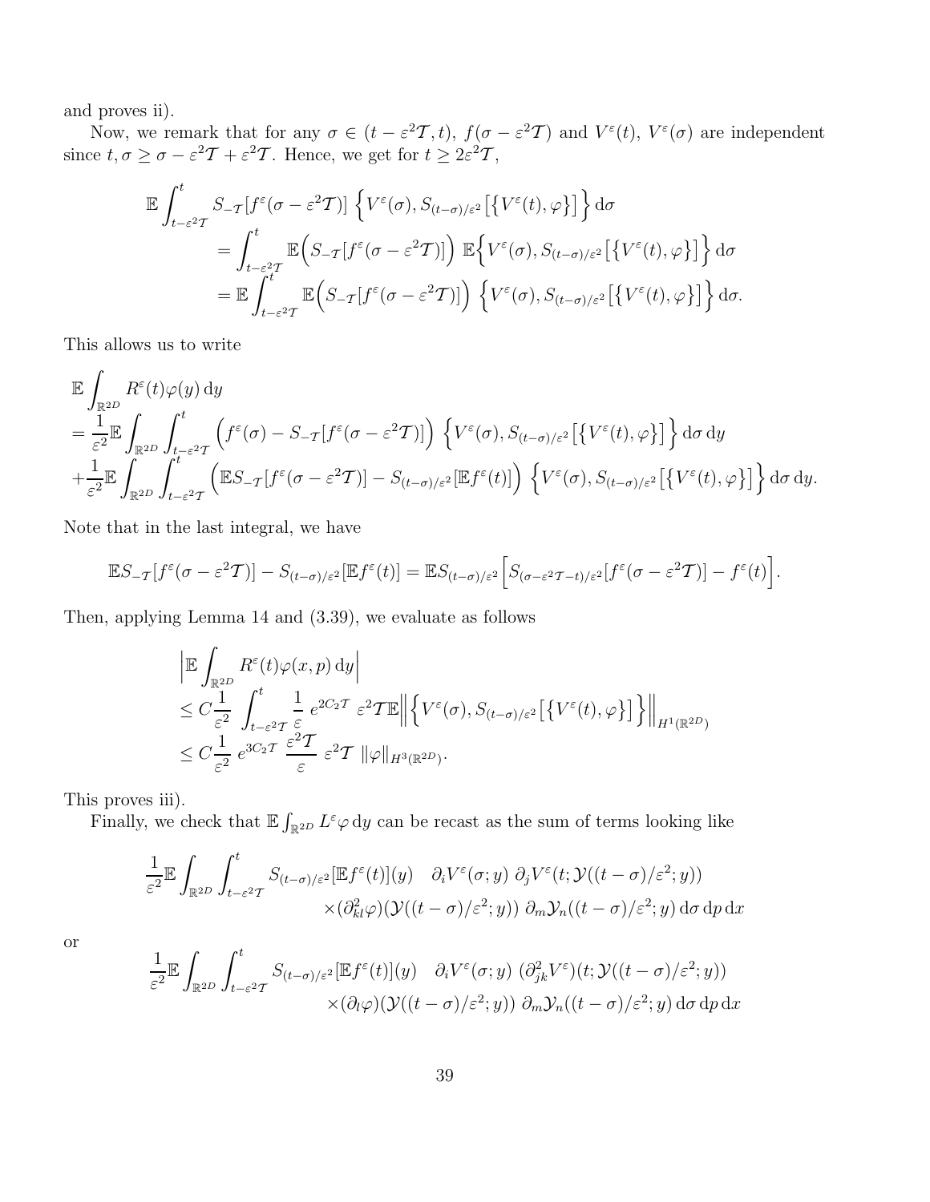and proves ii).

Now, we remark that for any $\sigma \in (t - \varepsilon^2\mathcal{T}, t)$, $f(\sigma - \varepsilon^2\mathcal{T})$ and $V^\varepsilon(t)$, $V^\varepsilon(\sigma)$ are independent since $t, \sigma \geq \sigma - \varepsilon^2\mathcal{T} + \varepsilon^2\mathcal{T}$. Hence, we get for $t \geq 2\varepsilon^2\mathcal{T}$,

$$
\begin{aligned}
\mathbb{E} \int_{t-\varepsilon^2\mathcal{T}}^t & S_{-\mathcal{T}}[f^\varepsilon(\sigma - \varepsilon^2\mathcal{T})] \left\{ V^\varepsilon(\sigma), S_{(t-\sigma)/\varepsilon^2}\big[\{V^\varepsilon(t), \varphi\}\big] \right\} \mathrm{d}\sigma \\
&= \int_{t-\varepsilon^2\mathcal{T}}^t \mathbb{E}\Big( S_{-\mathcal{T}}[f^\varepsilon(\sigma - \varepsilon^2\mathcal{T})]\Big) \ \mathbb{E}\Big\{ V^\varepsilon(\sigma), S_{(t-\sigma)/\varepsilon^2}\big[\{V^\varepsilon(t), \varphi\}\big] \Big\} \mathrm{d}\sigma \\
&= \mathbb{E} \int_{t-\varepsilon^2\mathcal{T}}^t \mathbb{E}\Big( S_{-\mathcal{T}}[f^\varepsilon(\sigma - \varepsilon^2\mathcal{T})]\Big) \ \Big\{ V^\varepsilon(\sigma), S_{(t-\sigma)/\varepsilon^2}\big[\{V^\varepsilon(t), \varphi\}\big] \Big\} \mathrm{d}\sigma.
\end{aligned}
$$

This allows us to write

$$
\begin{aligned}
&\mathbb{E} \int_{\mathbb{R}^{2D}} R^\varepsilon(t)\varphi(y)\,\mathrm{d}y \\
&= \frac{1}{\varepsilon^2} \mathbb{E} \int_{\mathbb{R}^{2D}} \int_{t-\varepsilon^2\mathcal{T}}^t \Big( f^\varepsilon(\sigma) - S_{-\mathcal{T}}[f^\varepsilon(\sigma - \varepsilon^2\mathcal{T})]\Big) \ \Big\{ V^\varepsilon(\sigma), S_{(t-\sigma)/\varepsilon^2}\big[\{V^\varepsilon(t), \varphi\}\big] \Big\} \mathrm{d}\sigma\,\mathrm{d}y \\
&+ \frac{1}{\varepsilon^2} \mathbb{E} \int_{\mathbb{R}^{2D}} \int_{t-\varepsilon^2\mathcal{T}}^t \Big( \mathbb{E}S_{-\mathcal{T}}[f^\varepsilon(\sigma - \varepsilon^2\mathcal{T})] - S_{(t-\sigma)/\varepsilon^2}[\mathbb{E}f^\varepsilon(t)]\Big) \ \Big\{ V^\varepsilon(\sigma), S_{(t-\sigma)/\varepsilon^2}\big[\{V^\varepsilon(t), \varphi\}\big] \Big\} \mathrm{d}\sigma\,\mathrm{d}y.
\end{aligned}
$$

Note that in the last integral, we have

$$
\mathbb{E}S_{-\mathcal{T}}[f^\varepsilon(\sigma - \varepsilon^2\mathcal{T})] - S_{(t-\sigma)/\varepsilon^2}[\mathbb{E}f^\varepsilon(t)] = \mathbb{E}S_{(t-\sigma)/\varepsilon^2}\Big[ S_{(\sigma-\varepsilon^2\mathcal{T}-t)/\varepsilon^2}[f^\varepsilon(\sigma - \varepsilon^2\mathcal{T})] - f^\varepsilon(t)\Big].
$$

Then, applying Lemma 14 and (3.39), we evaluate as follows

$$
\begin{aligned}
&\Big| \mathbb{E} \int_{\mathbb{R}^{2D}} R^\varepsilon(t)\varphi(x,p)\,\mathrm{d}y \Big| \\
&\leq C \frac{1}{\varepsilon^2} \int_{t-\varepsilon^2\mathcal{T}}^t \frac{1}{\varepsilon}\ e^{2C_2\mathcal{T}}\ \varepsilon^2\mathcal{T}\mathbb{E}\Big\| \Big\{ V^\varepsilon(\sigma), S_{(t-\sigma)/\varepsilon^2}\big[\{V^\varepsilon(t), \varphi\}\big] \Big\} \Big\|_{H^1(\mathbb{R}^{2D})} \\
&\leq C \frac{1}{\varepsilon^2}\ e^{3C_2\mathcal{T}}\ \frac{\varepsilon^2\mathcal{T}}{\varepsilon}\ \varepsilon^2\mathcal{T}\ \|\varphi\|_{H^3(\mathbb{R}^{2D})}.
\end{aligned}
$$

This proves iii).

Finally, we check that $\mathbb{E}\int_{\mathbb{R}^{2D}} L^\varepsilon\varphi\,\mathrm{d}y$ can be recast as the sum of terms looking like

$$
\begin{aligned}
\frac{1}{\varepsilon^2} \mathbb{E} \int_{\mathbb{R}^{2D}} \int_{t-\varepsilon^2\mathcal{T}}^t & S_{(t-\sigma)/\varepsilon^2}[\mathbb{E}f^\varepsilon(t)](y) \quad \partial_i V^\varepsilon(\sigma; y)\ \partial_j V^\varepsilon(t; \mathcal{Y}((t-\sigma)/\varepsilon^2; y)) \\
&\times (\partial^2_{kl}\varphi)(\mathcal{Y}((t-\sigma)/\varepsilon^2; y))\ \partial_m \mathcal{Y}_n((t-\sigma)/\varepsilon^2; y)\,\mathrm{d}\sigma\,\mathrm{d}p\,\mathrm{d}x
\end{aligned}
$$

or

$$
\begin{aligned}
\frac{1}{\varepsilon^2} \mathbb{E} \int_{\mathbb{R}^{2D}} \int_{t-\varepsilon^2\mathcal{T}}^t & S_{(t-\sigma)/\varepsilon^2}[\mathbb{E}f^\varepsilon(t)](y) \quad \partial_i V^\varepsilon(\sigma; y)\ (\partial^2_{jk} V^\varepsilon)(t; \mathcal{Y}((t-\sigma)/\varepsilon^2; y)) \\
&\times (\partial_l\varphi)(\mathcal{Y}((t-\sigma)/\varepsilon^2; y))\ \partial_m \mathcal{Y}_n((t-\sigma)/\varepsilon^2; y)\,\mathrm{d}\sigma\,\mathrm{d}p\,\mathrm{d}x
\end{aligned}
$$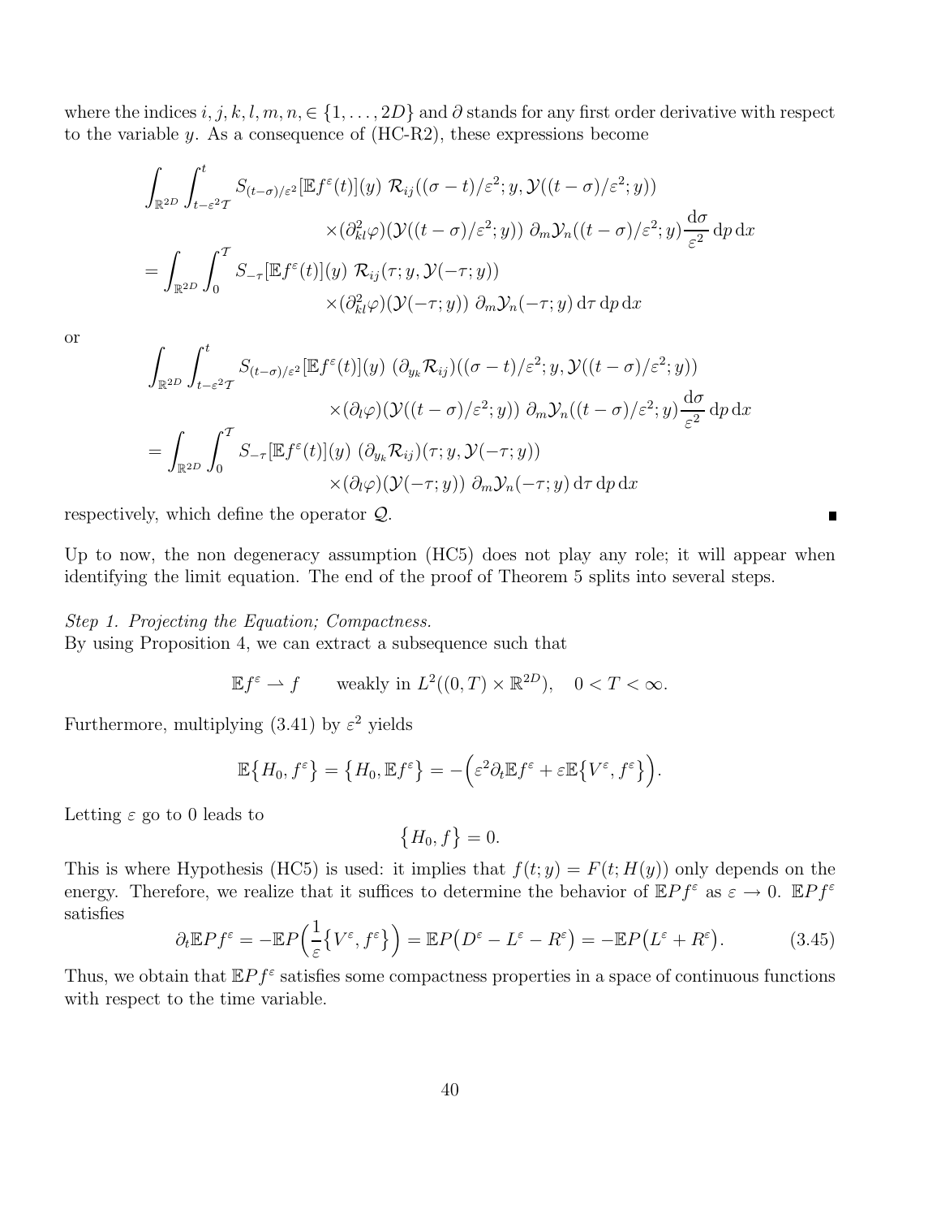where the indices $i, j, k, l, m, n, \in \{1, \dots, 2D\}$ and $\partial$ stands for any first order derivative with respect to the variable $y$. As a consequence of (HC-R2), these expressions become

$$
\begin{aligned}
\int_{\mathbb{R}^{2D}} \int_{t-\varepsilon^2 \mathcal{T}}^{t} & S_{(t-\sigma)/\varepsilon^2}[\mathbb{E}f^\varepsilon(t)](y)\ \mathcal{R}_{ij}((\sigma - t)/\varepsilon^2; y, \mathcal{Y}((t-\sigma)/\varepsilon^2; y)) \\
& \times (\partial^2_{kl}\varphi)(\mathcal{Y}((t-\sigma)/\varepsilon^2; y))\ \partial_m \mathcal{Y}_n((t-\sigma)/\varepsilon^2; y) \frac{\mathrm{d}\sigma}{\varepsilon^2}\,\mathrm{d}p\,\mathrm{d}x \\
= \int_{\mathbb{R}^{2D}} \int_0^{\mathcal{T}} & S_{-\tau}[\mathbb{E}f^\varepsilon(t)](y)\ \mathcal{R}_{ij}(\tau; y, \mathcal{Y}(-\tau; y)) \\
& \times (\partial^2_{kl}\varphi)(\mathcal{Y}(-\tau; y))\ \partial_m \mathcal{Y}_n(-\tau; y)\,\mathrm{d}\tau\,\mathrm{d}p\,\mathrm{d}x
\end{aligned}
$$

or

$$
\begin{aligned}
\int_{\mathbb{R}^{2D}} \int_{t-\varepsilon^2 \mathcal{T}}^{t} & S_{(t-\sigma)/\varepsilon^2}[\mathbb{E}f^\varepsilon(t)](y)\ (\partial_{y_k}\mathcal{R}_{ij})((\sigma - t)/\varepsilon^2; y, \mathcal{Y}((t-\sigma)/\varepsilon^2; y)) \\
& \times (\partial_{l}\varphi)(\mathcal{Y}((t-\sigma)/\varepsilon^2; y))\ \partial_m \mathcal{Y}_n((t-\sigma)/\varepsilon^2; y) \frac{\mathrm{d}\sigma}{\varepsilon^2}\,\mathrm{d}p\,\mathrm{d}x \\
= \int_{\mathbb{R}^{2D}} \int_0^{\mathcal{T}} & S_{-\tau}[\mathbb{E}f^\varepsilon(t)](y)\ (\partial_{y_k}\mathcal{R}_{ij})(\tau; y, \mathcal{Y}(-\tau; y)) \\
& \times (\partial_{l}\varphi)(\mathcal{Y}(-\tau; y))\ \partial_m \mathcal{Y}_n(-\tau; y)\,\mathrm{d}\tau\,\mathrm{d}p\,\mathrm{d}x
\end{aligned}
$$

respectively, which define the operator $\mathcal{Q}$. ∎

Up to now, the non degeneracy assumption (HC5) does not play any role; it will appear when identifying the limit equation. The end of the proof of Theorem 5 splits into several steps.

*Step 1. Projecting the Equation; Compactness.*
By using Proposition 4, we can extract a subsequence such that

$$\mathbb{E}f^\varepsilon \rightharpoonup f \qquad \text{weakly in } L^2((0,T) \times \mathbb{R}^{2D}), \quad 0 < T < \infty.$$

Furthermore, multiplying (3.41) by $\varepsilon^2$ yields

$$\mathbb{E}\big\{H_0, f^\varepsilon\big\} = \big\{H_0, \mathbb{E}f^\varepsilon\big\} = -\Big(\varepsilon^2 \partial_t \mathbb{E}f^\varepsilon + \varepsilon \mathbb{E}\big\{V^\varepsilon, f^\varepsilon\big\}\Big).$$

Letting $\varepsilon$ go to 0 leads to

$$\big\{H_0, f\big\} = 0.$$

This is where Hypothesis (HC5) is used: it implies that $f(t; y) = F(t; H(y))$ only depends on the energy. Therefore, we realize that it suffices to determine the behavior of $\mathbb{E}Pf^\varepsilon$ as $\varepsilon \to 0$. $\mathbb{E}Pf^\varepsilon$ satisfies

$$\partial_t \mathbb{E}Pf^\varepsilon = -\mathbb{E}P\Big(\frac{1}{\varepsilon}\big\{V^\varepsilon, f^\varepsilon\big\}\Big) = \mathbb{E}P\big(D^\varepsilon - L^\varepsilon - R^\varepsilon\big) = -\mathbb{E}P\big(L^\varepsilon + R^\varepsilon\big). \tag{3.45}$$

Thus, we obtain that $\mathbb{E}Pf^\varepsilon$ satisfies some compactness properties in a space of continuous functions with respect to the time variable.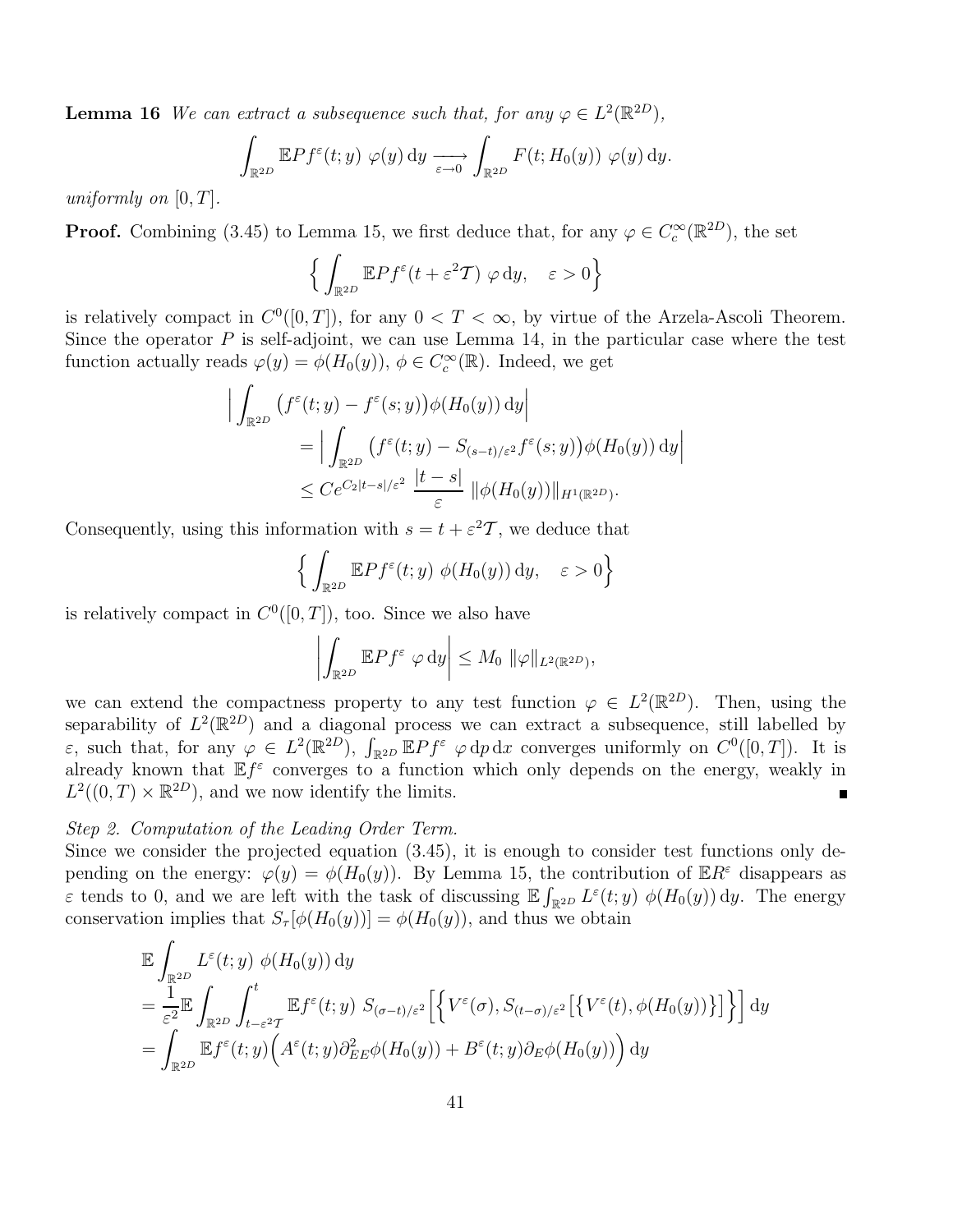**Lemma 16** *We can extract a subsequence such that, for any $\varphi \in L^2(\mathbb{R}^{2D})$,*

$$\int_{\mathbb{R}^{2D}} \mathbb{E}Pf^\varepsilon(t;y)\ \varphi(y)\,\mathrm{d}y \underset{\varepsilon\to 0}{\longrightarrow} \int_{\mathbb{R}^{2D}} F(t;H_0(y))\ \varphi(y)\,\mathrm{d}y.$$

*uniformly on $[0,T]$.*

**Proof.** Combining (3.45) to Lemma 15, we first deduce that, for any $\varphi \in C_c^\infty(\mathbb{R}^{2D})$, the set

$$\Big\{ \int_{\mathbb{R}^{2D}} \mathbb{E}Pf^\varepsilon(t+\varepsilon^2\mathcal{T})\ \varphi\,\mathrm{d}y, \quad \varepsilon > 0\Big\}$$

is relatively compact in $C^0([0,T])$, for any $0 < T < \infty$, by virtue of the Arzela-Ascoli Theorem. Since the operator $P$ is self-adjoint, we can use Lemma 14, in the particular case where the test function actually reads $\varphi(y) = \phi(H_0(y))$, $\phi \in C_c^\infty(\mathbb{R})$. Indeed, we get

$$\begin{aligned}
\Big|\int_{\mathbb{R}^{2D}} \big(f^\varepsilon(t;y) - f^\varepsilon(s;y)\big)\phi(H_0(y))\,\mathrm{d}y\Big|
&= \Big|\int_{\mathbb{R}^{2D}} \big(f^\varepsilon(t;y) - S_{(s-t)/\varepsilon^2}f^\varepsilon(s;y)\big)\phi(H_0(y))\,\mathrm{d}y\Big| \\
&\le Ce^{C_2|t-s|/\varepsilon^2}\ \frac{|t-s|}{\varepsilon}\ \|\phi(H_0(y))\|_{H^1(\mathbb{R}^{2D})}.
\end{aligned}$$

Consequently, using this information with $s = t + \varepsilon^2\mathcal{T}$, we deduce that

$$\Big\{ \int_{\mathbb{R}^{2D}} \mathbb{E}Pf^\varepsilon(t;y)\ \phi(H_0(y))\,\mathrm{d}y, \quad \varepsilon > 0\Big\}$$

is relatively compact in $C^0([0,T])$, too. Since we also have

$$\left|\int_{\mathbb{R}^{2D}} \mathbb{E}Pf^\varepsilon\ \varphi\,\mathrm{d}y\right| \le M_0\ \|\varphi\|_{L^2(\mathbb{R}^{2D})},$$

we can extend the compactness property to any test function $\varphi \in L^2(\mathbb{R}^{2D})$. Then, using the separability of $L^2(\mathbb{R}^{2D})$ and a diagonal process we can extract a subsequence, still labelled by $\varepsilon$, such that, for any $\varphi \in L^2(\mathbb{R}^{2D})$, $\int_{\mathbb{R}^{2D}} \mathbb{E}Pf^\varepsilon\ \varphi\,\mathrm{d}p\,\mathrm{d}x$ converges uniformly on $C^0([0,T])$. It is already known that $\mathbb{E}f^\varepsilon$ converges to a function which only depends on the energy, weakly in $L^2((0,T)\times\mathbb{R}^{2D})$, and we now identify the limits. ∎

*Step 2. Computation of the Leading Order Term.*

Since we consider the projected equation (3.45), it is enough to consider test functions only depending on the energy: $\varphi(y) = \phi(H_0(y))$. By Lemma 15, the contribution of $\mathbb{E}R^\varepsilon$ disappears as $\varepsilon$ tends to 0, and we are left with the task of discussing $\mathbb{E}\int_{\mathbb{R}^{2D}} L^\varepsilon(t;y)\ \phi(H_0(y))\,\mathrm{d}y$. The energy conservation implies that $S_\tau[\phi(H_0(y))] = \phi(H_0(y))$, and thus we obtain

$$\begin{aligned}
&\mathbb{E}\int_{\mathbb{R}^{2D}} L^\varepsilon(t;y)\ \phi(H_0(y))\,\mathrm{d}y \\
&= \frac{1}{\varepsilon^2}\mathbb{E}\int_{\mathbb{R}^{2D}}\int_{t-\varepsilon^2\mathcal{T}}^t \mathbb{E}f^\varepsilon(t;y)\ S_{(\sigma-t)/\varepsilon^2}\Big[\Big\{V^\varepsilon(\sigma), S_{(t-\sigma)/\varepsilon^2}\big[\big\{V^\varepsilon(t),\phi(H_0(y))\big\}\big]\Big\}\Big]\,\mathrm{d}y \\
&= \int_{\mathbb{R}^{2D}} \mathbb{E}f^\varepsilon(t;y)\Big(A^\varepsilon(t;y)\partial^2_{EE}\phi(H_0(y)) + B^\varepsilon(t;y)\partial_E\phi(H_0(y))\Big)\,\mathrm{d}y
\end{aligned}$$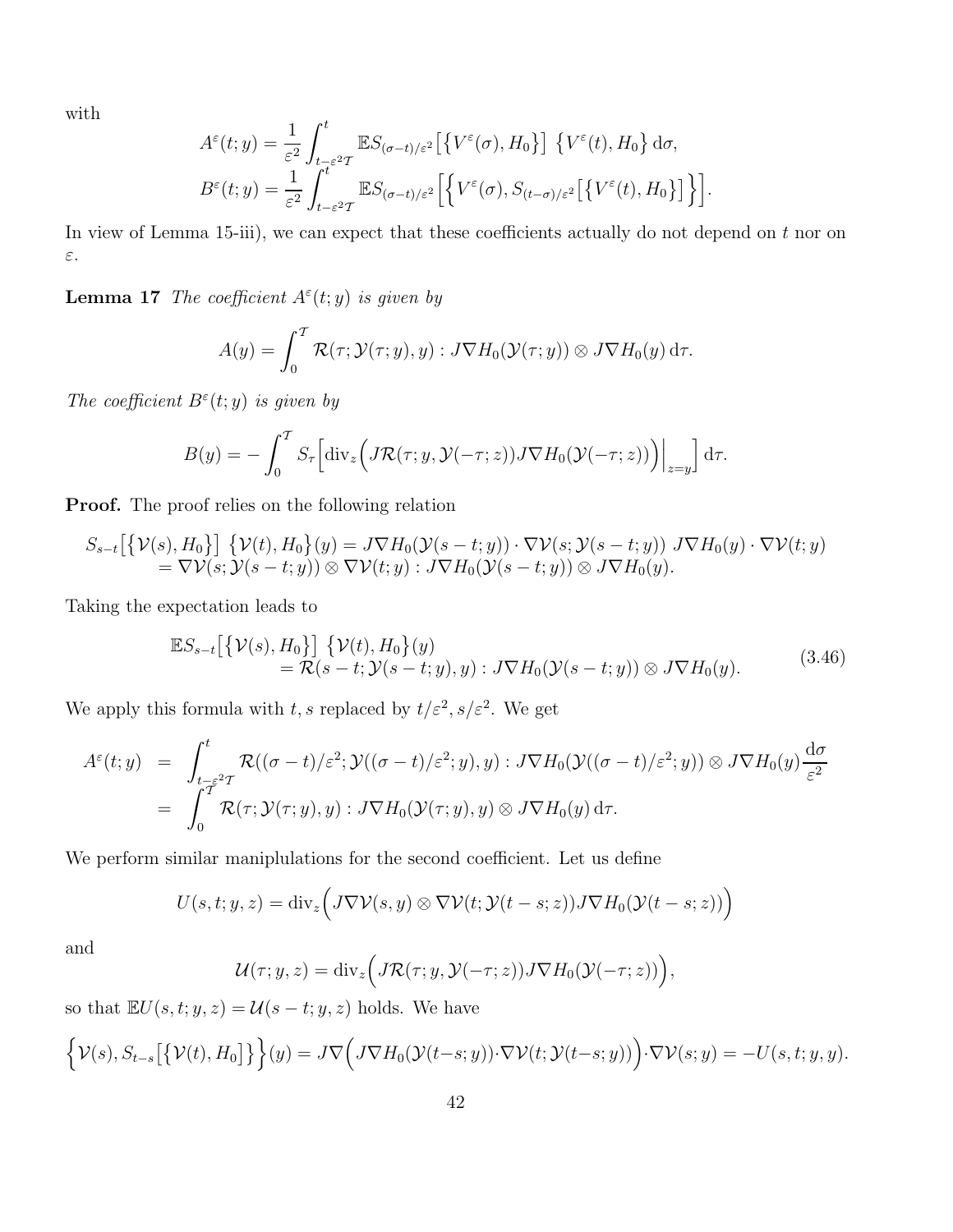with

$$A^\varepsilon(t;y) = \frac{1}{\varepsilon^2}\int_{t-\varepsilon^2\mathcal{T}}^t \mathbb{E} S_{(\sigma-t)/\varepsilon^2}\big[\big\{V^\varepsilon(\sigma), H_0\big\}\big]\ \big\{V^\varepsilon(t), H_0\big\}\,\mathrm{d}\sigma,$$
$$B^\varepsilon(t;y) = \frac{1}{\varepsilon^2}\int_{t-\varepsilon^2\mathcal{T}}^t \mathbb{E} S_{(\sigma-t)/\varepsilon^2}\Big[\Big\{V^\varepsilon(\sigma), S_{(t-\sigma)/\varepsilon^2}\big[\big\{V^\varepsilon(t), H_0\big\}\big]\Big\}\Big].$$

In view of Lemma 15-iii), we can expect that these coefficients actually do not depend on $t$ nor on $\varepsilon$.

**Lemma 17** *The coefficient $A^\varepsilon(t;y)$ is given by*

$$A(y) = \int_0^{\mathcal{T}} \mathcal{R}(\tau;\mathcal{Y}(\tau;y),y) : J\nabla H_0(\mathcal{Y}(\tau;y))\otimes J\nabla H_0(y)\,\mathrm{d}\tau.$$

*The coefficient $B^\varepsilon(t;y)$ is given by*

$$B(y) = -\int_0^{\mathcal{T}} S_\tau\Big[\mathrm{div}_z\Big(J\mathcal{R}(\tau;y,\mathcal{Y}(-\tau;z))J\nabla H_0(\mathcal{Y}(-\tau;z))\Big)\Big|_{z=y}\Big]\,\mathrm{d}\tau.$$

**Proof.** The proof relies on the following relation

$$\begin{aligned}
S_{s-t}\big[\big\{\mathcal{V}(s), H_0\big\}\big]\ \big\{\mathcal{V}(t), H_0\big\}(y) &= J\nabla H_0(\mathcal{Y}(s-t;y))\cdot\nabla\mathcal{V}(s;\mathcal{Y}(s-t;y))\ J\nabla H_0(y)\cdot\nabla\mathcal{V}(t;y)\\
&= \nabla\mathcal{V}(s;\mathcal{Y}(s-t;y))\otimes\nabla\mathcal{V}(t;y) : J\nabla H_0(\mathcal{Y}(s-t;y))\otimes J\nabla H_0(y).
\end{aligned}$$

Taking the expectation leads to

$$\begin{aligned}
&\mathbb{E}S_{s-t}\big[\big\{\mathcal{V}(s), H_0\big\}\big]\ \big\{\mathcal{V}(t), H_0\big\}(y)\\
&\qquad = \mathcal{R}(s-t;\mathcal{Y}(s-t;y),y) : J\nabla H_0(\mathcal{Y}(s-t;y))\otimes J\nabla H_0(y).
\end{aligned}\tag{3.46}$$

We apply this formula with $t, s$ replaced by $t/\varepsilon^2, s/\varepsilon^2$. We get

$$\begin{aligned}
A^\varepsilon(t;y) &= \int_{t-\varepsilon^2\mathcal{T}}^t \mathcal{R}((\sigma-t)/\varepsilon^2;\mathcal{Y}((\sigma-t)/\varepsilon^2;y),y) : J\nabla H_0(\mathcal{Y}((\sigma-t)/\varepsilon^2;y))\otimes J\nabla H_0(y)\frac{\mathrm{d}\sigma}{\varepsilon^2}\\
&= \int_0^{\mathcal{T}} \mathcal{R}(\tau;\mathcal{Y}(\tau;y),y) : J\nabla H_0(\mathcal{Y}(\tau;y),y)\otimes J\nabla H_0(y)\,\mathrm{d}\tau.
\end{aligned}$$

We perform similar maniplulations for the second coefficient. Let us define

$$U(s,t;y,z) = \mathrm{div}_z\Big(J\nabla\mathcal{V}(s,y)\otimes\nabla\mathcal{V}(t;\mathcal{Y}(t-s;z))J\nabla H_0(\mathcal{Y}(t-s;z))\Big)$$

and

$$\mathcal{U}(\tau;y,z) = \mathrm{div}_z\Big(J\mathcal{R}(\tau;y,\mathcal{Y}(-\tau;z))J\nabla H_0(\mathcal{Y}(-\tau;z))\Big),$$

so that $\mathbb{E}U(s,t;y,z) = \mathcal{U}(s-t;y,z)$ holds. We have

$$\Big\{\mathcal{V}(s), S_{t-s}\big[\big\{\mathcal{V}(t), H_0\big]\big\}\Big\}(y) = J\nabla\Big(J\nabla H_0(\mathcal{Y}(t-s;y))\cdot\nabla\mathcal{V}(t;\mathcal{Y}(t-s;y))\Big)\cdot\nabla\mathcal{V}(s;y) = -U(s,t;y,y).$$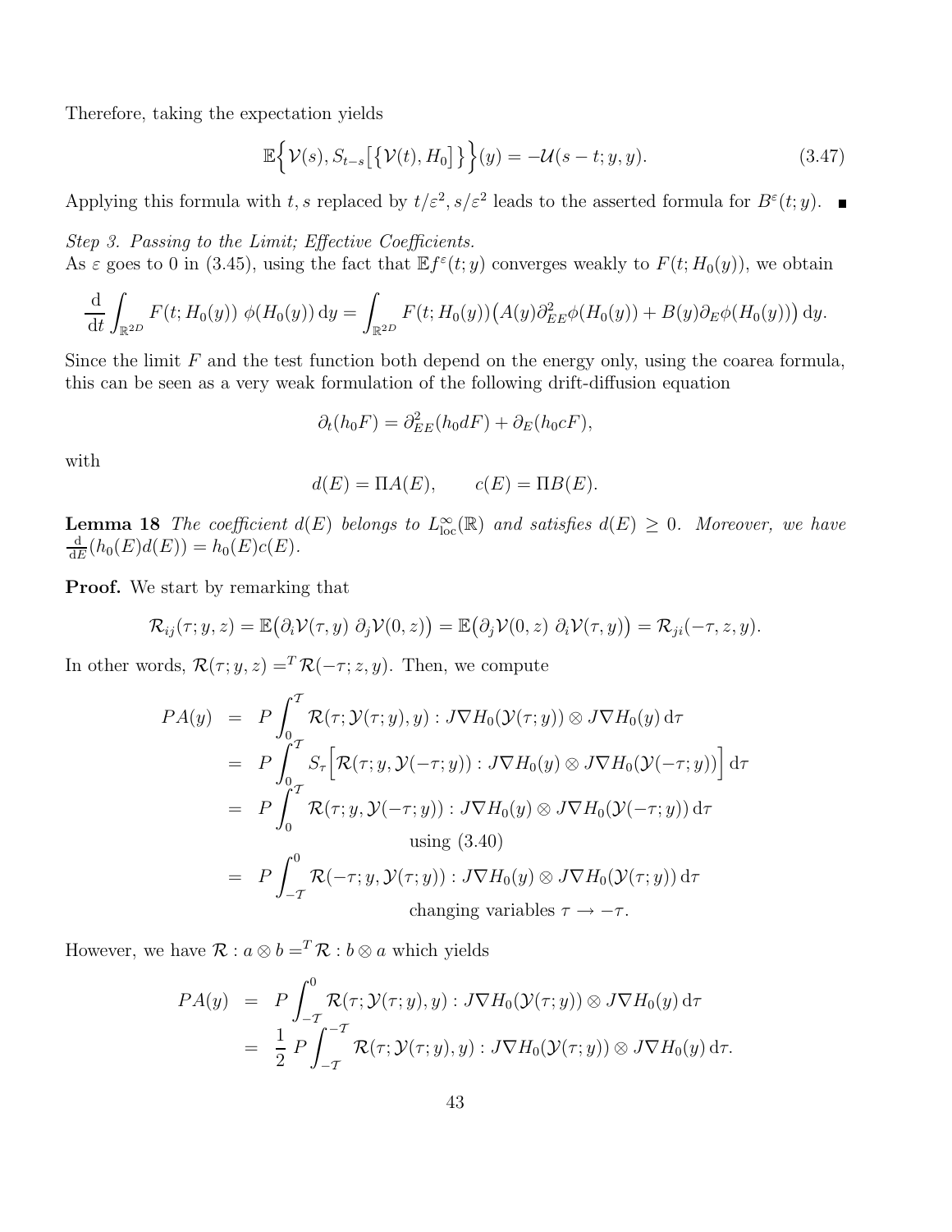Therefore, taking the expectation yields

$$\mathbb{E}\Big\{ \mathcal{V}(s), S_{t-s}\big[\{\mathcal{V}(t), H_0\big]\}\Big\}(y) = -\mathcal{U}(s-t;y,y). \tag{3.47}$$

Applying this formula with $t, s$ replaced by $t/\varepsilon^2, s/\varepsilon^2$ leads to the asserted formula for $B^\varepsilon(t;y)$. ∎

*Step 3. Passing to the Limit; Effective Coefficients.*

As $\varepsilon$ goes to 0 in (3.45), using the fact that $\mathbb{E}f^\varepsilon(t;y)$ converges weakly to $F(t;H_0(y))$, we obtain

$$\frac{\mathrm{d}}{\mathrm{d}t}\int_{\mathbb{R}^{2D}} F(t;H_0(y))\ \phi(H_0(y))\,\mathrm{d}y = \int_{\mathbb{R}^{2D}} F(t;H_0(y))\big(A(y)\partial^2_{EE}\phi(H_0(y)) + B(y)\partial_E\phi(H_0(y))\big)\,\mathrm{d}y.$$

Since the limit $F$ and the test function both depend on the energy only, using the coarea formula, this can be seen as a very weak formulation of the following drift-diffusion equation

$$\partial_t(h_0 F) = \partial^2_{EE}(h_0 d F) + \partial_E(h_0 c F),$$

with

$$d(E) = \Pi A(E), \qquad c(E) = \Pi B(E).$$

**Lemma 18** *The coefficient $d(E)$ belongs to $L^\infty_{\mathrm{loc}}(\mathbb{R})$ and satisfies $d(E)\geq 0$. Moreover, we have $\frac{\mathrm{d}}{\mathrm{d}E}(h_0(E)d(E)) = h_0(E)c(E)$.*

**Proof.** We start by remarking that

$$\mathcal{R}_{ij}(\tau;y,z) = \mathbb{E}\big(\partial_i\mathcal{V}(\tau,y)\ \partial_j\mathcal{V}(0,z)\big) = \mathbb{E}\big(\partial_j\mathcal{V}(0,z)\ \partial_i\mathcal{V}(\tau,y)\big) = \mathcal{R}_{ji}(-\tau,z,y).$$

In other words, $\mathcal{R}(\tau;y,z) = ^T\mathcal{R}(-\tau;z,y)$. Then, we compute

$$\begin{aligned}
PA(y) &= P\int_0^{\mathcal{T}} \mathcal{R}(\tau;\mathcal{Y}(\tau;y),y) : J\nabla H_0(\mathcal{Y}(\tau;y))\otimes J\nabla H_0(y)\,\mathrm{d}\tau \\
&= P\int_0^{\mathcal{T}} S_\tau\Big[\mathcal{R}(\tau;y,\mathcal{Y}(-\tau;y)) : J\nabla H_0(y)\otimes J\nabla H_0(\mathcal{Y}(-\tau;y))\Big]\,\mathrm{d}\tau \\
&= P\int_0^{\mathcal{T}} \mathcal{R}(\tau;y,\mathcal{Y}(-\tau;y)) : J\nabla H_0(y)\otimes J\nabla H_0(\mathcal{Y}(-\tau;y))\,\mathrm{d}\tau \\
&\qquad\qquad \text{using (3.40)} \\
&= P\int_{-\mathcal{T}}^0 \mathcal{R}(-\tau;y,\mathcal{Y}(\tau;y)) : J\nabla H_0(y)\otimes J\nabla H_0(\mathcal{Y}(\tau;y))\,\mathrm{d}\tau \\
&\qquad\qquad \text{changing variables } \tau\to-\tau.
\end{aligned}$$

However, we have $\mathcal{R} : a\otimes b = ^T\mathcal{R} : b\otimes a$ which yields

$$\begin{aligned}
PA(y) &= P\int_{-\mathcal{T}}^0 \mathcal{R}(\tau;\mathcal{Y}(\tau;y),y) : J\nabla H_0(\mathcal{Y}(\tau;y))\otimes J\nabla H_0(y)\,\mathrm{d}\tau \\
&= \frac{1}{2}\,P\int_{-\mathcal{T}}^{-\mathcal{T}} \mathcal{R}(\tau;\mathcal{Y}(\tau;y),y) : J\nabla H_0(\mathcal{Y}(\tau;y))\otimes J\nabla H_0(y)\,\mathrm{d}\tau.
\end{aligned}$$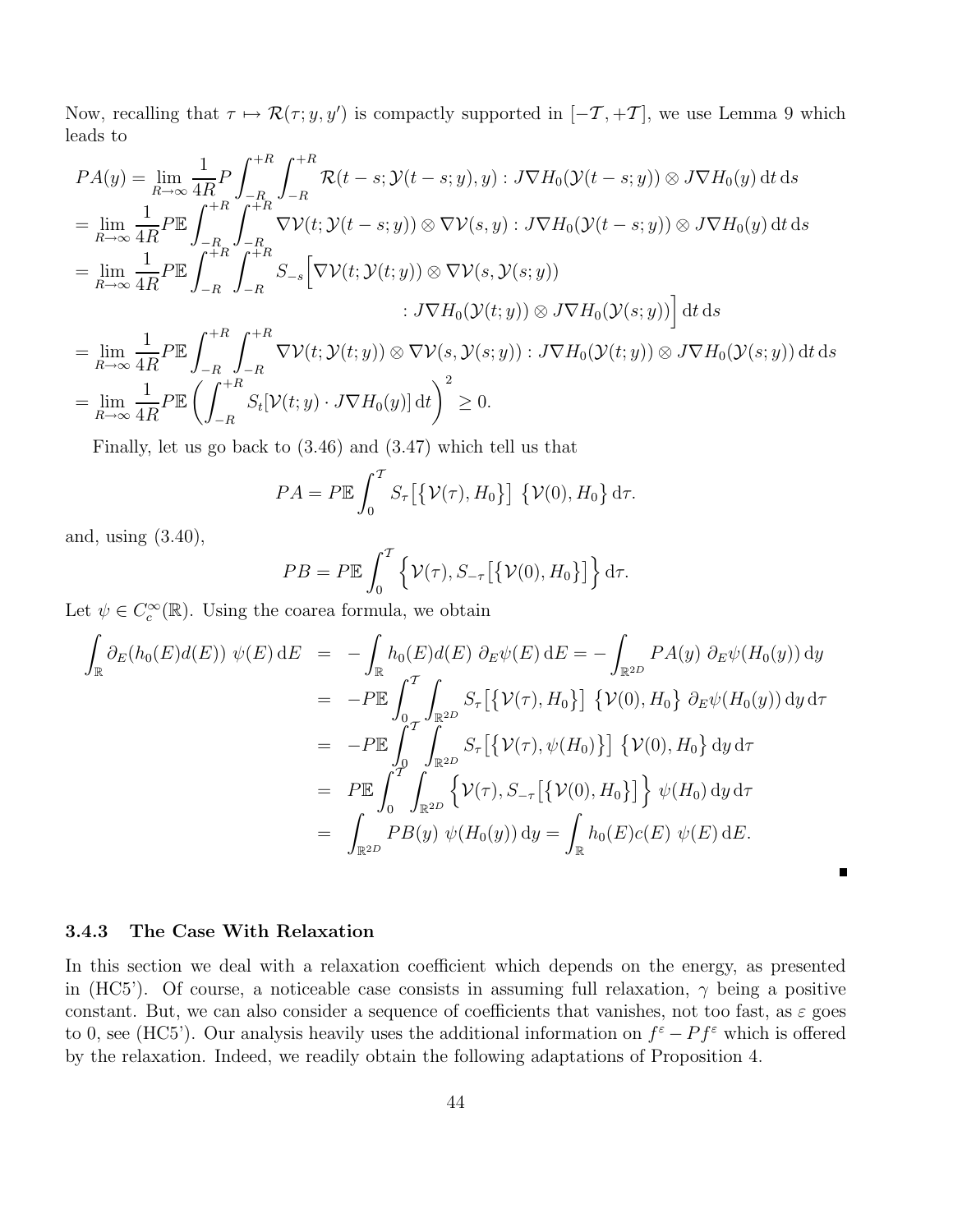Now, recalling that $\tau \mapsto \mathcal{R}(\tau; y, y')$ is compactly supported in $[-\mathcal{T}, +\mathcal{T}]$, we use Lemma 9 which leads to

$$
\begin{aligned}
PA(y) &= \lim_{R\to\infty} \frac{1}{4R} P \int_{-R}^{+R}\int_{-R}^{+R} \mathcal{R}(t-s; \mathcal{Y}(t-s;y), y) : J\nabla H_0(\mathcal{Y}(t-s;y)) \otimes J\nabla H_0(y)\,\mathrm{d}t\,\mathrm{d}s \\
&= \lim_{R\to\infty} \frac{1}{4R} P\mathbb{E} \int_{-R}^{+R}\int_{-R}^{+R} \nabla\mathcal{V}(t; \mathcal{Y}(t-s;y)) \otimes \nabla\mathcal{V}(s,y) : J\nabla H_0(\mathcal{Y}(t-s;y)) \otimes J\nabla H_0(y)\,\mathrm{d}t\,\mathrm{d}s \\
&= \lim_{R\to\infty} \frac{1}{4R} P\mathbb{E} \int_{-R}^{+R}\int_{-R}^{+R} S_{-s}\Big[\nabla\mathcal{V}(t; \mathcal{Y}(t;y)) \otimes \nabla\mathcal{V}(s, \mathcal{Y}(s;y)) \\
&\qquad\qquad : J\nabla H_0(\mathcal{Y}(t;y)) \otimes J\nabla H_0(\mathcal{Y}(s;y))\Big]\,\mathrm{d}t\,\mathrm{d}s \\
&= \lim_{R\to\infty} \frac{1}{4R} P\mathbb{E} \int_{-R}^{+R}\int_{-R}^{+R} \nabla\mathcal{V}(t; \mathcal{Y}(t;y)) \otimes \nabla\mathcal{V}(s, \mathcal{Y}(s;y)) : J\nabla H_0(\mathcal{Y}(t;y)) \otimes J\nabla H_0(\mathcal{Y}(s;y))\,\mathrm{d}t\,\mathrm{d}s \\
&= \lim_{R\to\infty} \frac{1}{4R} P\mathbb{E} \left(\int_{-R}^{+R} S_t[\mathcal{V}(t;y)\cdot J\nabla H_0(y)]\,\mathrm{d}t\right)^2 \geq 0.
\end{aligned}
$$

Finally, let us go back to (3.46) and (3.47) which tell us that

$$
PA = P\mathbb{E}\int_0^{\mathcal{T}} S_\tau\big[\big\{\mathcal{V}(\tau), H_0\big\}\big]\ \big\{\mathcal{V}(0), H_0\big\}\,\mathrm{d}\tau.
$$

and, using (3.40),

$$
PB = P\mathbb{E}\int_0^{\mathcal{T}} \Big\{\mathcal{V}(\tau), S_{-\tau}\big[\big\{\mathcal{V}(0), H_0\big\}\big]\Big\}\,\mathrm{d}\tau.
$$

Let $\psi \in C_c^\infty(\mathbb{R})$. Using the coarea formula, we obtain

$$
\begin{aligned}
\int_{\mathbb{R}} \partial_E(h_0(E)d(E))\ \psi(E)\,\mathrm{d}E &= -\int_{\mathbb{R}} h_0(E)d(E)\ \partial_E\psi(E)\,\mathrm{d}E = -\int_{\mathbb{R}^{2D}} PA(y)\ \partial_E\psi(H_0(y))\,\mathrm{d}y \\
&= -P\mathbb{E}\int_0^{\mathcal{T}}\int_{\mathbb{R}^{2D}} S_\tau\big[\big\{\mathcal{V}(\tau), H_0\big\}\big]\ \big\{\mathcal{V}(0), H_0\big\}\ \partial_E\psi(H_0(y))\,\mathrm{d}y\,\mathrm{d}\tau \\
&= -P\mathbb{E}\int_0^{\mathcal{T}}\int_{\mathbb{R}^{2D}} S_\tau\big[\big\{\mathcal{V}(\tau), \psi(H_0)\big\}\big]\ \big\{\mathcal{V}(0), H_0\big\}\,\mathrm{d}y\,\mathrm{d}\tau \\
&= P\mathbb{E}\int_0^{\mathcal{T}}\int_{\mathbb{R}^{2D}} \Big\{\mathcal{V}(\tau), S_{-\tau}\big[\big\{\mathcal{V}(0), H_0\big\}\big]\Big\}\ \psi(H_0)\,\mathrm{d}y\,\mathrm{d}\tau \\
&= \int_{\mathbb{R}^{2D}} PB(y)\ \psi(H_0(y))\,\mathrm{d}y = \int_{\mathbb{R}} h_0(E)c(E)\ \psi(E)\,\mathrm{d}E.
\end{aligned}
$$

■

### 3.4.3 The Case With Relaxation

In this section we deal with a relaxation coefficient which depends on the energy, as presented in (HC5'). Of course, a noticeable case consists in assuming full relaxation, $\gamma$ being a positive constant. But, we can also consider a sequence of coefficients that vanishes, not too fast, as $\varepsilon$ goes to 0, see (HC5'). Our analysis heavily uses the additional information on $f^\varepsilon - Pf^\varepsilon$ which is offered by the relaxation. Indeed, we readily obtain the following adaptations of Proposition 4.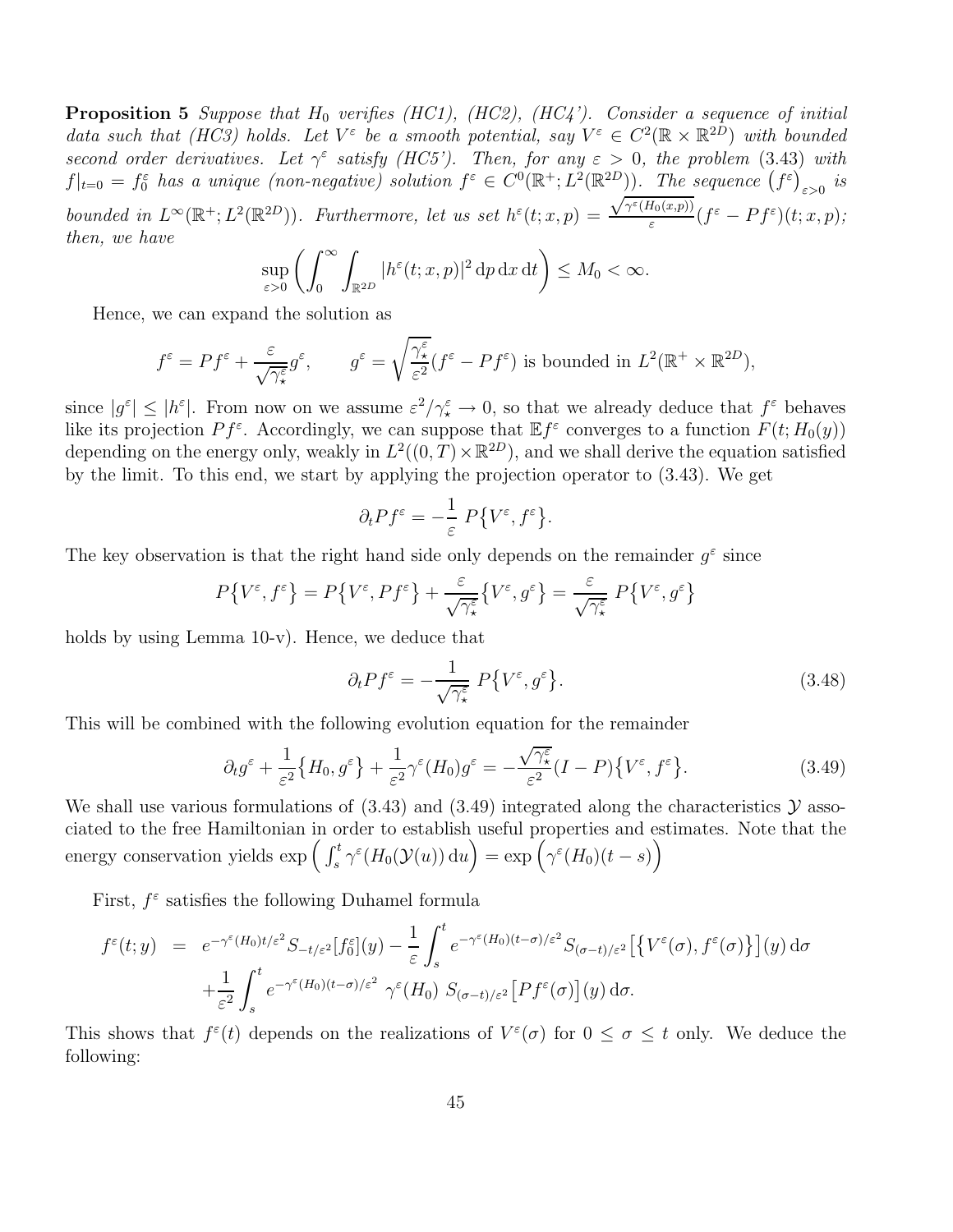**Proposition 5** *Suppose that $H_0$ verifies (HC1), (HC2), (HC4'). Consider a sequence of initial data such that (HC3) holds. Let $V^\varepsilon$ be a smooth potential, say $V^\varepsilon \in C^2(\mathbb{R} \times \mathbb{R}^{2D})$ with bounded second order derivatives. Let $\gamma^\varepsilon$ satisfy (HC5'). Then, for any $\varepsilon > 0$, the problem (3.43) with $f|_{t=0} = f_0^\varepsilon$ has a unique (non-negative) solution $f^\varepsilon \in C^0(\mathbb{R}^+; L^2(\mathbb{R}^{2D}))$. The sequence $\left(f^\varepsilon\right)_{\varepsilon>0}$ is bounded in $L^\infty(\mathbb{R}^+; L^2(\mathbb{R}^{2D}))$. Furthermore, let us set $h^\varepsilon(t;x,p) = \frac{\sqrt{\gamma^\varepsilon(H_0(x,p))}}{\varepsilon}(f^\varepsilon - Pf^\varepsilon)(t;x,p)$; then, we have*

$$\sup_{\varepsilon>0}\left(\int_0^\infty \int_{\mathbb{R}^{2D}} |h^\varepsilon(t;x,p)|^2 \,\mathrm{d}p\,\mathrm{d}x\,\mathrm{d}t\right) \le M_0 < \infty.$$

Hence, we can expand the solution as

$$f^\varepsilon = Pf^\varepsilon + \frac{\varepsilon}{\sqrt{\gamma_\star^\varepsilon}} g^\varepsilon, \qquad g^\varepsilon = \sqrt{\frac{\gamma_\star^\varepsilon}{\varepsilon^2}}(f^\varepsilon - Pf^\varepsilon) \text{ is bounded in } L^2(\mathbb{R}^+ \times \mathbb{R}^{2D}),$$

since $|g^\varepsilon| \le |h^\varepsilon|$. From now on we assume $\varepsilon^2/\gamma_\star^\varepsilon \to 0$, so that we already deduce that $f^\varepsilon$ behaves like its projection $Pf^\varepsilon$. Accordingly, we can suppose that $\mathbb{E}f^\varepsilon$ converges to a function $F(t; H_0(y))$ depending on the energy only, weakly in $L^2((0,T)\times\mathbb{R}^{2D})$, and we shall derive the equation satisfied by the limit. To this end, we start by applying the projection operator to (3.43). We get

$$\partial_t Pf^\varepsilon = -\frac{1}{\varepsilon}\; P\big\{V^\varepsilon, f^\varepsilon\big\}.$$

The key observation is that the right hand side only depends on the remainder $g^\varepsilon$ since

$$P\big\{V^\varepsilon, f^\varepsilon\big\} = P\big\{V^\varepsilon, Pf^\varepsilon\big\} + \frac{\varepsilon}{\sqrt{\gamma_\star^\varepsilon}}\big\{V^\varepsilon, g^\varepsilon\big\} = \frac{\varepsilon}{\sqrt{\gamma_\star^\varepsilon}}\; P\big\{V^\varepsilon, g^\varepsilon\big\}$$

holds by using Lemma 10-v). Hence, we deduce that

$$\partial_t Pf^\varepsilon = -\frac{1}{\sqrt{\gamma_\star^\varepsilon}}\; P\big\{V^\varepsilon, g^\varepsilon\big\}. \tag{3.48}$$

This will be combined with the following evolution equation for the remainder

$$\partial_t g^\varepsilon + \frac{1}{\varepsilon^2}\big\{H_0, g^\varepsilon\big\} + \frac{1}{\varepsilon^2}\gamma^\varepsilon(H_0) g^\varepsilon = -\frac{\sqrt{\gamma_\star^\varepsilon}}{\varepsilon^2}(I-P)\big\{V^\varepsilon, f^\varepsilon\big\}. \tag{3.49}$$

We shall use various formulations of (3.43) and (3.49) integrated along the characteristics $\mathcal{Y}$ associated to the free Hamiltonian in order to establish useful properties and estimates. Note that the energy conservation yields $\exp\Big(\int_s^t \gamma^\varepsilon(H_0(\mathcal{Y}(u))\,\mathrm{d}u\Big) = \exp\Big(\gamma^\varepsilon(H_0)(t-s)\Big)$

First, $f^\varepsilon$ satisfies the following Duhamel formula

$$\begin{aligned}
f^\varepsilon(t;y) \;&=\; e^{-\gamma^\varepsilon(H_0)t/\varepsilon^2} S_{-t/\varepsilon^2}\big[f_0^\varepsilon\big](y) - \frac{1}{\varepsilon}\int_s^t e^{-\gamma^\varepsilon(H_0)(t-\sigma)/\varepsilon^2} S_{(\sigma-t)/\varepsilon^2}\big[\big\{V^\varepsilon(\sigma), f^\varepsilon(\sigma)\big\}\big](y)\,\mathrm{d}\sigma \\
&\quad + \frac{1}{\varepsilon^2}\int_s^t e^{-\gamma^\varepsilon(H_0)(t-\sigma)/\varepsilon^2}\;\gamma^\varepsilon(H_0)\;S_{(\sigma-t)/\varepsilon^2}\big[Pf^\varepsilon(\sigma)\big](y)\,\mathrm{d}\sigma.
\end{aligned}$$

This shows that $f^\varepsilon(t)$ depends on the realizations of $V^\varepsilon(\sigma)$ for $0 \le \sigma \le t$ only. We deduce the following: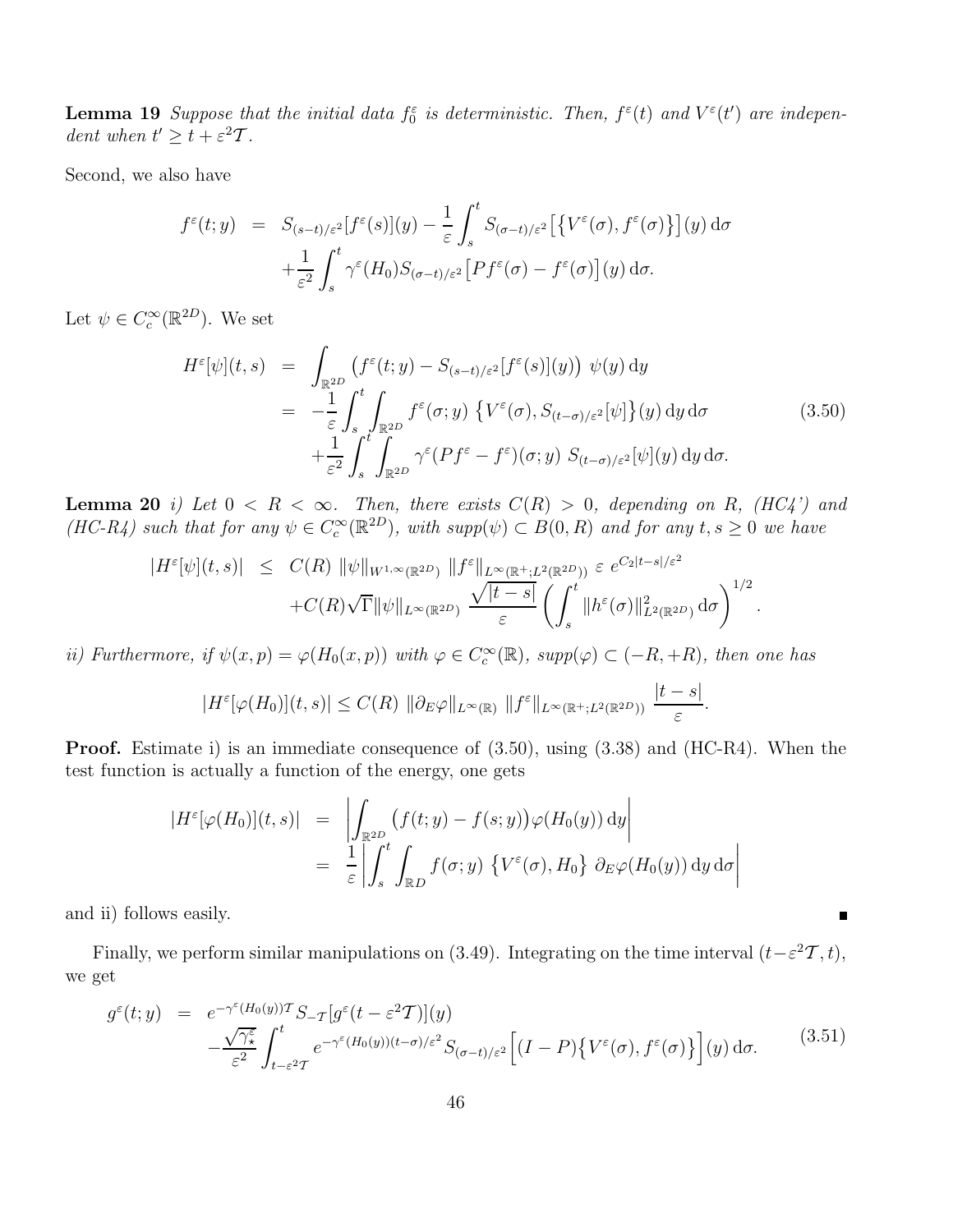**Lemma 19** *Suppose that the initial data $f_0^\varepsilon$ is deterministic. Then, $f^\varepsilon(t)$ and $V^\varepsilon(t')$ are independent when $t' \geq t + \varepsilon^2 \mathcal{T}$.*

Second, we also have

$$
\begin{aligned}
f^\varepsilon(t;y) &= S_{(s-t)/\varepsilon^2}[f^\varepsilon(s)](y) - \frac{1}{\varepsilon}\int_s^t S_{(\sigma-t)/\varepsilon^2}\big[\big\{V^\varepsilon(\sigma), f^\varepsilon(\sigma)\big\}\big](y)\,\mathrm{d}\sigma \\
&\quad + \frac{1}{\varepsilon^2}\int_s^t \gamma^\varepsilon(H_0) S_{(\sigma-t)/\varepsilon^2}\big[Pf^\varepsilon(\sigma) - f^\varepsilon(\sigma)\big](y)\,\mathrm{d}\sigma.
\end{aligned}
$$

Let $\psi \in C_c^\infty(\mathbb{R}^{2D})$. We set

$$
\begin{aligned}
H^\varepsilon[\psi](t,s) &= \int_{\mathbb{R}^{2D}} \big(f^\varepsilon(t;y) - S_{(s-t)/\varepsilon^2}[f^\varepsilon(s)](y)\big)\ \psi(y)\,\mathrm{d}y \\
&= -\frac{1}{\varepsilon}\int_s^t \int_{\mathbb{R}^{2D}} f^\varepsilon(\sigma;y)\ \big\{V^\varepsilon(\sigma), S_{(t-\sigma)/\varepsilon^2}[\psi]\big\}(y)\,\mathrm{d}y\,\mathrm{d}\sigma \\
&\quad + \frac{1}{\varepsilon^2}\int_s^t \int_{\mathbb{R}^{2D}} \gamma^\varepsilon(Pf^\varepsilon - f^\varepsilon)(\sigma;y)\ S_{(t-\sigma)/\varepsilon^2}[\psi](y)\,\mathrm{d}y\,\mathrm{d}\sigma.
\end{aligned}
\tag{3.50}
$$

**Lemma 20** *i) Let $0 < R < \infty$. Then, there exists $C(R) > 0$, depending on $R$, (HC4') and (HC-R4) such that for any $\psi \in C_c^\infty(\mathbb{R}^{2D})$, with $supp(\psi) \subset B(0,R)$ and for any $t, s \geq 0$ we have*

$$
\begin{aligned}
|H^\varepsilon[\psi](t,s)| &\leq C(R)\ \|\psi\|_{W^{1,\infty}(\mathbb{R}^{2D})}\ \|f^\varepsilon\|_{L^\infty(\mathbb{R}^+;L^2(\mathbb{R}^{2D}))}\ \varepsilon\ e^{C_2|t-s|/\varepsilon^2} \\
&\quad + C(R)\sqrt{\Gamma}\|\psi\|_{L^\infty(\mathbb{R}^{2D})}\ \frac{\sqrt{|t-s|}}{\varepsilon}\left(\int_s^t \|h^\varepsilon(\sigma)\|^2_{L^2(\mathbb{R}^{2D})}\,\mathrm{d}\sigma\right)^{1/2}.
\end{aligned}
$$

*ii) Furthermore, if $\psi(x,p) = \varphi(H_0(x,p))$ with $\varphi \in C_c^\infty(\mathbb{R})$, $supp(\varphi) \subset (-R, +R)$, then one has*

$$
|H^\varepsilon[\varphi(H_0)](t,s)| \leq C(R)\ \|\partial_E \varphi\|_{L^\infty(\mathbb{R})}\ \|f^\varepsilon\|_{L^\infty(\mathbb{R}^+;L^2(\mathbb{R}^{2D}))}\ \frac{|t-s|}{\varepsilon}.
$$

**Proof.** Estimate i) is an immediate consequence of (3.50), using (3.38) and (HC-R4). When the test function is actually a function of the energy, one gets

$$
\begin{aligned}
|H^\varepsilon[\varphi(H_0)](t,s)| &= \left|\int_{\mathbb{R}^{2D}} \big(f(t;y) - f(s;y)\big)\varphi(H_0(y))\,\mathrm{d}y\right| \\
&= \frac{1}{\varepsilon}\left|\int_s^t \int_{\mathbb{R}D} f(\sigma;y)\ \big\{V^\varepsilon(\sigma), H_0\big\}\ \partial_E\varphi(H_0(y))\,\mathrm{d}y\,\mathrm{d}\sigma\right|
\end{aligned}
$$

and ii) follows easily. ∎

Finally, we perform similar manipulations on (3.49). Integrating on the time interval $(t - \varepsilon^2\mathcal{T}, t)$, we get

$$
\begin{aligned}
g^\varepsilon(t;y) &= e^{-\gamma^\varepsilon(H_0(y))\mathcal{T}} S_{-\mathcal{T}}[g^\varepsilon(t-\varepsilon^2\mathcal{T})](y) \\
&\quad - \frac{\sqrt{\gamma_\star^\varepsilon}}{\varepsilon^2}\int_{t-\varepsilon^2\mathcal{T}}^t e^{-\gamma^\varepsilon(H_0(y))(t-\sigma)/\varepsilon^2} S_{(\sigma-t)/\varepsilon^2}\Big[(I-P)\big\{V^\varepsilon(\sigma), f^\varepsilon(\sigma)\big\}\Big](y)\,\mathrm{d}\sigma.
\end{aligned}
\tag{3.51}
$$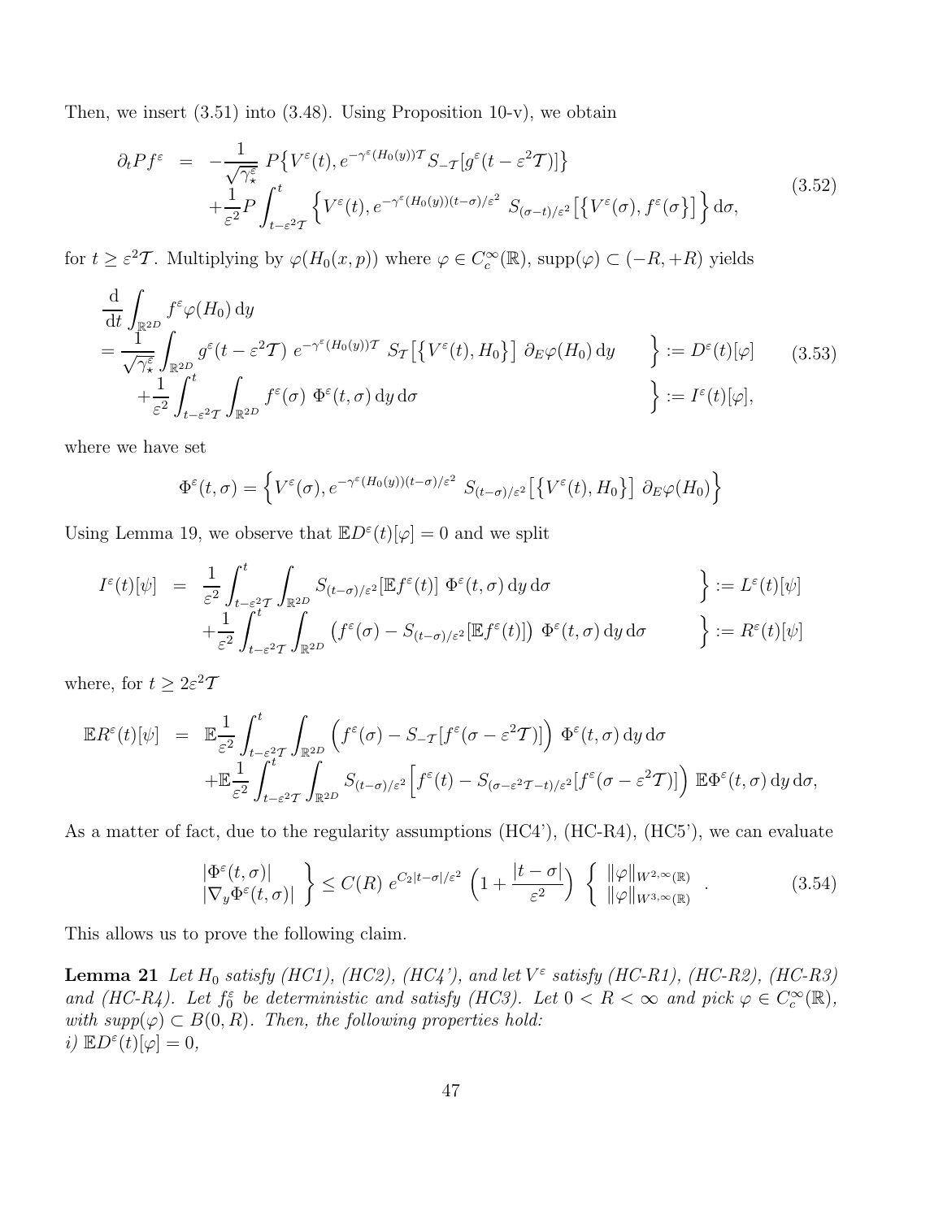Then, we insert (3.51) into (3.48). Using Proposition 10-v), we obtain

$$
\begin{aligned}
\partial_t P f^\varepsilon &= -\frac{1}{\sqrt{\gamma^\varepsilon_\star}}\, P\big\{V^\varepsilon(t), e^{-\gamma^\varepsilon(H_0(y))\mathcal{T}} S_{-\mathcal{T}}[g^\varepsilon(t-\varepsilon^2\mathcal{T})]\big\} \\
&\quad + \frac{1}{\varepsilon^2} P \int_{t-\varepsilon^2\mathcal{T}}^{t} \Big\{ V^\varepsilon(t), e^{-\gamma^\varepsilon(H_0(y))(t-\sigma)/\varepsilon^2}\ S_{(\sigma-t)/\varepsilon^2}\big[\big\{V^\varepsilon(\sigma), f^\varepsilon(\sigma)\big\}\big] \Big\}\, \mathrm{d}\sigma,
\end{aligned}
\tag{3.52}
$$

for $t \geq \varepsilon^2 \mathcal{T}$. Multiplying by $\varphi(H_0(x,p))$ where $\varphi \in C_c^\infty(\mathbb{R})$, $\mathrm{supp}(\varphi) \subset (-R,+R)$ yields

$$
\begin{aligned}
&\frac{\mathrm{d}}{\mathrm{d}t}\int_{\mathbb{R}^{2D}} f^\varepsilon \varphi(H_0)\,\mathrm{d}y \\
&= \left.\frac{1}{\sqrt{\gamma^\varepsilon_\star}} \int_{\mathbb{R}^{2D}} g^\varepsilon(t-\varepsilon^2\mathcal{T})\ e^{-\gamma^\varepsilon(H_0(y))\mathcal{T}}\ S_{\mathcal{T}}\big[\big\{V^\varepsilon(t), H_0\big\}\big]\ \partial_E\varphi(H_0)\,\mathrm{d}y \quad\right\} := D^\varepsilon(t)[\varphi] \\
&\quad \left. + \frac{1}{\varepsilon^2}\int_{t-\varepsilon^2\mathcal{T}}^{t}\int_{\mathbb{R}^{2D}} f^\varepsilon(\sigma)\ \Phi^\varepsilon(t,\sigma)\,\mathrm{d}y\,\mathrm{d}\sigma \quad\right\} := I^\varepsilon(t)[\varphi],
\end{aligned}
\tag{3.53}
$$

where we have set

$$
\Phi^\varepsilon(t,\sigma) = \Big\{ V^\varepsilon(\sigma), e^{-\gamma^\varepsilon(H_0(y))(t-\sigma)/\varepsilon^2}\ S_{(t-\sigma)/\varepsilon^2}\big[\big\{V^\varepsilon(t), H_0\big\}\big]\ \partial_E\varphi(H_0) \Big\}
$$

Using Lemma 19, we observe that $\mathbb{E}D^\varepsilon(t)[\varphi] = 0$ and we split

$$
\begin{aligned}
I^\varepsilon(t)[\psi] &= \left.\frac{1}{\varepsilon^2}\int_{t-\varepsilon^2\mathcal{T}}^{t}\int_{\mathbb{R}^{2D}} S_{(t-\sigma)/\varepsilon^2}[\mathbb{E}f^\varepsilon(t)]\ \Phi^\varepsilon(t,\sigma)\,\mathrm{d}y\,\mathrm{d}\sigma \quad\right\} := L^\varepsilon(t)[\psi] \\
&\quad \left. + \frac{1}{\varepsilon^2}\int_{t-\varepsilon^2\mathcal{T}}^{t}\int_{\mathbb{R}^{2D}} \big(f^\varepsilon(\sigma) - S_{(t-\sigma)/\varepsilon^2}[\mathbb{E}f^\varepsilon(t)]\big)\ \Phi^\varepsilon(t,\sigma)\,\mathrm{d}y\,\mathrm{d}\sigma \quad\right\} := R^\varepsilon(t)[\psi]
\end{aligned}
$$

where, for $t \geq 2\varepsilon^2\mathcal{T}$

$$
\begin{aligned}
\mathbb{E}R^\varepsilon(t)[\psi] &= \mathbb{E}\frac{1}{\varepsilon^2}\int_{t-\varepsilon^2\mathcal{T}}^{t}\int_{\mathbb{R}^{2D}} \Big(f^\varepsilon(\sigma) - S_{-\mathcal{T}}[f^\varepsilon(\sigma-\varepsilon^2\mathcal{T})]\Big)\ \Phi^\varepsilon(t,\sigma)\,\mathrm{d}y\,\mathrm{d}\sigma \\
&\quad + \mathbb{E}\frac{1}{\varepsilon^2}\int_{t-\varepsilon^2\mathcal{T}}^{t}\int_{\mathbb{R}^{2D}} S_{(t-\sigma)/\varepsilon^2}\Big[f^\varepsilon(t) - S_{(\sigma-\varepsilon^2\mathcal{T}-t)/\varepsilon^2}[f^\varepsilon(\sigma-\varepsilon^2\mathcal{T})]\Big)\ \mathbb{E}\Phi^\varepsilon(t,\sigma)\,\mathrm{d}y\,\mathrm{d}\sigma,
\end{aligned}
$$

As a matter of fact, due to the regularity assumptions (HC4'), (HC-R4), (HC5'), we can evaluate

$$
\left.\begin{array}{l} |\Phi^\varepsilon(t,\sigma)| \\ |\nabla_y \Phi^\varepsilon(t,\sigma)| \end{array}\right\} \leq C(R)\ e^{C_2|t-\sigma|/\varepsilon^2}\ \left(1 + \frac{|t-\sigma|}{\varepsilon^2}\right)\ \left\{\begin{array}{l} \|\varphi\|_{W^{2,\infty}(\mathbb{R})} \\ \|\varphi\|_{W^{3,\infty}(\mathbb{R})} \end{array}\right. .
\tag{3.54}
$$

This allows us to prove the following claim.

**Lemma 21** *Let $H_0$ satisfy (HC1), (HC2), (HC4'), and let $V^\varepsilon$ satisfy (HC-R1), (HC-R2), (HC-R3) and (HC-R4). Let $f_0^\varepsilon$ be deterministic and satisfy (HC3). Let $0 < R < \infty$ and pick $\varphi \in C_c^\infty(\mathbb{R})$, with $\mathrm{supp}(\varphi) \subset B(0,R)$. Then, the following properties hold:*
*i)* $\mathbb{E}D^\varepsilon(t)[\varphi] = 0$,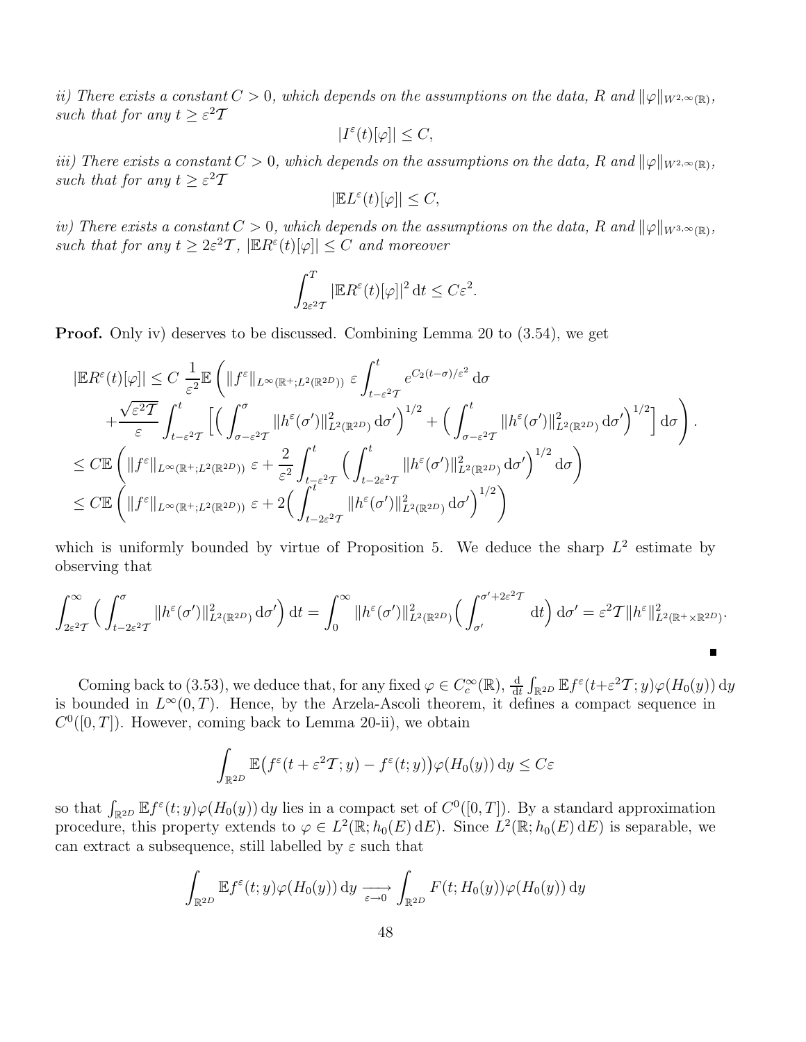*ii) There exists a constant $C > 0$, which depends on the assumptions on the data, $R$ and $\|\varphi\|_{W^{2,\infty}(\mathbb{R})}$, such that for any $t \geq \varepsilon^2\mathcal{T}$*

$$|I^\varepsilon(t)[\varphi]| \leq C,$$

*iii) There exists a constant $C > 0$, which depends on the assumptions on the data, $R$ and $\|\varphi\|_{W^{2,\infty}(\mathbb{R})}$, such that for any $t \geq \varepsilon^2\mathcal{T}$*

$$|\mathbb{E}L^\varepsilon(t)[\varphi]| \leq C,$$

*iv) There exists a constant $C > 0$, which depends on the assumptions on the data, $R$ and $\|\varphi\|_{W^{3,\infty}(\mathbb{R})}$, such that for any $t \geq 2\varepsilon^2\mathcal{T}$, $|\mathbb{E}R^\varepsilon(t)[\varphi]| \leq C$ and moreover*

$$\int_{2\varepsilon^2\mathcal{T}}^T |\mathbb{E}R^\varepsilon(t)[\varphi]|^2 \,\mathrm{d}t \leq C\varepsilon^2.$$

**Proof.** Only iv) deserves to be discussed. Combining Lemma 20 to (3.54), we get

$$\begin{aligned}
|\mathbb{E}R^\varepsilon(t)[\varphi]| &\leq C\, \frac{1}{\varepsilon^2}\mathbb{E}\left( \|f^\varepsilon\|_{L^\infty(\mathbb{R}^+;L^2(\mathbb{R}^{2D}))}\ \varepsilon \int_{t-\varepsilon^2\mathcal{T}}^t e^{C_2(t-\sigma)/\varepsilon^2}\,\mathrm{d}\sigma \right.\\
&\quad \left. + \frac{\sqrt{\varepsilon^2\mathcal{T}}}{\varepsilon}\int_{t-\varepsilon^2\mathcal{T}}^t \Big[ \Big( \int_{\sigma-\varepsilon^2\mathcal{T}}^\sigma \|h^\varepsilon(\sigma')\|^2_{L^2(\mathbb{R}^{2D})}\,\mathrm{d}\sigma'\Big)^{1/2} + \Big( \int_{\sigma-\varepsilon^2\mathcal{T}}^t \|h^\varepsilon(\sigma')\|^2_{L^2(\mathbb{R}^{2D})}\,\mathrm{d}\sigma'\Big)^{1/2}\Big]\,\mathrm{d}\sigma \right).\\
&\leq C\mathbb{E}\left( \|f^\varepsilon\|_{L^\infty(\mathbb{R}^+;L^2(\mathbb{R}^{2D}))}\ \varepsilon + \frac{2}{\varepsilon^2}\int_{t-\varepsilon^2\mathcal{T}}^t \Big( \int_{t-2\varepsilon^2\mathcal{T}}^t \|h^\varepsilon(\sigma')\|^2_{L^2(\mathbb{R}^{2D})}\,\mathrm{d}\sigma'\Big)^{1/2}\,\mathrm{d}\sigma \right)\\
&\leq C\mathbb{E}\left( \|f^\varepsilon\|_{L^\infty(\mathbb{R}^+;L^2(\mathbb{R}^{2D}))}\ \varepsilon + 2\Big( \int_{t-2\varepsilon^2\mathcal{T}}^t \|h^\varepsilon(\sigma')\|^2_{L^2(\mathbb{R}^{2D})}\,\mathrm{d}\sigma'\Big)^{1/2} \right)
\end{aligned}$$

which is uniformly bounded by virtue of Proposition 5. We deduce the sharp $L^2$ estimate by observing that

$$\int_{2\varepsilon^2\mathcal{T}}^\infty \Big( \int_{t-2\varepsilon^2\mathcal{T}}^\sigma \|h^\varepsilon(\sigma')\|^2_{L^2(\mathbb{R}^{2D})}\,\mathrm{d}\sigma'\Big)\,\mathrm{d}t = \int_0^\infty \|h^\varepsilon(\sigma')\|^2_{L^2(\mathbb{R}^{2D})}\Big( \int_{\sigma'}^{\sigma'+2\varepsilon^2\mathcal{T}}\,\mathrm{d}t\Big)\,\mathrm{d}\sigma' = \varepsilon^2\mathcal{T}\|h^\varepsilon\|^2_{L^2(\mathbb{R}^+\times\mathbb{R}^{2D})}.$$

■

Coming back to (3.53), we deduce that, for any fixed $\varphi \in C_c^\infty(\mathbb{R})$, $\frac{\mathrm{d}}{\mathrm{d}t}\int_{\mathbb{R}^{2D}} \mathbb{E}f^\varepsilon(t+\varepsilon^2\mathcal{T}; y)\varphi(H_0(y))\,\mathrm{d}y$ is bounded in $L^\infty(0,T)$. Hence, by the Arzela-Ascoli theorem, it defines a compact sequence in $C^0([0,T])$. However, coming back to Lemma 20-ii), we obtain

$$\int_{\mathbb{R}^{2D}} \mathbb{E}\big(f^\varepsilon(t+\varepsilon^2\mathcal{T}; y) - f^\varepsilon(t;y)\big)\varphi(H_0(y))\,\mathrm{d}y \leq C\varepsilon$$

so that $\int_{\mathbb{R}^{2D}} \mathbb{E}f^\varepsilon(t;y)\varphi(H_0(y))\,\mathrm{d}y$ lies in a compact set of $C^0([0,T])$. By a standard approximation procedure, this property extends to $\varphi \in L^2(\mathbb{R}; h_0(E)\,\mathrm{d}E)$. Since $L^2(\mathbb{R}; h_0(E)\,\mathrm{d}E)$ is separable, we can extract a subsequence, still labelled by $\varepsilon$ such that

$$\int_{\mathbb{R}^{2D}} \mathbb{E}f^\varepsilon(t;y)\varphi(H_0(y))\,\mathrm{d}y \underset{\varepsilon\to 0}{\longrightarrow} \int_{\mathbb{R}^{2D}} F(t; H_0(y))\varphi(H_0(y))\,\mathrm{d}y$$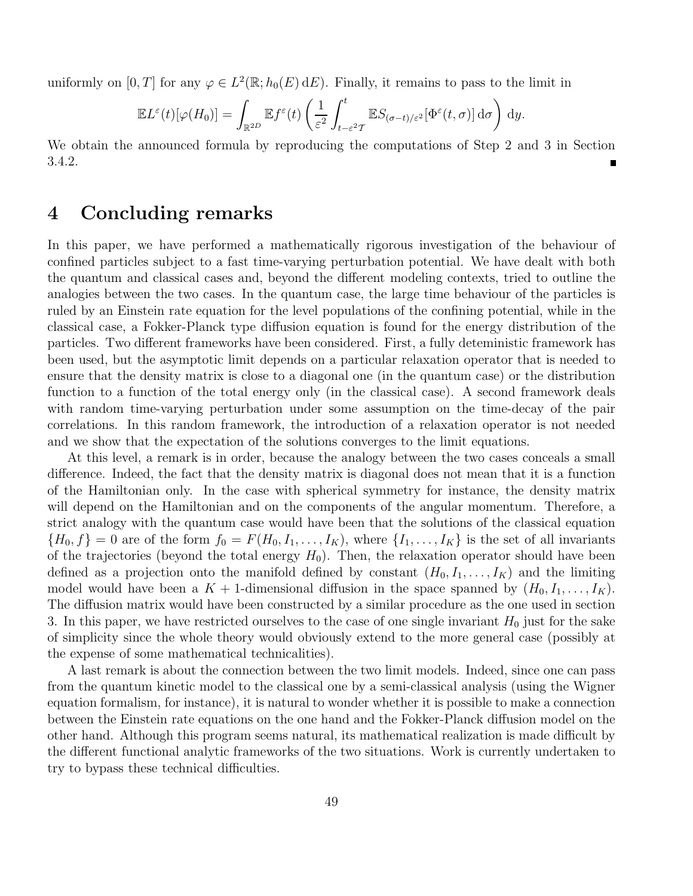uniformly on $[0, T]$ for any $\varphi \in L^2(\mathbb{R}; h_0(E)\, \mathrm{d}E)$. Finally, it remains to pass to the limit in

$$\mathbb{E}L^\varepsilon(t)[\varphi(H_0)] = \int_{\mathbb{R}^{2D}} \mathbb{E}f^\varepsilon(t) \left( \frac{1}{\varepsilon^2} \int_{t-\varepsilon^2 \mathcal{T}}^{t} \mathbb{E}S_{(\sigma-t)/\varepsilon^2}[\Phi^\varepsilon(t,\sigma)]\, \mathrm{d}\sigma \right) \mathrm{d}y.$$

We obtain the announced formula by reproducing the computations of Step 2 and 3 in Section 3.4.2. ∎

# 4 Concluding remarks

In this paper, we have performed a mathematically rigorous investigation of the behaviour of confined particles subject to a fast time-varying perturbation potential. We have dealt with both the quantum and classical cases and, beyond the different modeling contexts, tried to outline the analogies between the two cases. In the quantum case, the large time behaviour of the particles is ruled by an Einstein rate equation for the level populations of the confining potential, while in the classical case, a Fokker-Planck type diffusion equation is found for the energy distribution of the particles. Two different frameworks have been considered. First, a fully deteministic framework has been used, but the asymptotic limit depends on a particular relaxation operator that is needed to ensure that the density matrix is close to a diagonal one (in the quantum case) or the distribution function to a function of the total energy only (in the classical case). A second framework deals with random time-varying perturbation under some assumption on the time-decay of the pair correlations. In this random framework, the introduction of a relaxation operator is not needed and we show that the expectation of the solutions converges to the limit equations.

At this level, a remark is in order, because the analogy between the two cases conceals a small difference. Indeed, the fact that the density matrix is diagonal does not mean that it is a function of the Hamiltonian only. In the case with spherical symmetry for instance, the density matrix will depend on the Hamiltonian and on the components of the angular momentum. Therefore, a strict analogy with the quantum case would have been that the solutions of the classical equation $\{H_0, f\} = 0$ are of the form $f_0 = F(H_0, I_1, \ldots, I_K)$, where $\{I_1, \ldots, I_K\}$ is the set of all invariants of the trajectories (beyond the total energy $H_0$). Then, the relaxation operator should have been defined as a projection onto the manifold defined by constant $(H_0, I_1, \ldots, I_K)$ and the limiting model would have been a $K+1$-dimensional diffusion in the space spanned by $(H_0, I_1, \ldots, I_K)$. The diffusion matrix would have been constructed by a similar procedure as the one used in section 3. In this paper, we have restricted ourselves to the case of one single invariant $H_0$ just for the sake of simplicity since the whole theory would obviously extend to the more general case (possibly at the expense of some mathematical technicalities).

A last remark is about the connection between the two limit models. Indeed, since one can pass from the quantum kinetic model to the classical one by a semi-classical analysis (using the Wigner equation formalism, for instance), it is natural to wonder whether it is possible to make a connection between the Einstein rate equations on the one hand and the Fokker-Planck diffusion model on the other hand. Although this program seems natural, its mathematical realization is made difficult by the different functional analytic frameworks of the two situations. Work is currently undertaken to try to bypass these technical difficulties.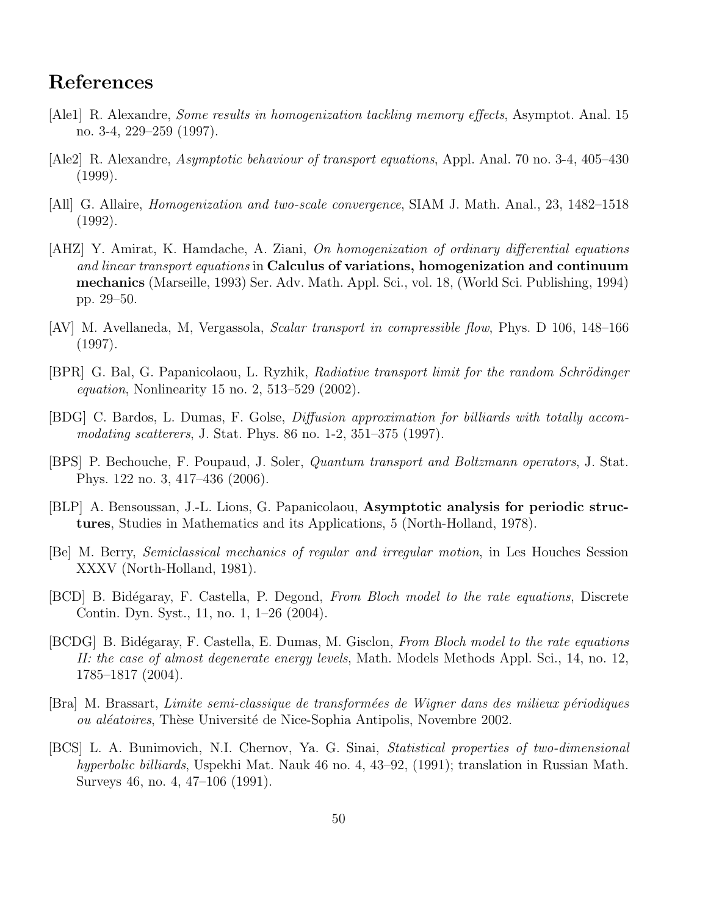# References

[Ale1] R. Alexandre, *Some results in homogenization tackling memory effects*, Asymptot. Anal. 15 no. 3-4, 229–259 (1997).

[Ale2] R. Alexandre, *Asymptotic behaviour of transport equations*, Appl. Anal. 70 no. 3-4, 405–430 (1999).

[All] G. Allaire, *Homogenization and two-scale convergence*, SIAM J. Math. Anal., 23, 1482–1518 (1992).

[AHZ] Y. Amirat, K. Hamdache, A. Ziani, *On homogenization of ordinary differential equations and linear transport equations* in **Calculus of variations, homogenization and continuum mechanics** (Marseille, 1993) Ser. Adv. Math. Appl. Sci., vol. 18, (World Sci. Publishing, 1994) pp. 29–50.

[AV] M. Avellaneda, M, Vergassola, *Scalar transport in compressible flow*, Phys. D 106, 148–166 (1997).

[BPR] G. Bal, G. Papanicolaou, L. Ryzhik, *Radiative transport limit for the random Schrödinger equation*, Nonlinearity 15 no. 2, 513–529 (2002).

[BDG] C. Bardos, L. Dumas, F. Golse, *Diffusion approximation for billiards with totally accommodating scatterers*, J. Stat. Phys. 86 no. 1-2, 351–375 (1997).

[BPS] P. Bechouche, F. Poupaud, J. Soler, *Quantum transport and Boltzmann operators*, J. Stat. Phys. 122 no. 3, 417–436 (2006).

[BLP] A. Bensoussan, J.-L. Lions, G. Papanicolaou, **Asymptotic analysis for periodic structures**, Studies in Mathematics and its Applications, 5 (North-Holland, 1978).

[Be] M. Berry, *Semiclassical mechanics of regular and irregular motion*, in Les Houches Session XXXV (North-Holland, 1981).

[BCD] B. Bidégaray, F. Castella, P. Degond, *From Bloch model to the rate equations*, Discrete Contin. Dyn. Syst., 11, no. 1, 1–26 (2004).

[BCDG] B. Bidégaray, F. Castella, E. Dumas, M. Gisclon, *From Bloch model to the rate equations II: the case of almost degenerate energy levels*, Math. Models Methods Appl. Sci., 14, no. 12, 1785–1817 (2004).

[Bra] M. Brassart, *Limite semi-classique de transformées de Wigner dans des milieux périodiques ou aléatoires*, Thèse Université de Nice-Sophia Antipolis, Novembre 2002.

[BCS] L. A. Bunimovich, N.I. Chernov, Ya. G. Sinai, *Statistical properties of two-dimensional hyperbolic billiards*, Uspekhi Mat. Nauk 46 no. 4, 43–92, (1991); translation in Russian Math. Surveys 46, no. 4, 47–106 (1991).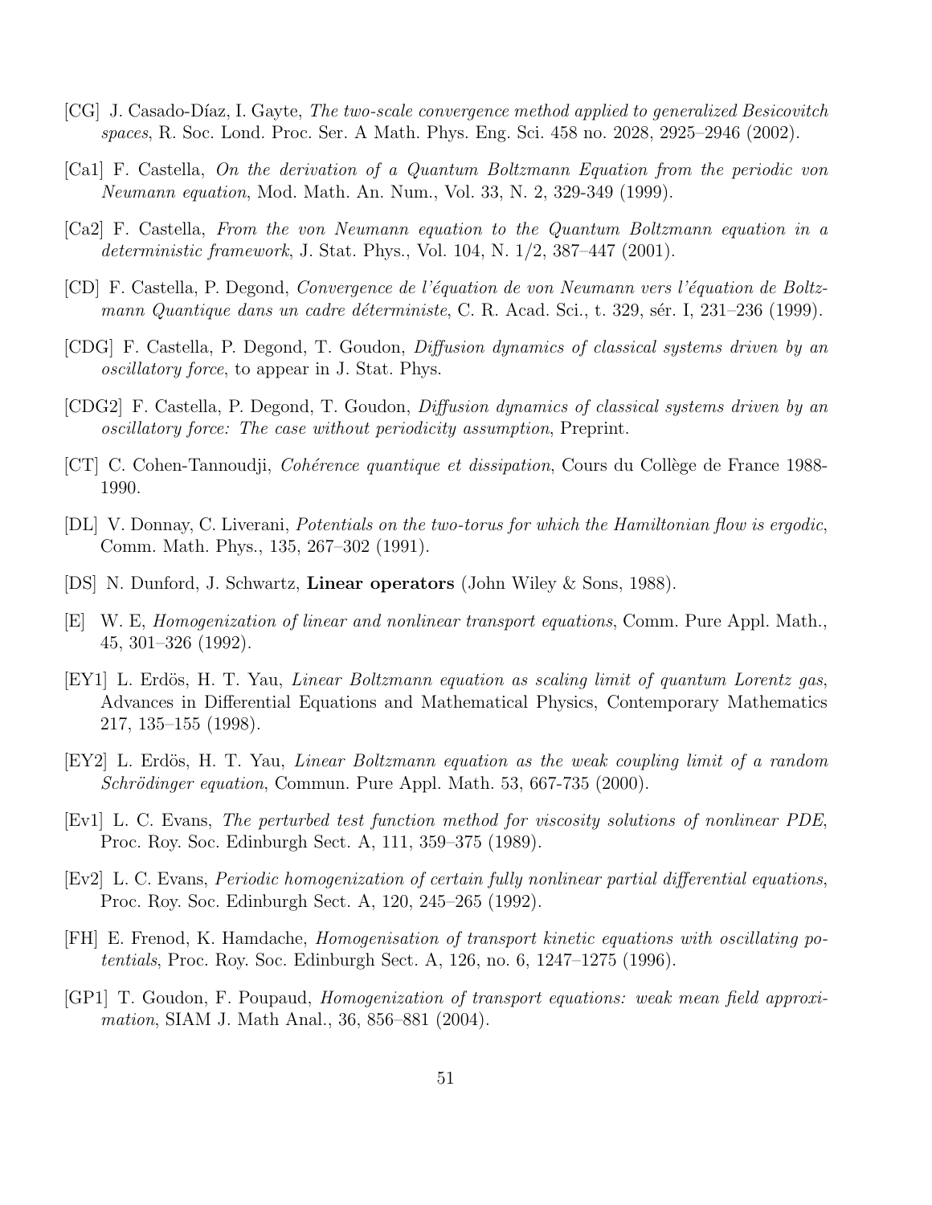[CG] J. Casado-Díaz, I. Gayte, *The two-scale convergence method applied to generalized Besicovitch spaces*, R. Soc. Lond. Proc. Ser. A Math. Phys. Eng. Sci. 458 no. 2028, 2925–2946 (2002).

[Ca1] F. Castella, *On the derivation of a Quantum Boltzmann Equation from the periodic von Neumann equation*, Mod. Math. An. Num., Vol. 33, N. 2, 329-349 (1999).

[Ca2] F. Castella, *From the von Neumann equation to the Quantum Boltzmann equation in a deterministic framework*, J. Stat. Phys., Vol. 104, N. 1/2, 387–447 (2001).

[CD] F. Castella, P. Degond, *Convergence de l'équation de von Neumann vers l'équation de Boltzmann Quantique dans un cadre déterministe*, C. R. Acad. Sci., t. 329, sér. I, 231–236 (1999).

[CDG] F. Castella, P. Degond, T. Goudon, *Diffusion dynamics of classical systems driven by an oscillatory force*, to appear in J. Stat. Phys.

[CDG2] F. Castella, P. Degond, T. Goudon, *Diffusion dynamics of classical systems driven by an oscillatory force: The case without periodicity assumption*, Preprint.

[CT] C. Cohen-Tannoudji, *Cohérence quantique et dissipation*, Cours du Collège de France 1988-1990.

[DL] V. Donnay, C. Liverani, *Potentials on the two-torus for which the Hamiltonian flow is ergodic*, Comm. Math. Phys., 135, 267–302 (1991).

[DS] N. Dunford, J. Schwartz, **Linear operators** (John Wiley & Sons, 1988).

[E] W. E, *Homogenization of linear and nonlinear transport equations*, Comm. Pure Appl. Math., 45, 301–326 (1992).

[EY1] L. Erdös, H. T. Yau, *Linear Boltzmann equation as scaling limit of quantum Lorentz gas*, Advances in Differential Equations and Mathematical Physics, Contemporary Mathematics 217, 135–155 (1998).

[EY2] L. Erdös, H. T. Yau, *Linear Boltzmann equation as the weak coupling limit of a random Schrödinger equation*, Commun. Pure Appl. Math. 53, 667-735 (2000).

[Ev1] L. C. Evans, *The perturbed test function method for viscosity solutions of nonlinear PDE*, Proc. Roy. Soc. Edinburgh Sect. A, 111, 359–375 (1989).

[Ev2] L. C. Evans, *Periodic homogenization of certain fully nonlinear partial differential equations*, Proc. Roy. Soc. Edinburgh Sect. A, 120, 245–265 (1992).

[FH] E. Frenod, K. Hamdache, *Homogenisation of transport kinetic equations with oscillating potentials*, Proc. Roy. Soc. Edinburgh Sect. A, 126, no. 6, 1247–1275 (1996).

[GP1] T. Goudon, F. Poupaud, *Homogenization of transport equations: weak mean field approximation*, SIAM J. Math Anal., 36, 856–881 (2004).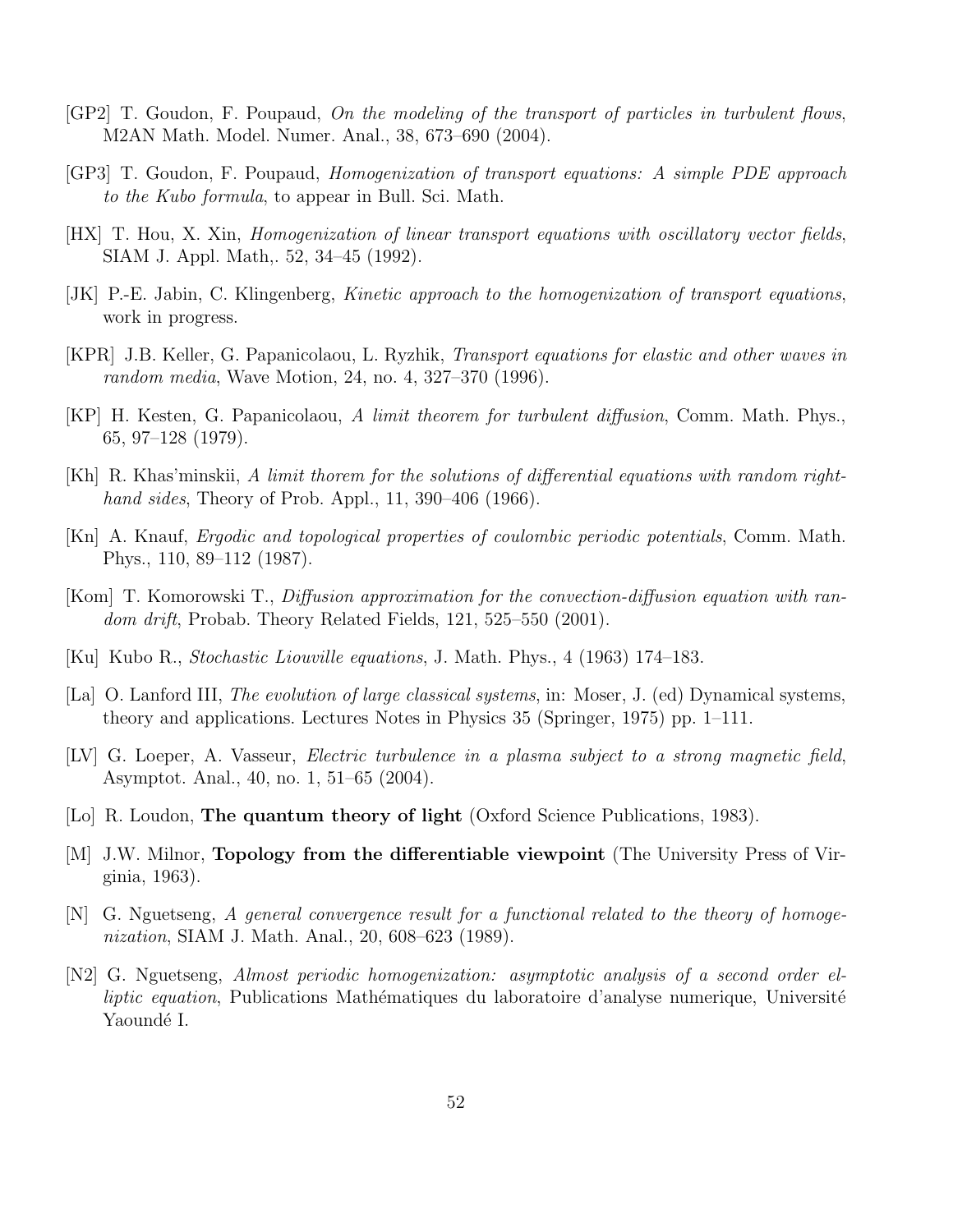[GP2] T. Goudon, F. Poupaud, *On the modeling of the transport of particles in turbulent flows*, M2AN Math. Model. Numer. Anal., 38, 673–690 (2004).

[GP3] T. Goudon, F. Poupaud, *Homogenization of transport equations: A simple PDE approach to the Kubo formula*, to appear in Bull. Sci. Math.

[HX] T. Hou, X. Xin, *Homogenization of linear transport equations with oscillatory vector fields*, SIAM J. Appl. Math,. 52, 34–45 (1992).

[JK] P.-E. Jabin, C. Klingenberg, *Kinetic approach to the homogenization of transport equations*, work in progress.

[KPR] J.B. Keller, G. Papanicolaou, L. Ryzhik, *Transport equations for elastic and other waves in random media*, Wave Motion, 24, no. 4, 327–370 (1996).

[KP] H. Kesten, G. Papanicolaou, *A limit theorem for turbulent diffusion*, Comm. Math. Phys., 65, 97–128 (1979).

[Kh] R. Khas'minskii, *A limit thorem for the solutions of differential equations with random right-hand sides*, Theory of Prob. Appl., 11, 390–406 (1966).

[Kn] A. Knauf, *Ergodic and topological properties of coulombic periodic potentials*, Comm. Math. Phys., 110, 89–112 (1987).

[Kom] T. Komorowski T., *Diffusion approximation for the convection-diffusion equation with random drift*, Probab. Theory Related Fields, 121, 525–550 (2001).

[Ku] Kubo R., *Stochastic Liouville equations*, J. Math. Phys., 4 (1963) 174–183.

[La] O. Lanford III, *The evolution of large classical systems*, in: Moser, J. (ed) Dynamical systems, theory and applications. Lectures Notes in Physics 35 (Springer, 1975) pp. 1–111.

[LV] G. Loeper, A. Vasseur, *Electric turbulence in a plasma subject to a strong magnetic field*, Asymptot. Anal., 40, no. 1, 51–65 (2004).

[Lo] R. Loudon, **The quantum theory of light** (Oxford Science Publications, 1983).

[M] J.W. Milnor, **Topology from the differentiable viewpoint** (The University Press of Virginia, 1963).

[N] G. Nguetseng, *A general convergence result for a functional related to the theory of homogenization*, SIAM J. Math. Anal., 20, 608–623 (1989).

[N2] G. Nguetseng, *Almost periodic homogenization: asymptotic analysis of a second order elliptic equation*, Publications Mathématiques du laboratoire d'analyse numerique, Université Yaoundé I.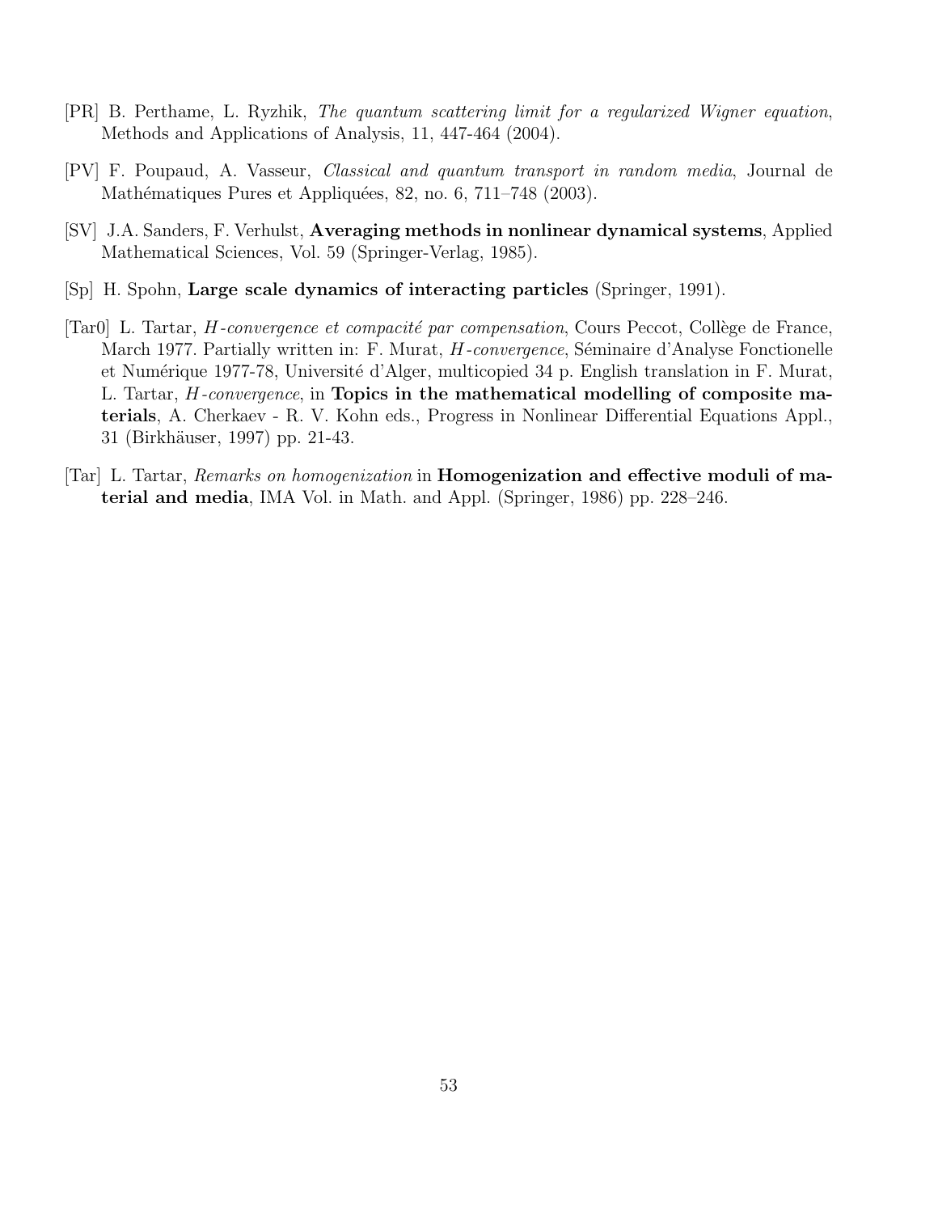[PR] B. Perthame, L. Ryzhik, *The quantum scattering limit for a regularized Wigner equation*, Methods and Applications of Analysis, 11, 447-464 (2004).

[PV] F. Poupaud, A. Vasseur, *Classical and quantum transport in random media*, Journal de Mathématiques Pures et Appliquées, 82, no. 6, 711–748 (2003).

[SV] J.A. Sanders, F. Verhulst, **Averaging methods in nonlinear dynamical systems**, Applied Mathematical Sciences, Vol. 59 (Springer-Verlag, 1985).

[Sp] H. Spohn, **Large scale dynamics of interacting particles** (Springer, 1991).

[Tar0] L. Tartar, *H-convergence et compacité par compensation*, Cours Peccot, Collège de France, March 1977. Partially written in: F. Murat, *H-convergence*, Séminaire d'Analyse Fonctionelle et Numérique 1977-78, Université d'Alger, multicopied 34 p. English translation in F. Murat, L. Tartar, *H-convergence*, in **Topics in the mathematical modelling of composite materials**, A. Cherkaev - R. V. Kohn eds., Progress in Nonlinear Differential Equations Appl., 31 (Birkhäuser, 1997) pp. 21-43.

[Tar] L. Tartar, *Remarks on homogenization* in **Homogenization and effective moduli of material and media**, IMA Vol. in Math. and Appl. (Springer, 1986) pp. 228–246.